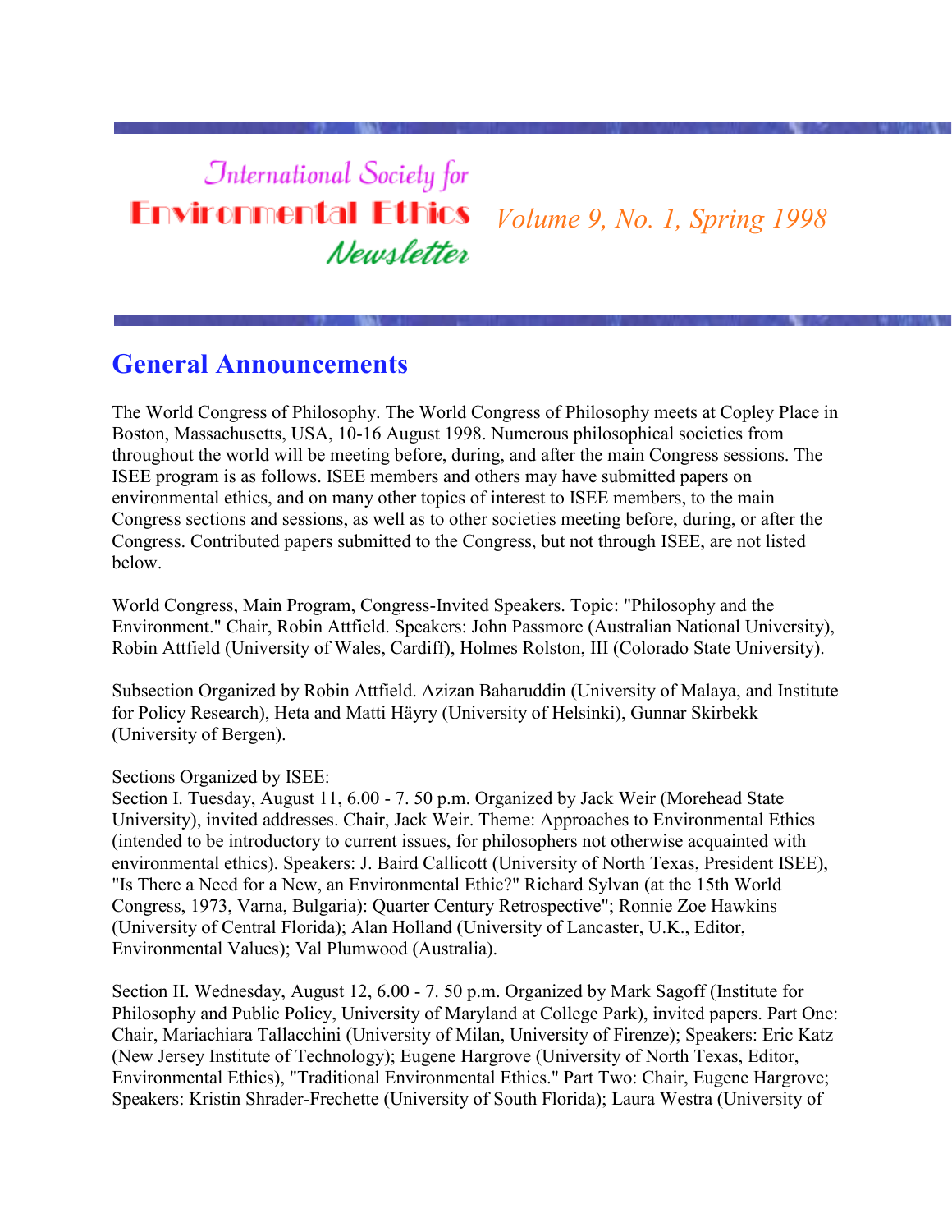# International Society for Environmental Ethics Newsletter

*Volume 9, No. 1, Spring 1998*

## General Announcements

The World Congress of Philosophy. The World Congress of Philosophy meets at Copley Place in Boston, Massachusetts, USA, 10-16 August 1998. Numerous philosophical societies from throughout the world will be meeting before, during, and after the main Congress sessions. The ISEE program is as follows. ISEE members and others may have submitted papers on environmental ethics, and on many other topics of interest to ISEE members, to the main Congress sections and sessions, as well as to other societies meeting before, during, or after the Congress. Contributed papers submitted to the Congress, but not through ISEE, are not listed below.

World Congress, Main Program, Congress-Invited Speakers. Topic: "Philosophy and the Environment." Chair, Robin Attfield. Speakers: John Passmore (Australian National University), Robin Attfield (University of Wales, Cardiff), Holmes Rolston, III (Colorado State University).

Subsection Organized by Robin Attfield. Azizan Baharuddin (University of Malaya, and Institute for Policy Research), Heta and Matti Häyry (University of Helsinki), Gunnar Skirbekk (University of Bergen).

Sections Organized by ISEE:
Section I. Tuesday, August 11, 6.00 - 7. 50 p.m. Organized by Jack Weir (Morehead State University), invited addresses. Chair, Jack Weir. Theme: Approaches to Environmental Ethics (intended to be introductory to current issues, for philosophers not otherwise acquainted with environmental ethics). Speakers: J. Baird Callicott (University of North Texas, President ISEE), "Is There a Need for a New, an Environmental Ethic?" Richard Sylvan (at the 15th World Congress, 1973, Varna, Bulgaria): Quarter Century Retrospective"; Ronnie Zoe Hawkins (University of Central Florida); Alan Holland (University of Lancaster, U.K., Editor, Environmental Values); Val Plumwood (Australia).

Section II. Wednesday, August 12, 6.00 - 7. 50 p.m. Organized by Mark Sagoff (Institute for Philosophy and Public Policy, University of Maryland at College Park), invited papers. Part One: Chair, Mariachiara Tallacchini (University of Milan, University of Firenze); Speakers: Eric Katz (New Jersey Institute of Technology); Eugene Hargrove (University of North Texas, Editor, Environmental Ethics), "Traditional Environmental Ethics." Part Two: Chair, Eugene Hargrove; Speakers: Kristin Shrader-Frechette (University of South Florida); Laura Westra (University of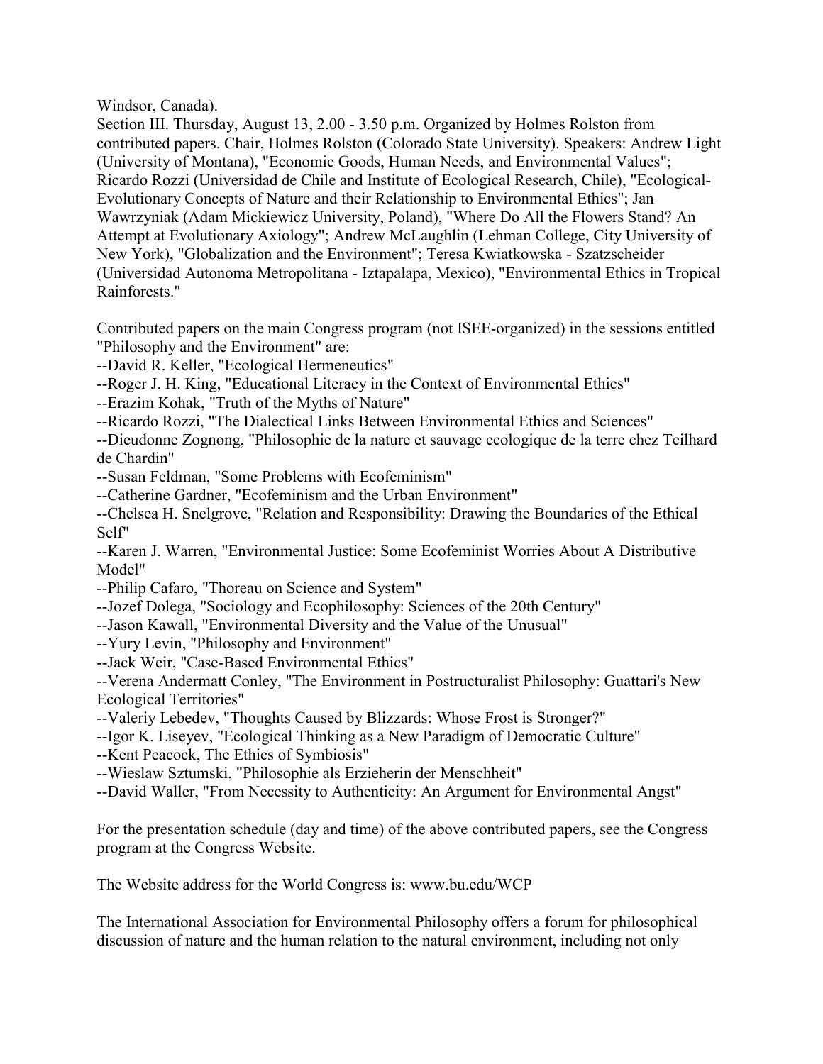Windsor, Canada).

Section III. Thursday, August 13, 2.00 - 3.50 p.m. Organized by Holmes Rolston from contributed papers. Chair, Holmes Rolston (Colorado State University). Speakers: Andrew Light (University of Montana), "Economic Goods, Human Needs, and Environmental Values"; Ricardo Rozzi (Universidad de Chile and Institute of Ecological Research, Chile), "Ecological-Evolutionary Concepts of Nature and their Relationship to Environmental Ethics"; Jan Wawrzyniak (Adam Mickiewicz University, Poland), "Where Do All the Flowers Stand? An Attempt at Evolutionary Axiology"; Andrew McLaughlin (Lehman College, City University of New York), "Globalization and the Environment"; Teresa Kwiatkowska - Szatzscheider (Universidad Autonoma Metropolitana - Iztapalapa, Mexico), "Environmental Ethics in Tropical Rainforests."

Contributed papers on the main Congress program (not ISEE-organized) in the sessions entitled "Philosophy and the Environment" are:

--David R. Keller, "Ecological Hermeneutics"

--Roger J. H. King, "Educational Literacy in the Context of Environmental Ethics"

--Erazim Kohak, "Truth of the Myths of Nature"

--Ricardo Rozzi, "The Dialectical Links Between Environmental Ethics and Sciences"

--Dieudonne Zognong, "Philosophie de la nature et sauvage ecologique de la terre chez Teilhard de Chardin"

--Susan Feldman, "Some Problems with Ecofeminism"

--Catherine Gardner, "Ecofeminism and the Urban Environment"

--Chelsea H. Snelgrove, "Relation and Responsibility: Drawing the Boundaries of the Ethical Self"

--Karen J. Warren, "Environmental Justice: Some Ecofeminist Worries About A Distributive Model"

--Philip Cafaro, "Thoreau on Science and System"

--Jozef Dolega, "Sociology and Ecophilosophy: Sciences of the 20th Century"

--Jason Kawall, "Environmental Diversity and the Value of the Unusual"

--Yury Levin, "Philosophy and Environment"

--Jack Weir, "Case-Based Environmental Ethics"

--Verena Andermatt Conley, "The Environment in Postructuralist Philosophy: Guattari's New Ecological Territories"

--Valeriy Lebedev, "Thoughts Caused by Blizzards: Whose Frost is Stronger?"

--Igor K. Liseyev, "Ecological Thinking as a New Paradigm of Democratic Culture"

--Kent Peacock, The Ethics of Symbiosis"

--Wieslaw Sztumski, "Philosophie als Erzieherin der Menschheit"

--David Waller, "From Necessity to Authenticity: An Argument for Environmental Angst"

For the presentation schedule (day and time) of the above contributed papers, see the Congress program at the Congress Website.

The Website address for the World Congress is: www.bu.edu/WCP

The International Association for Environmental Philosophy offers a forum for philosophical discussion of nature and the human relation to the natural environment, including not only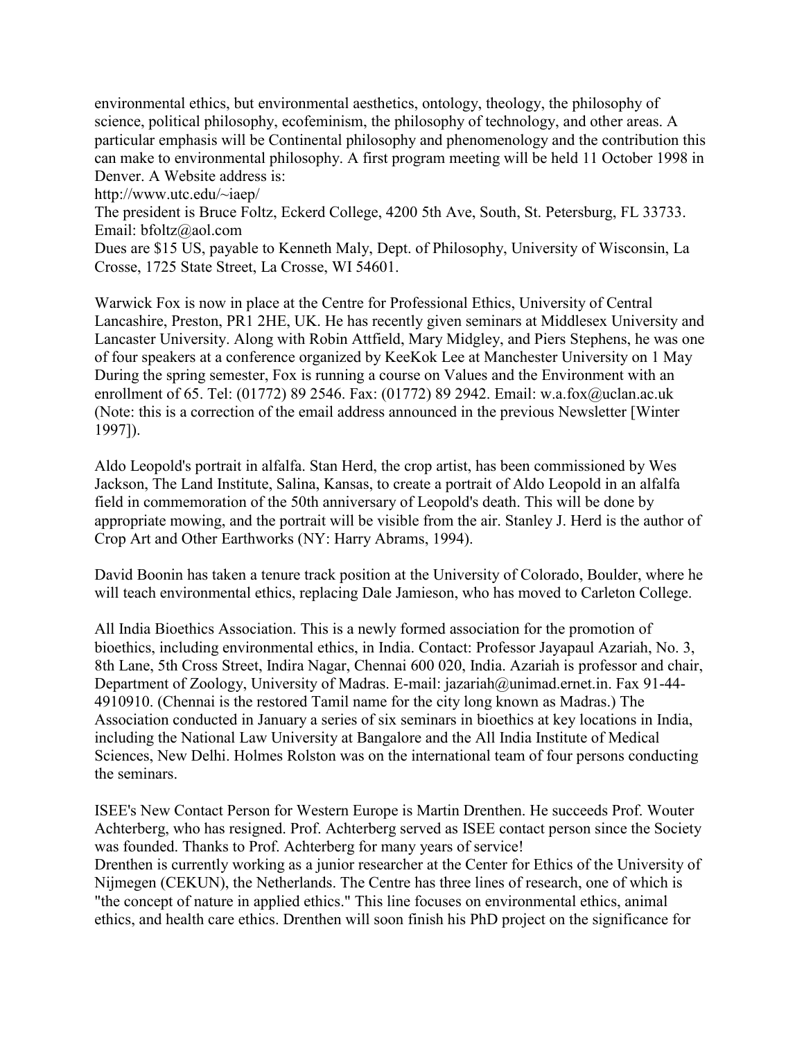environmental ethics, but environmental aesthetics, ontology, theology, the philosophy of science, political philosophy, ecofeminism, the philosophy of technology, and other areas. A particular emphasis will be Continental philosophy and phenomenology and the contribution this can make to environmental philosophy. A first program meeting will be held 11 October 1998 in Denver. A Website address is:

http://www.utc.edu/~iaep/

The president is Bruce Foltz, Eckerd College, 4200 5th Ave, South, St. Petersburg, FL 33733. Email: bfoltz@aol.com

Dues are $15 US, payable to Kenneth Maly, Dept. of Philosophy, University of Wisconsin, La Crosse, 1725 State Street, La Crosse, WI 54601.

Warwick Fox is now in place at the Centre for Professional Ethics, University of Central Lancashire, Preston, PR1 2HE, UK. He has recently given seminars at Middlesex University and Lancaster University. Along with Robin Attfield, Mary Midgley, and Piers Stephens, he was one of four speakers at a conference organized by KeeKok Lee at Manchester University on 1 May During the spring semester, Fox is running a course on Values and the Environment with an enrollment of 65. Tel: (01772) 89 2546. Fax: (01772) 89 2942. Email: w.a.fox@uclan.ac.uk (Note: this is a correction of the email address announced in the previous Newsletter [Winter 1997]).

Aldo Leopold's portrait in alfalfa. Stan Herd, the crop artist, has been commissioned by Wes Jackson, The Land Institute, Salina, Kansas, to create a portrait of Aldo Leopold in an alfalfa field in commemoration of the 50th anniversary of Leopold's death. This will be done by appropriate mowing, and the portrait will be visible from the air. Stanley J. Herd is the author of Crop Art and Other Earthworks (NY: Harry Abrams, 1994).

David Boonin has taken a tenure track position at the University of Colorado, Boulder, where he will teach environmental ethics, replacing Dale Jamieson, who has moved to Carleton College.

All India Bioethics Association. This is a newly formed association for the promotion of bioethics, including environmental ethics, in India. Contact: Professor Jayapaul Azariah, No. 3, 8th Lane, 5th Cross Street, Indira Nagar, Chennai 600 020, India. Azariah is professor and chair, Department of Zoology, University of Madras. E-mail: jazariah@unimad.ernet.in. Fax 91-44-4910910. (Chennai is the restored Tamil name for the city long known as Madras.) The Association conducted in January a series of six seminars in bioethics at key locations in India, including the National Law University at Bangalore and the All India Institute of Medical Sciences, New Delhi. Holmes Rolston was on the international team of four persons conducting the seminars.

ISEE's New Contact Person for Western Europe is Martin Drenthen. He succeeds Prof. Wouter Achterberg, who has resigned. Prof. Achterberg served as ISEE contact person since the Society was founded. Thanks to Prof. Achterberg for many years of service!

Drenthen is currently working as a junior researcher at the Center for Ethics of the University of Nijmegen (CEKUN), the Netherlands. The Centre has three lines of research, one of which is "the concept of nature in applied ethics." This line focuses on environmental ethics, animal ethics, and health care ethics. Drenthen will soon finish his PhD project on the significance for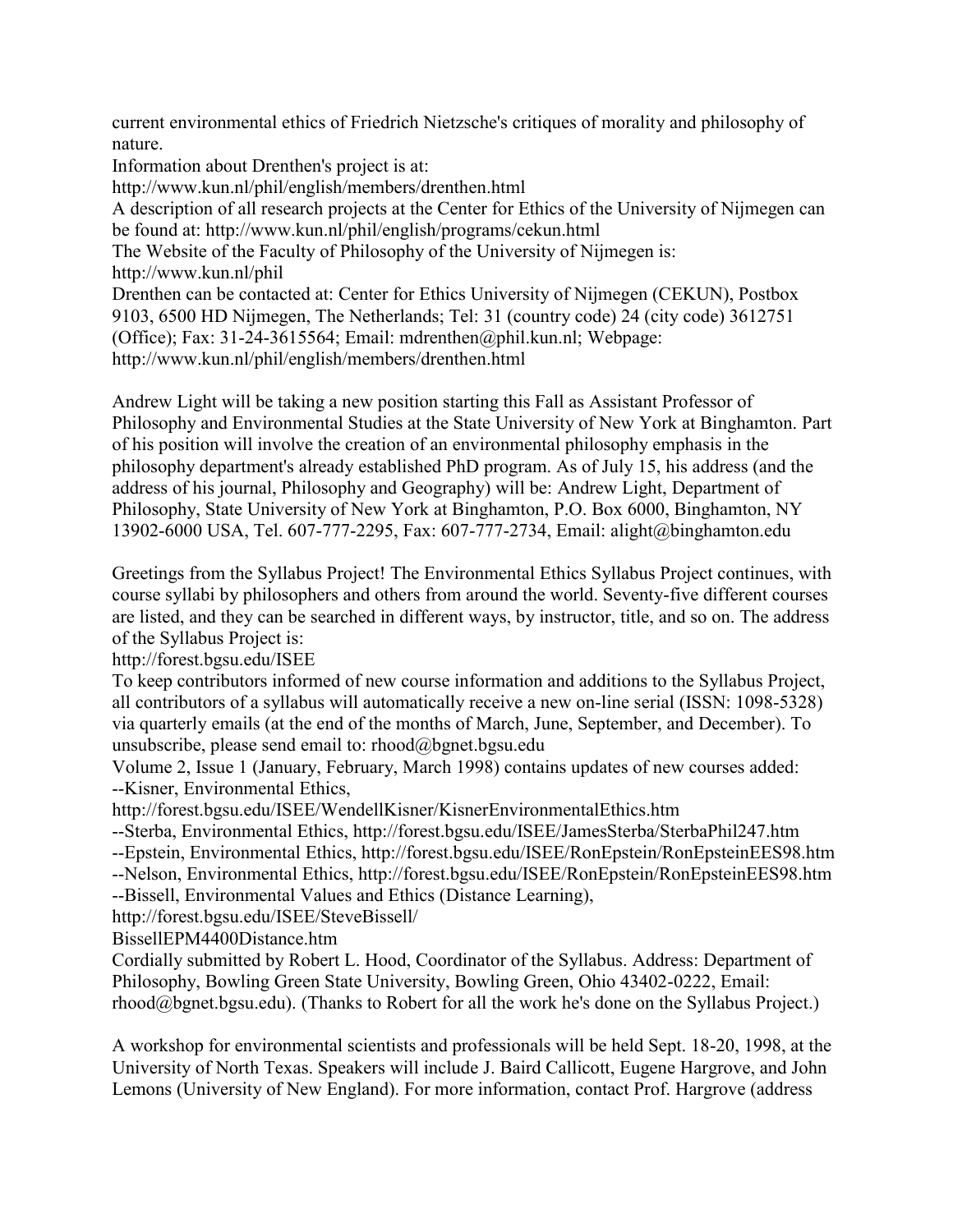current environmental ethics of Friedrich Nietzsche's critiques of morality and philosophy of nature.

Information about Drenthen's project is at:
http://www.kun.nl/phil/english/members/drenthen.html

A description of all research projects at the Center for Ethics of the University of Nijmegen can be found at: http://www.kun.nl/phil/english/programs/cekun.html

The Website of the Faculty of Philosophy of the University of Nijmegen is:
http://www.kun.nl/phil

Drenthen can be contacted at: Center for Ethics University of Nijmegen (CEKUN), Postbox 9103, 6500 HD Nijmegen, The Netherlands; Tel: 31 (country code) 24 (city code) 3612751 (Office); Fax: 31-24-3615564; Email: mdrenthen@phil.kun.nl; Webpage: http://www.kun.nl/phil/english/members/drenthen.html

Andrew Light will be taking a new position starting this Fall as Assistant Professor of Philosophy and Environmental Studies at the State University of New York at Binghamton. Part of his position will involve the creation of an environmental philosophy emphasis in the philosophy department's already established PhD program. As of July 15, his address (and the address of his journal, Philosophy and Geography) will be: Andrew Light, Department of Philosophy, State University of New York at Binghamton, P.O. Box 6000, Binghamton, NY 13902-6000 USA, Tel. 607-777-2295, Fax: 607-777-2734, Email: alight@binghamton.edu

Greetings from the Syllabus Project! The Environmental Ethics Syllabus Project continues, with course syllabi by philosophers and others from around the world. Seventy-five different courses are listed, and they can be searched in different ways, by instructor, title, and so on. The address of the Syllabus Project is:
http://forest.bgsu.edu/ISEE

To keep contributors informed of new course information and additions to the Syllabus Project, all contributors of a syllabus will automatically receive a new on-line serial (ISSN: 1098-5328) via quarterly emails (at the end of the months of March, June, September, and December). To unsubscribe, please send email to: rhood@bgnet.bgsu.edu

Volume 2, Issue 1 (January, February, March 1998) contains updates of new courses added:
--Kisner, Environmental Ethics,
http://forest.bgsu.edu/ISEE/WendellKisner/KisnerEnvironmentalEthics.htm
--Sterba, Environmental Ethics, http://forest.bgsu.edu/ISEE/JamesSterba/SterbaPhil247.htm
--Epstein, Environmental Ethics, http://forest.bgsu.edu/ISEE/RonEpstein/RonEpsteinEES98.htm
--Nelson, Environmental Ethics, http://forest.bgsu.edu/ISEE/RonEpstein/RonEpsteinEES98.htm
--Bissell, Environmental Values and Ethics (Distance Learning),
http://forest.bgsu.edu/ISEE/SteveBissell/
BissellEPM4400Distance.htm

Cordially submitted by Robert L. Hood, Coordinator of the Syllabus. Address: Department of Philosophy, Bowling Green State University, Bowling Green, Ohio 43402-0222, Email: rhood@bgnet.bgsu.edu). (Thanks to Robert for all the work he's done on the Syllabus Project.)

A workshop for environmental scientists and professionals will be held Sept. 18-20, 1998, at the University of North Texas. Speakers will include J. Baird Callicott, Eugene Hargrove, and John Lemons (University of New England). For more information, contact Prof. Hargrove (address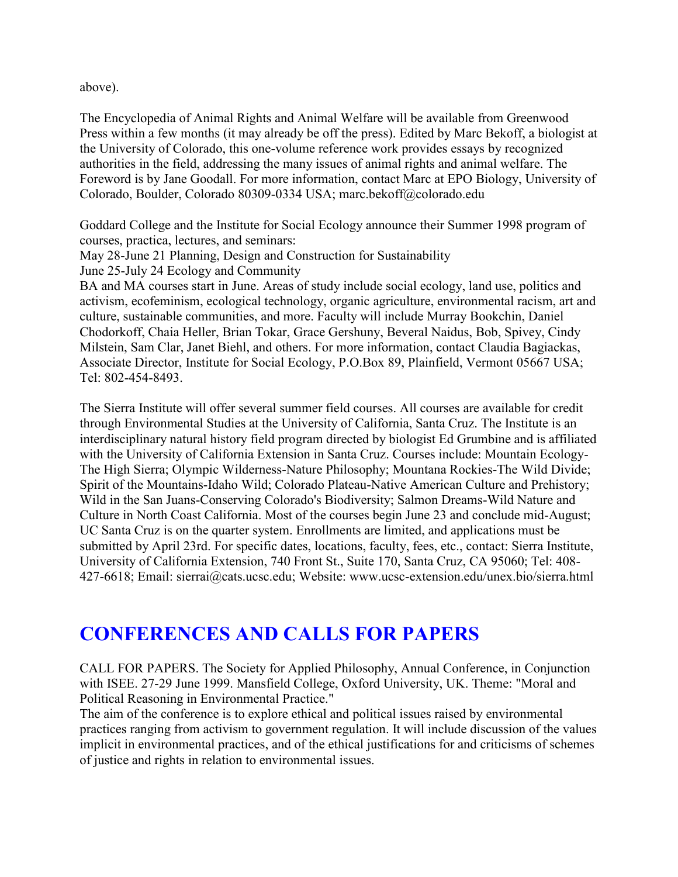above).

The Encyclopedia of Animal Rights and Animal Welfare will be available from Greenwood Press within a few months (it may already be off the press). Edited by Marc Bekoff, a biologist at the University of Colorado, this one-volume reference work provides essays by recognized authorities in the field, addressing the many issues of animal rights and animal welfare. The Foreword is by Jane Goodall. For more information, contact Marc at EPO Biology, University of Colorado, Boulder, Colorado 80309-0334 USA; marc.bekoff@colorado.edu

Goddard College and the Institute for Social Ecology announce their Summer 1998 program of courses, practica, lectures, and seminars:
May 28-June 21 Planning, Design and Construction for Sustainability
June 25-July 24 Ecology and Community
BA and MA courses start in June. Areas of study include social ecology, land use, politics and activism, ecofeminism, ecological technology, organic agriculture, environmental racism, art and culture, sustainable communities, and more. Faculty will include Murray Bookchin, Daniel Chodorkoff, Chaia Heller, Brian Tokar, Grace Gershuny, Beveral Naidus, Bob, Spivey, Cindy Milstein, Sam Clar, Janet Biehl, and others. For more information, contact Claudia Bagiackas, Associate Director, Institute for Social Ecology, P.O.Box 89, Plainfield, Vermont 05667 USA; Tel: 802-454-8493.

The Sierra Institute will offer several summer field courses. All courses are available for credit through Environmental Studies at the University of California, Santa Cruz. The Institute is an interdisciplinary natural history field program directed by biologist Ed Grumbine and is affiliated with the University of California Extension in Santa Cruz. Courses include: Mountain Ecology-The High Sierra; Olympic Wilderness-Nature Philosophy; Mountana Rockies-The Wild Divide; Spirit of the Mountains-Idaho Wild; Colorado Plateau-Native American Culture and Prehistory; Wild in the San Juans-Conserving Colorado's Biodiversity; Salmon Dreams-Wild Nature and Culture in North Coast California. Most of the courses begin June 23 and conclude mid-August; UC Santa Cruz is on the quarter system. Enrollments are limited, and applications must be submitted by April 23rd. For specific dates, locations, faculty, fees, etc., contact: Sierra Institute, University of California Extension, 740 Front St., Suite 170, Santa Cruz, CA 95060; Tel: 408-427-6618; Email: sierrai@cats.ucsc.edu; Website: www.ucsc-extension.edu/unex.bio/sierra.html

## CONFERENCES AND CALLS FOR PAPERS

CALL FOR PAPERS. The Society for Applied Philosophy, Annual Conference, in Conjunction with ISEE. 27-29 June 1999. Mansfield College, Oxford University, UK. Theme: "Moral and Political Reasoning in Environmental Practice."
The aim of the conference is to explore ethical and political issues raised by environmental practices ranging from activism to government regulation. It will include discussion of the values implicit in environmental practices, and of the ethical justifications for and criticisms of schemes of justice and rights in relation to environmental issues.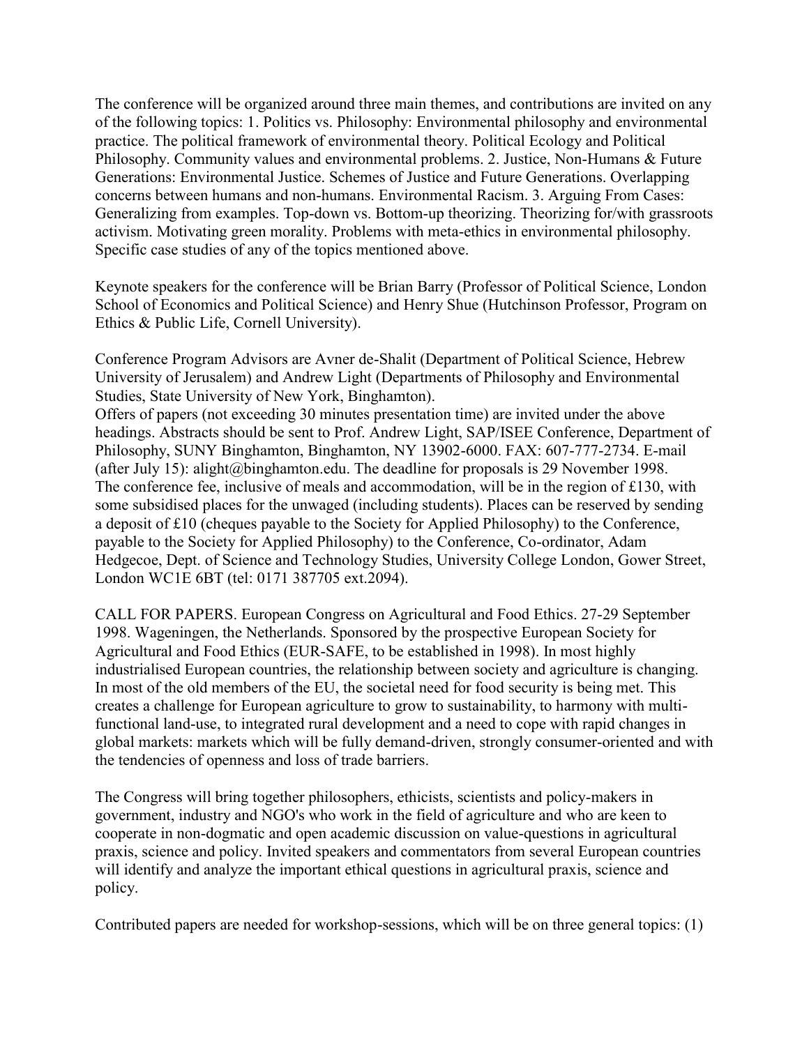The conference will be organized around three main themes, and contributions are invited on any of the following topics: 1. Politics vs. Philosophy: Environmental philosophy and environmental practice. The political framework of environmental theory. Political Ecology and Political Philosophy. Community values and environmental problems. 2. Justice, Non-Humans & Future Generations: Environmental Justice. Schemes of Justice and Future Generations. Overlapping concerns between humans and non-humans. Environmental Racism. 3. Arguing From Cases: Generalizing from examples. Top-down vs. Bottom-up theorizing. Theorizing for/with grassroots activism. Motivating green morality. Problems with meta-ethics in environmental philosophy. Specific case studies of any of the topics mentioned above.

Keynote speakers for the conference will be Brian Barry (Professor of Political Science, London School of Economics and Political Science) and Henry Shue (Hutchinson Professor, Program on Ethics & Public Life, Cornell University).

Conference Program Advisors are Avner de-Shalit (Department of Political Science, Hebrew University of Jerusalem) and Andrew Light (Departments of Philosophy and Environmental Studies, State University of New York, Binghamton).
Offers of papers (not exceeding 30 minutes presentation time) are invited under the above headings. Abstracts should be sent to Prof. Andrew Light, SAP/ISEE Conference, Department of Philosophy, SUNY Binghamton, Binghamton, NY 13902-6000. FAX: 607-777-2734. E-mail (after July 15): alight@binghamton.edu. The deadline for proposals is 29 November 1998.
The conference fee, inclusive of meals and accommodation, will be in the region of £130, with some subsidised places for the unwaged (including students). Places can be reserved by sending a deposit of £10 (cheques payable to the Society for Applied Philosophy) to the Conference, payable to the Society for Applied Philosophy) to the Conference, Co-ordinator, Adam Hedgecoe, Dept. of Science and Technology Studies, University College London, Gower Street, London WC1E 6BT (tel: 0171 387705 ext.2094).

CALL FOR PAPERS. European Congress on Agricultural and Food Ethics. 27-29 September 1998. Wageningen, the Netherlands. Sponsored by the prospective European Society for Agricultural and Food Ethics (EUR-SAFE, to be established in 1998). In most highly industrialised European countries, the relationship between society and agriculture is changing. In most of the old members of the EU, the societal need for food security is being met. This creates a challenge for European agriculture to grow to sustainability, to harmony with multi-functional land-use, to integrated rural development and a need to cope with rapid changes in global markets: markets which will be fully demand-driven, strongly consumer-oriented and with the tendencies of openness and loss of trade barriers.

The Congress will bring together philosophers, ethicists, scientists and policy-makers in government, industry and NGO's who work in the field of agriculture and who are keen to cooperate in non-dogmatic and open academic discussion on value-questions in agricultural praxis, science and policy. Invited speakers and commentators from several European countries will identify and analyze the important ethical questions in agricultural praxis, science and policy.

Contributed papers are needed for workshop-sessions, which will be on three general topics: (1)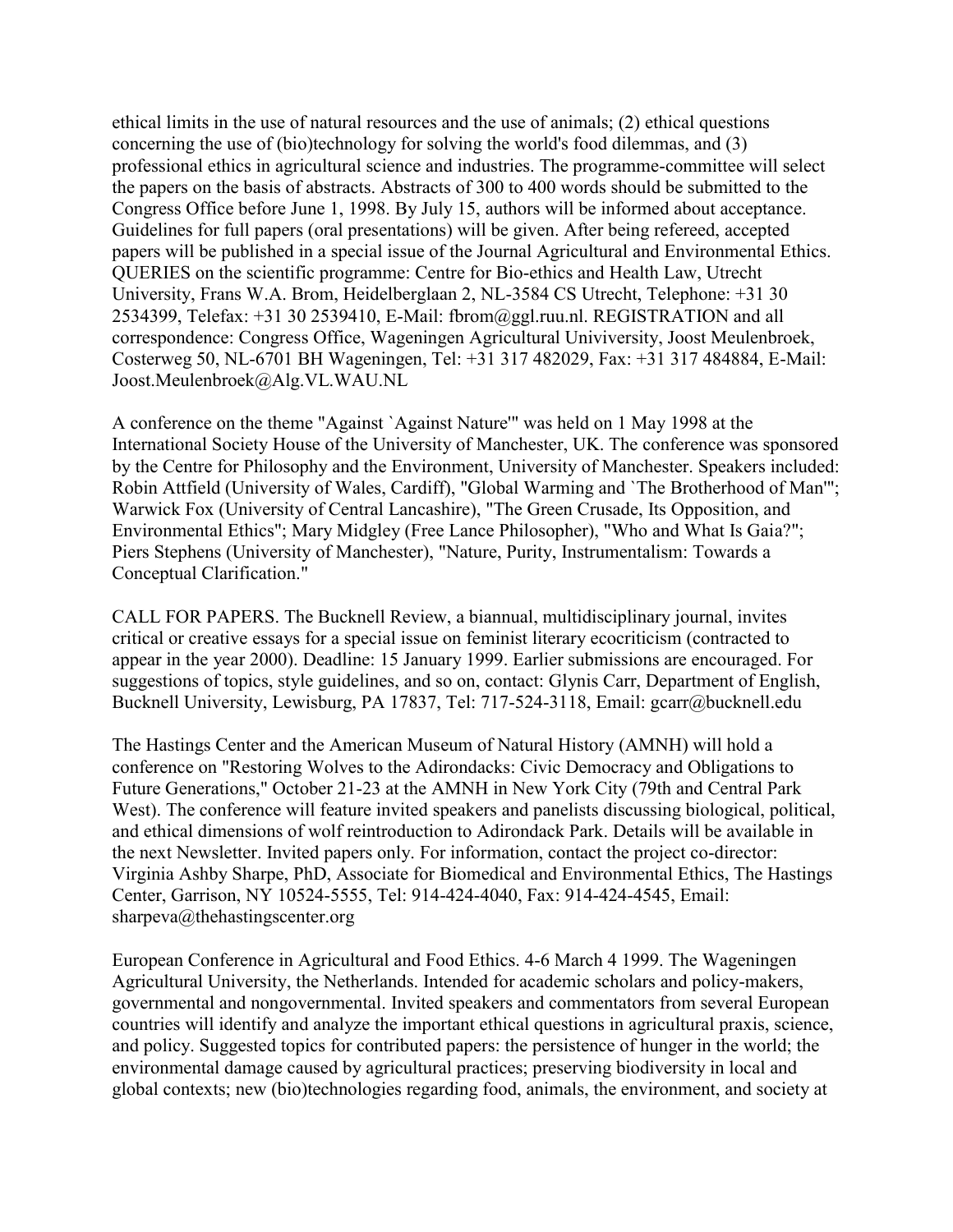ethical limits in the use of natural resources and the use of animals; (2) ethical questions concerning the use of (bio)technology for solving the world's food dilemmas, and (3) professional ethics in agricultural science and industries. The programme-committee will select the papers on the basis of abstracts. Abstracts of 300 to 400 words should be submitted to the Congress Office before June 1, 1998. By July 15, authors will be informed about acceptance. Guidelines for full papers (oral presentations) will be given. After being refereed, accepted papers will be published in a special issue of the Journal Agricultural and Environmental Ethics. QUERIES on the scientific programme: Centre for Bio-ethics and Health Law, Utrecht University, Frans W.A. Brom, Heidelberglaan 2, NL-3584 CS Utrecht, Telephone: +31 30 2534399, Telefax: +31 30 2539410, E-Mail: fbrom@ggl.ruu.nl. REGISTRATION and all correspondence: Congress Office, Wageningen Agricultural Univiversity, Joost Meulenbroek, Costerweg 50, NL-6701 BH Wageningen, Tel: +31 317 482029, Fax: +31 317 484884, E-Mail: Joost.Meulenbroek@Alg.VL.WAU.NL

A conference on the theme "Against `Against Nature'" was held on 1 May 1998 at the International Society House of the University of Manchester, UK. The conference was sponsored by the Centre for Philosophy and the Environment, University of Manchester. Speakers included: Robin Attfield (University of Wales, Cardiff), "Global Warming and `The Brotherhood of Man'"; Warwick Fox (University of Central Lancashire), "The Green Crusade, Its Opposition, and Environmental Ethics"; Mary Midgley (Free Lance Philosopher), "Who and What Is Gaia?"; Piers Stephens (University of Manchester), "Nature, Purity, Instrumentalism: Towards a Conceptual Clarification."

CALL FOR PAPERS. The Bucknell Review, a biannual, multidisciplinary journal, invites critical or creative essays for a special issue on feminist literary ecocriticism (contracted to appear in the year 2000). Deadline: 15 January 1999. Earlier submissions are encouraged. For suggestions of topics, style guidelines, and so on, contact: Glynis Carr, Department of English, Bucknell University, Lewisburg, PA 17837, Tel: 717-524-3118, Email: gcarr@bucknell.edu

The Hastings Center and the American Museum of Natural History (AMNH) will hold a conference on "Restoring Wolves to the Adirondacks: Civic Democracy and Obligations to Future Generations," October 21-23 at the AMNH in New York City (79th and Central Park West). The conference will feature invited speakers and panelists discussing biological, political, and ethical dimensions of wolf reintroduction to Adirondack Park. Details will be available in the next Newsletter. Invited papers only. For information, contact the project co-director: Virginia Ashby Sharpe, PhD, Associate for Biomedical and Environmental Ethics, The Hastings Center, Garrison, NY 10524-5555, Tel: 914-424-4040, Fax: 914-424-4545, Email: sharpeva@thehastingscenter.org

European Conference in Agricultural and Food Ethics. 4-6 March 4 1999. The Wageningen Agricultural University, the Netherlands. Intended for academic scholars and policy-makers, governmental and nongovernmental. Invited speakers and commentators from several European countries will identify and analyze the important ethical questions in agricultural praxis, science, and policy. Suggested topics for contributed papers: the persistence of hunger in the world; the environmental damage caused by agricultural practices; preserving biodiversity in local and global contexts; new (bio)technologies regarding food, animals, the environment, and society at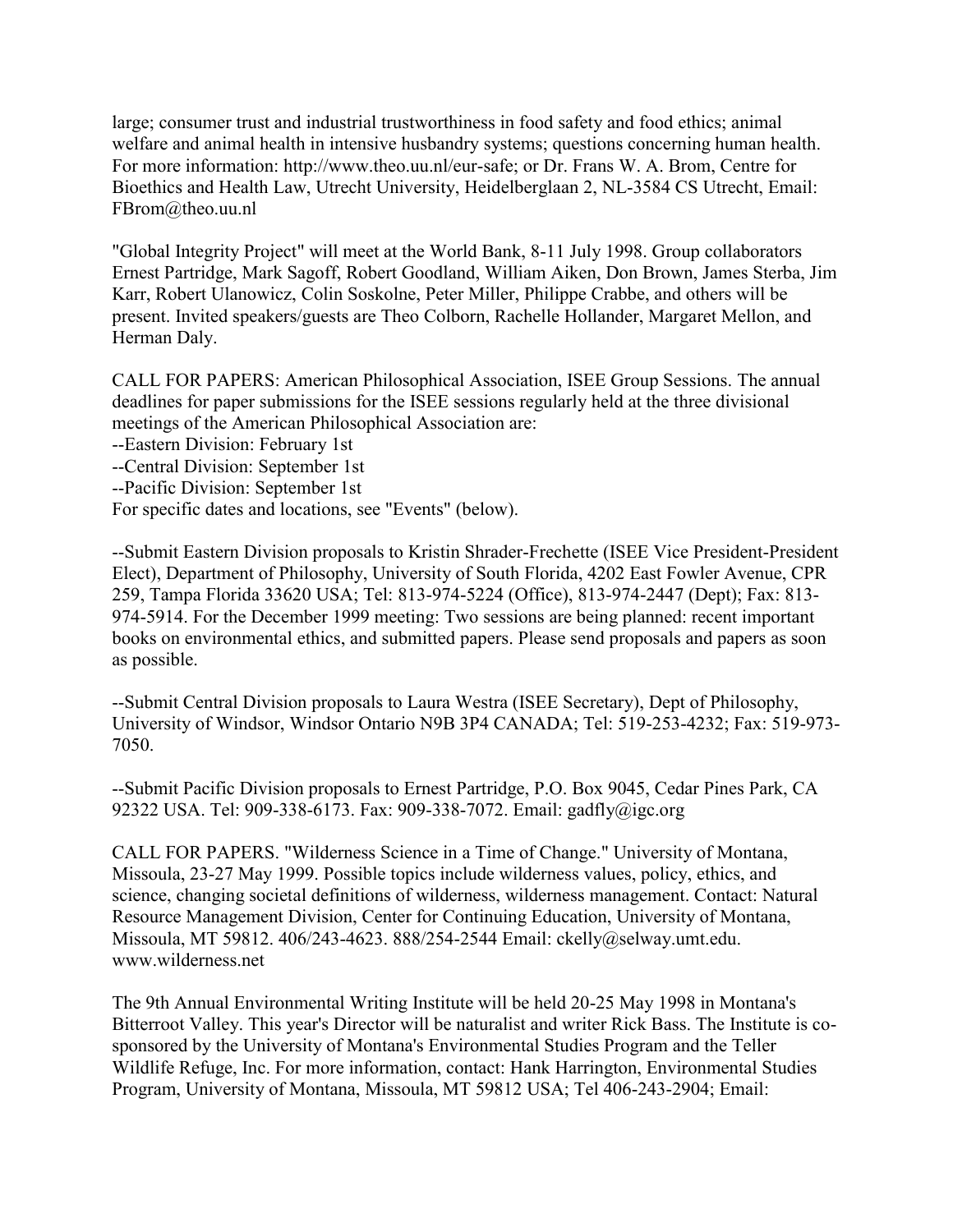large; consumer trust and industrial trustworthiness in food safety and food ethics; animal welfare and animal health in intensive husbandry systems; questions concerning human health. For more information: http://www.theo.uu.nl/eur-safe; or Dr. Frans W. A. Brom, Centre for Bioethics and Health Law, Utrecht University, Heidelberglaan 2, NL-3584 CS Utrecht, Email: FBrom@theo.uu.nl

"Global Integrity Project" will meet at the World Bank, 8-11 July 1998. Group collaborators Ernest Partridge, Mark Sagoff, Robert Goodland, William Aiken, Don Brown, James Sterba, Jim Karr, Robert Ulanowicz, Colin Soskolne, Peter Miller, Philippe Crabbe, and others will be present. Invited speakers/guests are Theo Colborn, Rachelle Hollander, Margaret Mellon, and Herman Daly.

CALL FOR PAPERS: American Philosophical Association, ISEE Group Sessions. The annual deadlines for paper submissions for the ISEE sessions regularly held at the three divisional meetings of the American Philosophical Association are:
--Eastern Division: February 1st
--Central Division: September 1st
--Pacific Division: September 1st
For specific dates and locations, see "Events" (below).

--Submit Eastern Division proposals to Kristin Shrader-Frechette (ISEE Vice President-President Elect), Department of Philosophy, University of South Florida, 4202 East Fowler Avenue, CPR 259, Tampa Florida 33620 USA; Tel: 813-974-5224 (Office), 813-974-2447 (Dept); Fax: 813-974-5914. For the December 1999 meeting: Two sessions are being planned: recent important books on environmental ethics, and submitted papers. Please send proposals and papers as soon as possible.

--Submit Central Division proposals to Laura Westra (ISEE Secretary), Dept of Philosophy, University of Windsor, Windsor Ontario N9B 3P4 CANADA; Tel: 519-253-4232; Fax: 519-973-7050.

--Submit Pacific Division proposals to Ernest Partridge, P.O. Box 9045, Cedar Pines Park, CA 92322 USA. Tel: 909-338-6173. Fax: 909-338-7072. Email: gadfly@igc.org

CALL FOR PAPERS. "Wilderness Science in a Time of Change." University of Montana, Missoula, 23-27 May 1999. Possible topics include wilderness values, policy, ethics, and science, changing societal definitions of wilderness, wilderness management. Contact: Natural Resource Management Division, Center for Continuing Education, University of Montana, Missoula, MT 59812. 406/243-4623. 888/254-2544 Email: ckelly@selway.umt.edu. www.wilderness.net

The 9th Annual Environmental Writing Institute will be held 20-25 May 1998 in Montana's Bitterroot Valley. This year's Director will be naturalist and writer Rick Bass. The Institute is co-sponsored by the University of Montana's Environmental Studies Program and the Teller Wildlife Refuge, Inc. For more information, contact: Hank Harrington, Environmental Studies Program, University of Montana, Missoula, MT 59812 USA; Tel 406-243-2904; Email: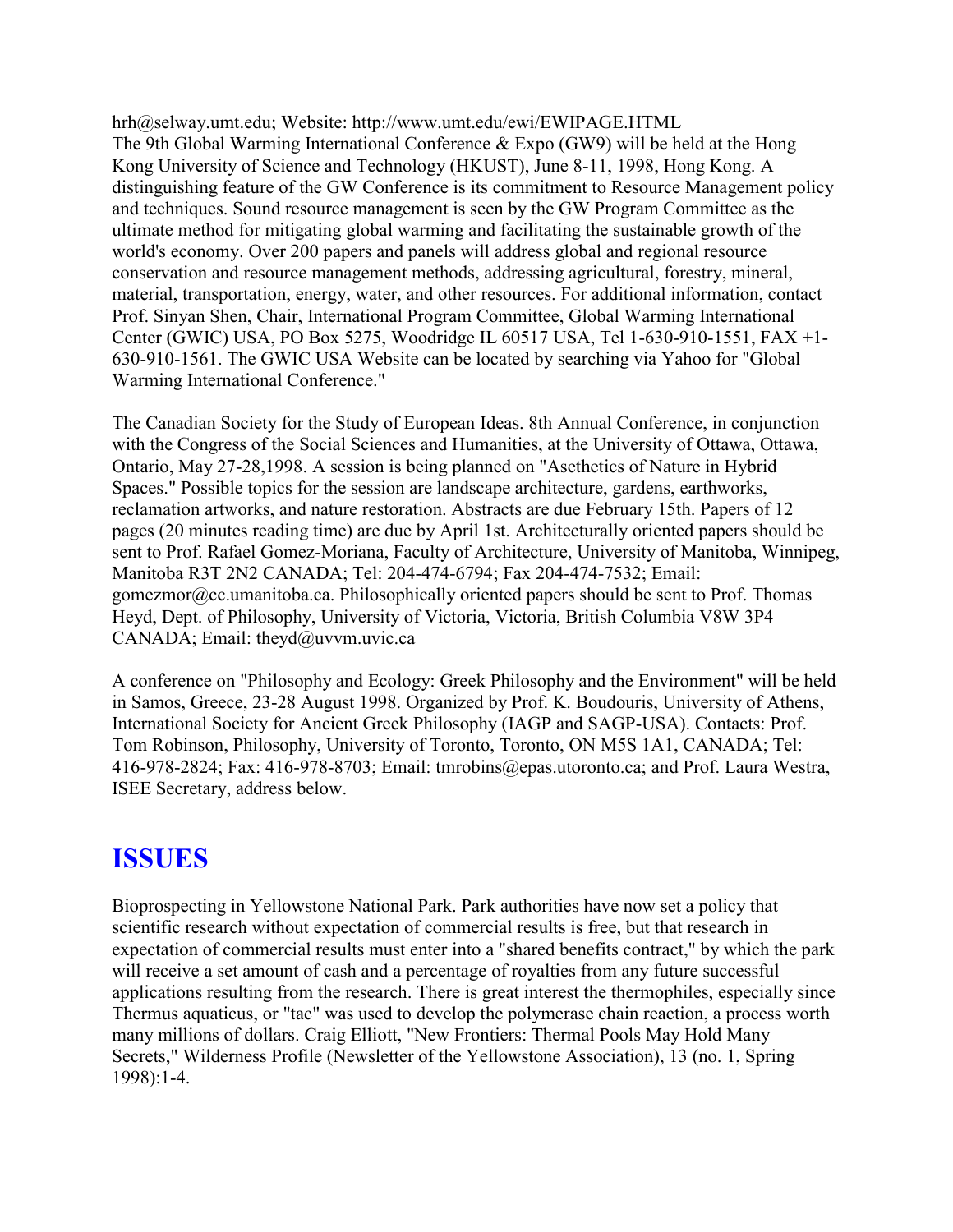hrh@selway.umt.edu; Website: http://www.umt.edu/ewi/EWIPAGE.HTML
The 9th Global Warming International Conference & Expo (GW9) will be held at the Hong Kong University of Science and Technology (HKUST), June 8-11, 1998, Hong Kong. A distinguishing feature of the GW Conference is its commitment to Resource Management policy and techniques. Sound resource management is seen by the GW Program Committee as the ultimate method for mitigating global warming and facilitating the sustainable growth of the world's economy. Over 200 papers and panels will address global and regional resource conservation and resource management methods, addressing agricultural, forestry, mineral, material, transportation, energy, water, and other resources. For additional information, contact Prof. Sinyan Shen, Chair, International Program Committee, Global Warming International Center (GWIC) USA, PO Box 5275, Woodridge IL 60517 USA, Tel 1-630-910-1551, FAX +1-630-910-1561. The GWIC USA Website can be located by searching via Yahoo for "Global Warming International Conference."

The Canadian Society for the Study of European Ideas. 8th Annual Conference, in conjunction with the Congress of the Social Sciences and Humanities, at the University of Ottawa, Ottawa, Ontario, May 27-28,1998. A session is being planned on "Asethetics of Nature in Hybrid Spaces." Possible topics for the session are landscape architecture, gardens, earthworks, reclamation artworks, and nature restoration. Abstracts are due February 15th. Papers of 12 pages (20 minutes reading time) are due by April 1st. Architecturally oriented papers should be sent to Prof. Rafael Gomez-Moriana, Faculty of Architecture, University of Manitoba, Winnipeg, Manitoba R3T 2N2 CANADA; Tel: 204-474-6794; Fax 204-474-7532; Email: gomezmor@cc.umanitoba.ca. Philosophically oriented papers should be sent to Prof. Thomas Heyd, Dept. of Philosophy, University of Victoria, Victoria, British Columbia V8W 3P4 CANADA; Email: theyd@uvvm.uvic.ca

A conference on "Philosophy and Ecology: Greek Philosophy and the Environment" will be held in Samos, Greece, 23-28 August 1998. Organized by Prof. K. Boudouris, University of Athens, International Society for Ancient Greek Philosophy (IAGP and SAGP-USA). Contacts: Prof. Tom Robinson, Philosophy, University of Toronto, Toronto, ON M5S 1A1, CANADA; Tel: 416-978-2824; Fax: 416-978-8703; Email: tmrobins@epas.utoronto.ca; and Prof. Laura Westra, ISEE Secretary, address below.

## ISSUES

Bioprospecting in Yellowstone National Park. Park authorities have now set a policy that scientific research without expectation of commercial results is free, but that research in expectation of commercial results must enter into a "shared benefits contract," by which the park will receive a set amount of cash and a percentage of royalties from any future successful applications resulting from the research. There is great interest the thermophiles, especially since Thermus aquaticus, or "tac" was used to develop the polymerase chain reaction, a process worth many millions of dollars. Craig Elliott, "New Frontiers: Thermal Pools May Hold Many Secrets," Wilderness Profile (Newsletter of the Yellowstone Association), 13 (no. 1, Spring 1998):1-4.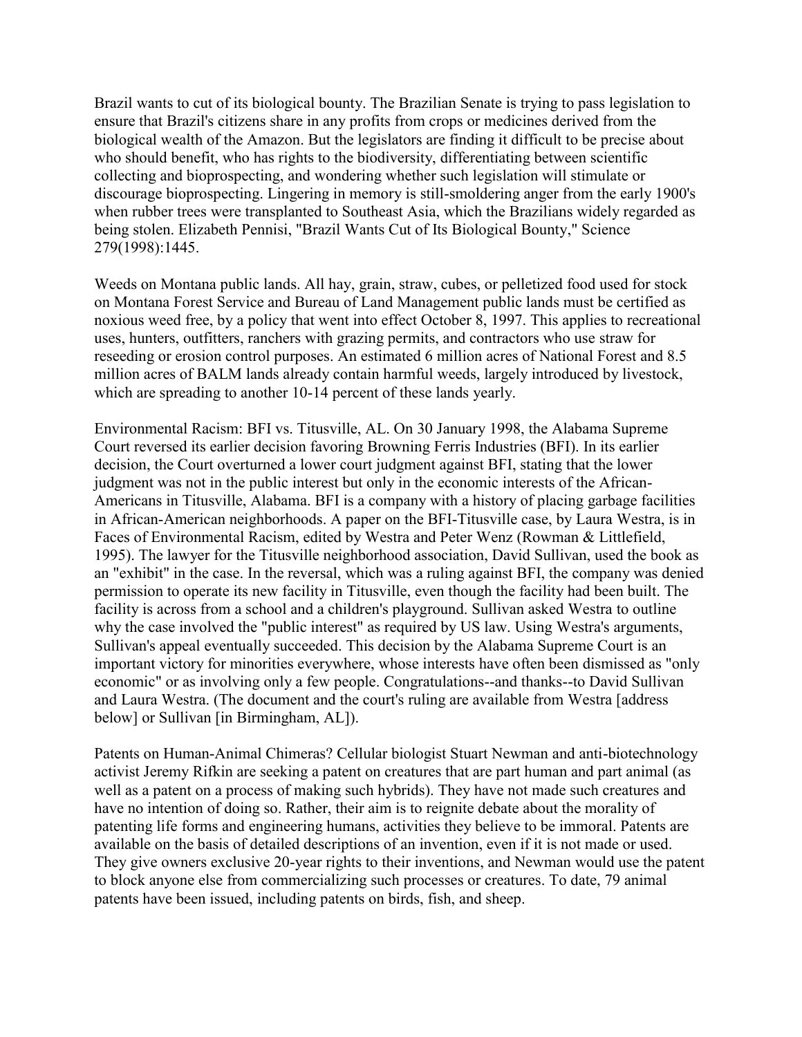Brazil wants to cut of its biological bounty. The Brazilian Senate is trying to pass legislation to ensure that Brazil's citizens share in any profits from crops or medicines derived from the biological wealth of the Amazon. But the legislators are finding it difficult to be precise about who should benefit, who has rights to the biodiversity, differentiating between scientific collecting and bioprospecting, and wondering whether such legislation will stimulate or discourage bioprospecting. Lingering in memory is still-smoldering anger from the early 1900's when rubber trees were transplanted to Southeast Asia, which the Brazilians widely regarded as being stolen. Elizabeth Pennisi, "Brazil Wants Cut of Its Biological Bounty," Science 279(1998):1445.

Weeds on Montana public lands. All hay, grain, straw, cubes, or pelletized food used for stock on Montana Forest Service and Bureau of Land Management public lands must be certified as noxious weed free, by a policy that went into effect October 8, 1997. This applies to recreational uses, hunters, outfitters, ranchers with grazing permits, and contractors who use straw for reseeding or erosion control purposes. An estimated 6 million acres of National Forest and 8.5 million acres of BALM lands already contain harmful weeds, largely introduced by livestock, which are spreading to another 10-14 percent of these lands yearly.

Environmental Racism: BFI vs. Titusville, AL. On 30 January 1998, the Alabama Supreme Court reversed its earlier decision favoring Browning Ferris Industries (BFI). In its earlier decision, the Court overturned a lower court judgment against BFI, stating that the lower judgment was not in the public interest but only in the economic interests of the African-Americans in Titusville, Alabama. BFI is a company with a history of placing garbage facilities in African-American neighborhoods. A paper on the BFI-Titusville case, by Laura Westra, is in Faces of Environmental Racism, edited by Westra and Peter Wenz (Rowman & Littlefield, 1995). The lawyer for the Titusville neighborhood association, David Sullivan, used the book as an "exhibit" in the case. In the reversal, which was a ruling against BFI, the company was denied permission to operate its new facility in Titusville, even though the facility had been built. The facility is across from a school and a children's playground. Sullivan asked Westra to outline why the case involved the "public interest" as required by US law. Using Westra's arguments, Sullivan's appeal eventually succeeded. This decision by the Alabama Supreme Court is an important victory for minorities everywhere, whose interests have often been dismissed as "only economic" or as involving only a few people. Congratulations--and thanks--to David Sullivan and Laura Westra. (The document and the court's ruling are available from Westra [address below] or Sullivan [in Birmingham, AL]).

Patents on Human-Animal Chimeras? Cellular biologist Stuart Newman and anti-biotechnology activist Jeremy Rifkin are seeking a patent on creatures that are part human and part animal (as well as a patent on a process of making such hybrids). They have not made such creatures and have no intention of doing so. Rather, their aim is to reignite debate about the morality of patenting life forms and engineering humans, activities they believe to be immoral. Patents are available on the basis of detailed descriptions of an invention, even if it is not made or used. They give owners exclusive 20-year rights to their inventions, and Newman would use the patent to block anyone else from commercializing such processes or creatures. To date, 79 animal patents have been issued, including patents on birds, fish, and sheep.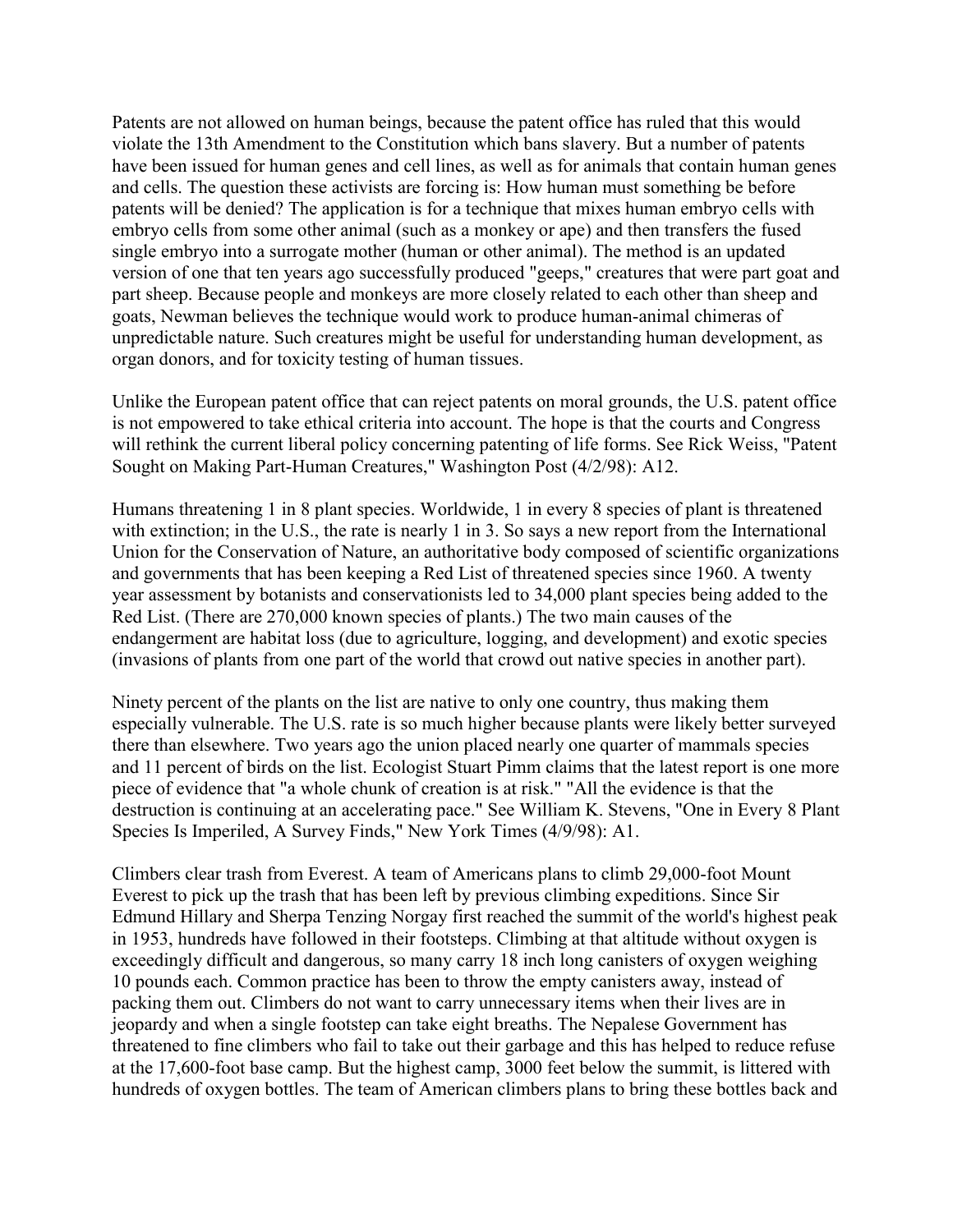Patents are not allowed on human beings, because the patent office has ruled that this would violate the 13th Amendment to the Constitution which bans slavery. But a number of patents have been issued for human genes and cell lines, as well as for animals that contain human genes and cells. The question these activists are forcing is: How human must something be before patents will be denied? The application is for a technique that mixes human embryo cells with embryo cells from some other animal (such as a monkey or ape) and then transfers the fused single embryo into a surrogate mother (human or other animal). The method is an updated version of one that ten years ago successfully produced "geeps," creatures that were part goat and part sheep. Because people and monkeys are more closely related to each other than sheep and goats, Newman believes the technique would work to produce human-animal chimeras of unpredictable nature. Such creatures might be useful for understanding human development, as organ donors, and for toxicity testing of human tissues.

Unlike the European patent office that can reject patents on moral grounds, the U.S. patent office is not empowered to take ethical criteria into account. The hope is that the courts and Congress will rethink the current liberal policy concerning patenting of life forms. See Rick Weiss, "Patent Sought on Making Part-Human Creatures," Washington Post (4/2/98): A12.

Humans threatening 1 in 8 plant species. Worldwide, 1 in every 8 species of plant is threatened with extinction; in the U.S., the rate is nearly 1 in 3. So says a new report from the International Union for the Conservation of Nature, an authoritative body composed of scientific organizations and governments that has been keeping a Red List of threatened species since 1960. A twenty year assessment by botanists and conservationists led to 34,000 plant species being added to the Red List. (There are 270,000 known species of plants.) The two main causes of the endangerment are habitat loss (due to agriculture, logging, and development) and exotic species (invasions of plants from one part of the world that crowd out native species in another part).

Ninety percent of the plants on the list are native to only one country, thus making them especially vulnerable. The U.S. rate is so much higher because plants were likely better surveyed there than elsewhere. Two years ago the union placed nearly one quarter of mammals species and 11 percent of birds on the list. Ecologist Stuart Pimm claims that the latest report is one more piece of evidence that "a whole chunk of creation is at risk." "All the evidence is that the destruction is continuing at an accelerating pace." See William K. Stevens, "One in Every 8 Plant Species Is Imperiled, A Survey Finds," New York Times (4/9/98): A1.

Climbers clear trash from Everest. A team of Americans plans to climb 29,000-foot Mount Everest to pick up the trash that has been left by previous climbing expeditions. Since Sir Edmund Hillary and Sherpa Tenzing Norgay first reached the summit of the world's highest peak in 1953, hundreds have followed in their footsteps. Climbing at that altitude without oxygen is exceedingly difficult and dangerous, so many carry 18 inch long canisters of oxygen weighing 10 pounds each. Common practice has been to throw the empty canisters away, instead of packing them out. Climbers do not want to carry unnecessary items when their lives are in jeopardy and when a single footstep can take eight breaths. The Nepalese Government has threatened to fine climbers who fail to take out their garbage and this has helped to reduce refuse at the 17,600-foot base camp. But the highest camp, 3000 feet below the summit, is littered with hundreds of oxygen bottles. The team of American climbers plans to bring these bottles back and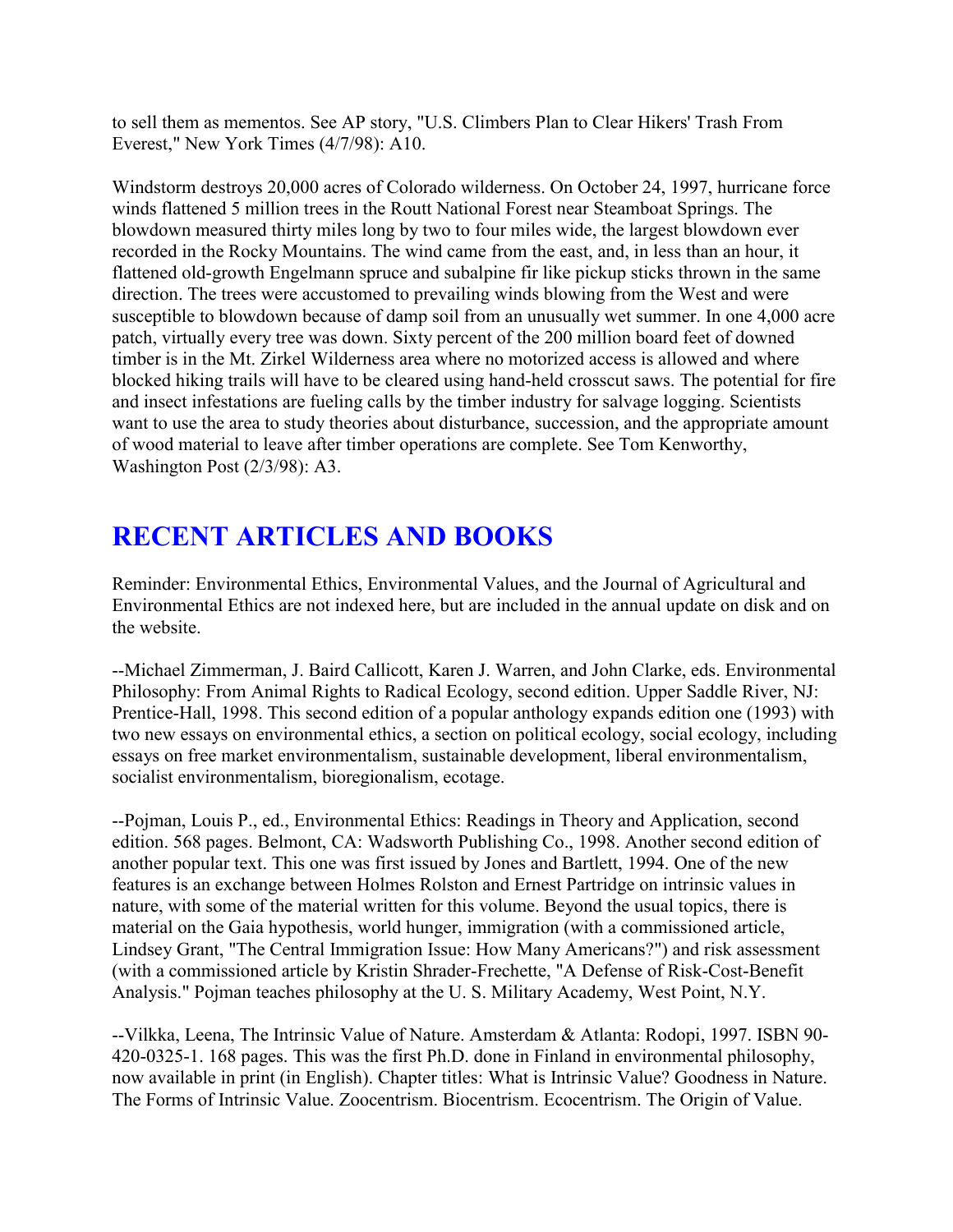to sell them as mementos. See AP story, "U.S. Climbers Plan to Clear Hikers' Trash From Everest," New York Times (4/7/98): A10.

Windstorm destroys 20,000 acres of Colorado wilderness. On October 24, 1997, hurricane force winds flattened 5 million trees in the Routt National Forest near Steamboat Springs. The blowdown measured thirty miles long by two to four miles wide, the largest blowdown ever recorded in the Rocky Mountains. The wind came from the east, and, in less than an hour, it flattened old-growth Engelmann spruce and subalpine fir like pickup sticks thrown in the same direction. The trees were accustomed to prevailing winds blowing from the West and were susceptible to blowdown because of damp soil from an unusually wet summer. In one 4,000 acre patch, virtually every tree was down. Sixty percent of the 200 million board feet of downed timber is in the Mt. Zirkel Wilderness area where no motorized access is allowed and where blocked hiking trails will have to be cleared using hand-held crosscut saws. The potential for fire and insect infestations are fueling calls by the timber industry for salvage logging. Scientists want to use the area to study theories about disturbance, succession, and the appropriate amount of wood material to leave after timber operations are complete. See Tom Kenworthy, Washington Post (2/3/98): A3.

# RECENT ARTICLES AND BOOKS

Reminder: Environmental Ethics, Environmental Values, and the Journal of Agricultural and Environmental Ethics are not indexed here, but are included in the annual update on disk and on the website.

--Michael Zimmerman, J. Baird Callicott, Karen J. Warren, and John Clarke, eds. Environmental Philosophy: From Animal Rights to Radical Ecology, second edition. Upper Saddle River, NJ: Prentice-Hall, 1998. This second edition of a popular anthology expands edition one (1993) with two new essays on environmental ethics, a section on political ecology, social ecology, including essays on free market environmentalism, sustainable development, liberal environmentalism, socialist environmentalism, bioregionalism, ecotage.

--Pojman, Louis P., ed., Environmental Ethics: Readings in Theory and Application, second edition. 568 pages. Belmont, CA: Wadsworth Publishing Co., 1998. Another second edition of another popular text. This one was first issued by Jones and Bartlett, 1994. One of the new features is an exchange between Holmes Rolston and Ernest Partridge on intrinsic values in nature, with some of the material written for this volume. Beyond the usual topics, there is material on the Gaia hypothesis, world hunger, immigration (with a commissioned article, Lindsey Grant, "The Central Immigration Issue: How Many Americans?") and risk assessment (with a commissioned article by Kristin Shrader-Frechette, "A Defense of Risk-Cost-Benefit Analysis." Pojman teaches philosophy at the U. S. Military Academy, West Point, N.Y.

--Vilkka, Leena, The Intrinsic Value of Nature. Amsterdam & Atlanta: Rodopi, 1997. ISBN 90-420-0325-1. 168 pages. This was the first Ph.D. done in Finland in environmental philosophy, now available in print (in English). Chapter titles: What is Intrinsic Value? Goodness in Nature. The Forms of Intrinsic Value. Zoocentrism. Biocentrism. Ecocentrism. The Origin of Value.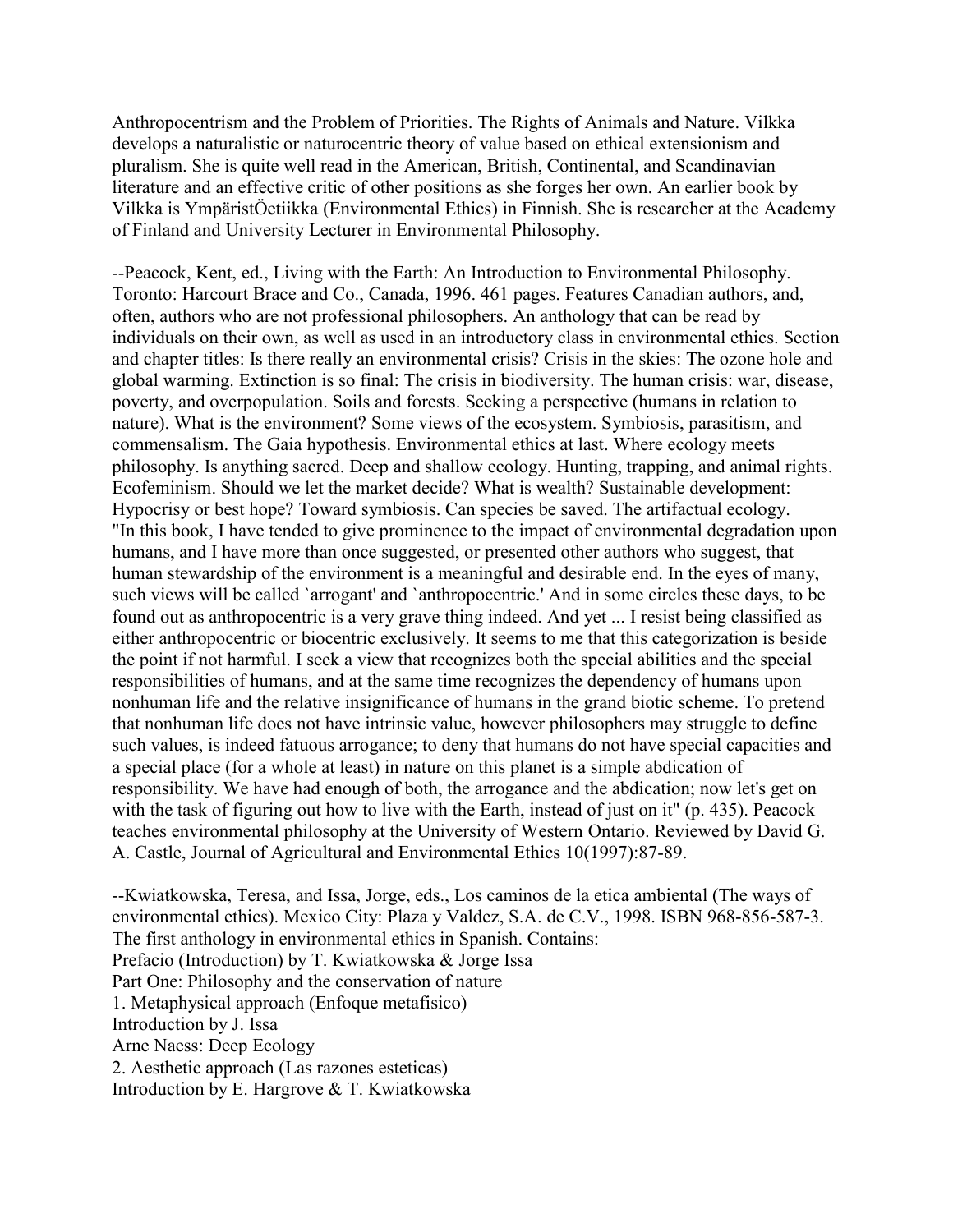Anthropocentrism and the Problem of Priorities. The Rights of Animals and Nature. Vilkka develops a naturalistic or naturocentric theory of value based on ethical extensionism and pluralism. She is quite well read in the American, British, Continental, and Scandinavian literature and an effective critic of other positions as she forges her own. An earlier book by Vilkka is YmpäristÖetiikka (Environmental Ethics) in Finnish. She is researcher at the Academy of Finland and University Lecturer in Environmental Philosophy.

--Peacock, Kent, ed., Living with the Earth: An Introduction to Environmental Philosophy. Toronto: Harcourt Brace and Co., Canada, 1996. 461 pages. Features Canadian authors, and, often, authors who are not professional philosophers. An anthology that can be read by individuals on their own, as well as used in an introductory class in environmental ethics. Section and chapter titles: Is there really an environmental crisis? Crisis in the skies: The ozone hole and global warming. Extinction is so final: The crisis in biodiversity. The human crisis: war, disease, poverty, and overpopulation. Soils and forests. Seeking a perspective (humans in relation to nature). What is the environment? Some views of the ecosystem. Symbiosis, parasitism, and commensalism. The Gaia hypothesis. Environmental ethics at last. Where ecology meets philosophy. Is anything sacred. Deep and shallow ecology. Hunting, trapping, and animal rights. Ecofeminism. Should we let the market decide? What is wealth? Sustainable development: Hypocrisy or best hope? Toward symbiosis. Can species be saved. The artifactual ecology. "In this book, I have tended to give prominence to the impact of environmental degradation upon humans, and I have more than once suggested, or presented other authors who suggest, that human stewardship of the environment is a meaningful and desirable end. In the eyes of many, such views will be called `arrogant' and `anthropocentric.' And in some circles these days, to be found out as anthropocentric is a very grave thing indeed. And yet ... I resist being classified as either anthropocentric or biocentric exclusively. It seems to me that this categorization is beside the point if not harmful. I seek a view that recognizes both the special abilities and the special responsibilities of humans, and at the same time recognizes the dependency of humans upon nonhuman life and the relative insignificance of humans in the grand biotic scheme. To pretend that nonhuman life does not have intrinsic value, however philosophers may struggle to define such values, is indeed fatuous arrogance; to deny that humans do not have special capacities and a special place (for a whole at least) in nature on this planet is a simple abdication of responsibility. We have had enough of both, the arrogance and the abdication; now let's get on with the task of figuring out how to live with the Earth, instead of just on it" (p. 435). Peacock teaches environmental philosophy at the University of Western Ontario. Reviewed by David G. A. Castle, Journal of Agricultural and Environmental Ethics 10(1997):87-89.

--Kwiatkowska, Teresa, and Issa, Jorge, eds., Los caminos de la etica ambiental (The ways of environmental ethics). Mexico City: Plaza y Valdez, S.A. de C.V., 1998. ISBN 968-856-587-3. The first anthology in environmental ethics in Spanish. Contains:
Prefacio (Introduction) by T. Kwiatkowska & Jorge Issa
Part One: Philosophy and the conservation of nature
1. Metaphysical approach (Enfoque metafisico)
Introduction by J. Issa
Arne Naess: Deep Ecology
2. Aesthetic approach (Las razones esteticas)
Introduction by E. Hargrove & T. Kwiatkowska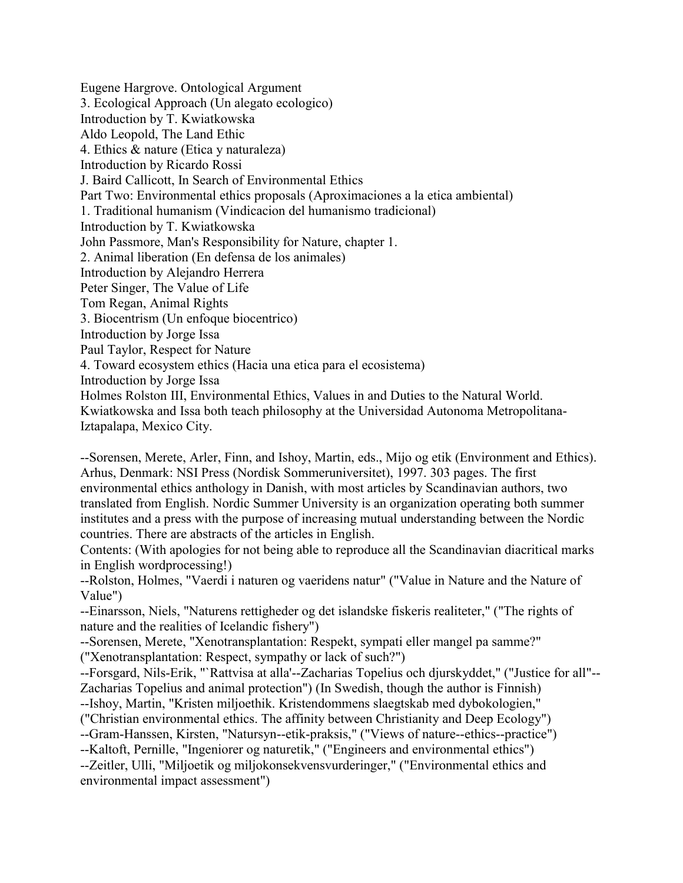Eugene Hargrove. Ontological Argument
3. Ecological Approach (Un alegato ecologico)
Introduction by T. Kwiatkowska
Aldo Leopold, The Land Ethic
4. Ethics & nature (Etica y naturaleza)
Introduction by Ricardo Rossi
J. Baird Callicott, In Search of Environmental Ethics
Part Two: Environmental ethics proposals (Aproximaciones a la etica ambiental)
1. Traditional humanism (Vindicacion del humanismo tradicional)
Introduction by T. Kwiatkowska
John Passmore, Man's Responsibility for Nature, chapter 1.
2. Animal liberation (En defensa de los animales)
Introduction by Alejandro Herrera
Peter Singer, The Value of Life
Tom Regan, Animal Rights
3. Biocentrism (Un enfoque biocentrico)
Introduction by Jorge Issa
Paul Taylor, Respect for Nature
4. Toward ecosystem ethics (Hacia una etica para el ecosistema)
Introduction by Jorge Issa
Holmes Rolston III, Environmental Ethics, Values in and Duties to the Natural World.
Kwiatkowska and Issa both teach philosophy at the Universidad Autonoma Metropolitana-Iztapalapa, Mexico City.

--Sorensen, Merete, Arler, Finn, and Ishoy, Martin, eds., Mijo og etik (Environment and Ethics). Arhus, Denmark: NSI Press (Nordisk Sommeruniversitet), 1997. 303 pages. The first environmental ethics anthology in Danish, with most articles by Scandinavian authors, two translated from English. Nordic Summer University is an organization operating both summer institutes and a press with the purpose of increasing mutual understanding between the Nordic countries. There are abstracts of the articles in English.
Contents: (With apologies for not being able to reproduce all the Scandinavian diacritical marks in English wordprocessing!)
--Rolston, Holmes, "Vaerdi i naturen og vaeridens natur" ("Value in Nature and the Nature of Value")
--Einarsson, Niels, "Naturens rettigheder og det islandske fiskeris realiteter," ("The rights of nature and the realities of Icelandic fishery")
--Sorensen, Merete, "Xenotransplantation: Respekt, sympati eller mangel pa samme?" ("Xenotransplantation: Respect, sympathy or lack of such?")
--Forsgard, Nils-Erik, "`Rattvisa at alla'--Zacharias Topelius och djurskyddet," ("Justice for all"--Zacharias Topelius and animal protection") (In Swedish, though the author is Finnish)
--Ishoy, Martin, "Kristen miljoethik. Kristendommens slaegtskab med dybokologien," ("Christian environmental ethics. The affinity between Christianity and Deep Ecology")
--Gram-Hanssen, Kirsten, "Natursyn--etik-praksis," ("Views of nature--ethics--practice")
--Kaltoft, Pernille, "Ingeniorer og naturetik," ("Engineers and environmental ethics")
--Zeitler, Ulli, "Miljoetik og miljokonsekvensvurderinger," ("Environmental ethics and environmental impact assessment")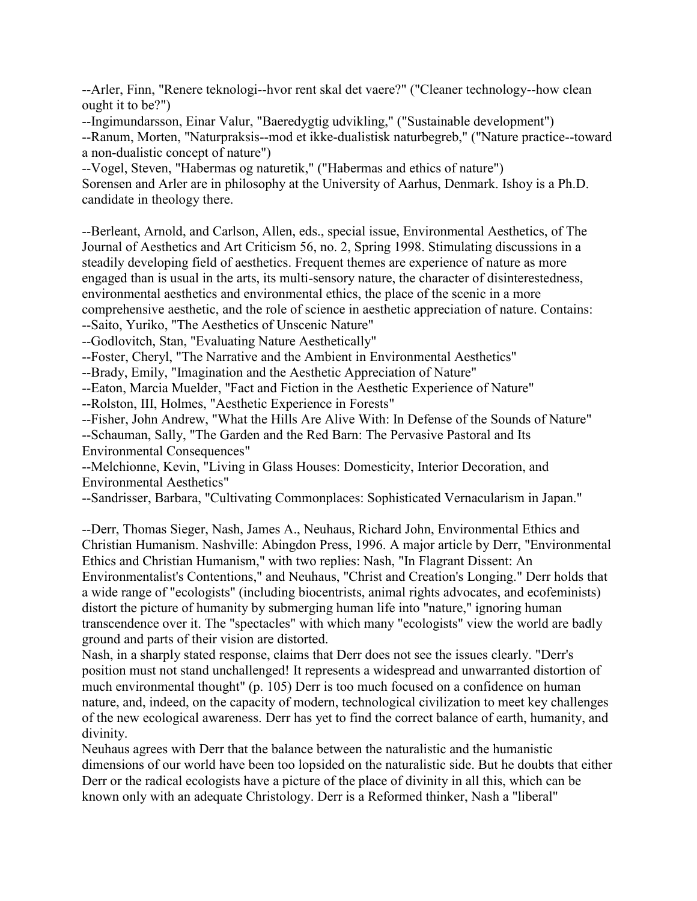--Arler, Finn, "Renere teknologi--hvor rent skal det vaere?" ("Cleaner technology--how clean ought it to be?")
--Ingimundarsson, Einar Valur, "Baeredygtig udvikling," ("Sustainable development")
--Ranum, Morten, "Naturpraksis--mod et ikke-dualistisk naturbegreb," ("Nature practice--toward a non-dualistic concept of nature")
--Vogel, Steven, "Habermas og naturetik," ("Habermas and ethics of nature")
Sorensen and Arler are in philosophy at the University of Aarhus, Denmark. Ishoy is a Ph.D. candidate in theology there.

--Berleant, Arnold, and Carlson, Allen, eds., special issue, Environmental Aesthetics, of The Journal of Aesthetics and Art Criticism 56, no. 2, Spring 1998. Stimulating discussions in a steadily developing field of aesthetics. Frequent themes are experience of nature as more engaged than is usual in the arts, its multi-sensory nature, the character of disinterestedness, environmental aesthetics and environmental ethics, the place of the scenic in a more comprehensive aesthetic, and the role of science in aesthetic appreciation of nature. Contains:
--Saito, Yuriko, "The Aesthetics of Unscenic Nature"
--Godlovitch, Stan, "Evaluating Nature Aesthetically"
--Foster, Cheryl, "The Narrative and the Ambient in Environmental Aesthetics"
--Brady, Emily, "Imagination and the Aesthetic Appreciation of Nature"
--Eaton, Marcia Muelder, "Fact and Fiction in the Aesthetic Experience of Nature"
--Rolston, III, Holmes, "Aesthetic Experience in Forests"
--Fisher, John Andrew, "What the Hills Are Alive With: In Defense of the Sounds of Nature"
--Schauman, Sally, "The Garden and the Red Barn: The Pervasive Pastoral and Its Environmental Consequences"
--Melchionne, Kevin, "Living in Glass Houses: Domesticity, Interior Decoration, and Environmental Aesthetics"
--Sandrisser, Barbara, "Cultivating Commonplaces: Sophisticated Vernacularism in Japan."

--Derr, Thomas Sieger, Nash, James A., Neuhaus, Richard John, Environmental Ethics and Christian Humanism. Nashville: Abingdon Press, 1996. A major article by Derr, "Environmental Ethics and Christian Humanism," with two replies: Nash, "In Flagrant Dissent: An Environmentalist's Contentions," and Neuhaus, "Christ and Creation's Longing." Derr holds that a wide range of "ecologists" (including biocentrists, animal rights advocates, and ecofeminists) distort the picture of humanity by submerging human life into "nature," ignoring human transcendence over it. The "spectacles" with which many "ecologists" view the world are badly ground and parts of their vision are distorted.
Nash, in a sharply stated response, claims that Derr does not see the issues clearly. "Derr's position must not stand unchallenged! It represents a widespread and unwarranted distortion of much environmental thought" (p. 105) Derr is too much focused on a confidence on human nature, and, indeed, on the capacity of modern, technological civilization to meet key challenges of the new ecological awareness. Derr has yet to find the correct balance of earth, humanity, and divinity.
Neuhaus agrees with Derr that the balance between the naturalistic and the humanistic dimensions of our world have been too lopsided on the naturalistic side. But he doubts that either Derr or the radical ecologists have a picture of the place of divinity in all this, which can be known only with an adequate Christology. Derr is a Reformed thinker, Nash a "liberal"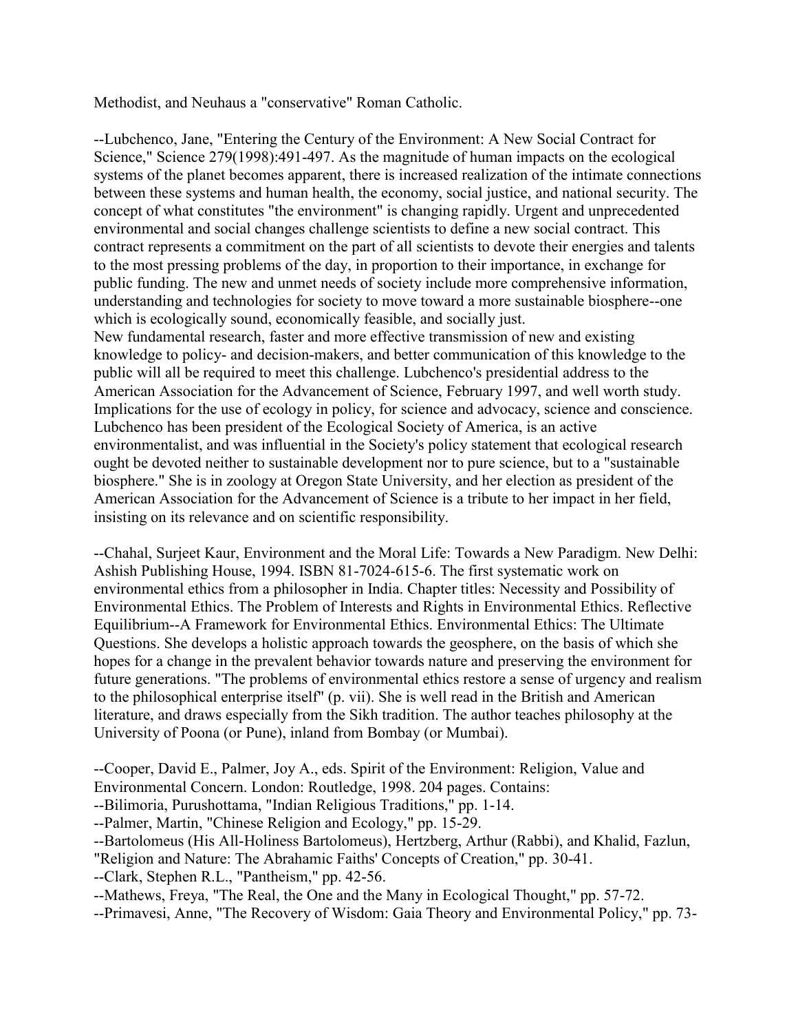Methodist, and Neuhaus a "conservative" Roman Catholic.

--Lubchenco, Jane, "Entering the Century of the Environment: A New Social Contract for Science," Science 279(1998):491-497. As the magnitude of human impacts on the ecological systems of the planet becomes apparent, there is increased realization of the intimate connections between these systems and human health, the economy, social justice, and national security. The concept of what constitutes "the environment" is changing rapidly. Urgent and unprecedented environmental and social changes challenge scientists to define a new social contract. This contract represents a commitment on the part of all scientists to devote their energies and talents to the most pressing problems of the day, in proportion to their importance, in exchange for public funding. The new and unmet needs of society include more comprehensive information, understanding and technologies for society to move toward a more sustainable biosphere--one which is ecologically sound, economically feasible, and socially just.
New fundamental research, faster and more effective transmission of new and existing knowledge to policy- and decision-makers, and better communication of this knowledge to the public will all be required to meet this challenge. Lubchenco's presidential address to the American Association for the Advancement of Science, February 1997, and well worth study. Implications for the use of ecology in policy, for science and advocacy, science and conscience. Lubchenco has been president of the Ecological Society of America, is an active environmentalist, and was influential in the Society's policy statement that ecological research ought be devoted neither to sustainable development nor to pure science, but to a "sustainable biosphere." She is in zoology at Oregon State University, and her election as president of the American Association for the Advancement of Science is a tribute to her impact in her field, insisting on its relevance and on scientific responsibility.

--Chahal, Surjeet Kaur, Environment and the Moral Life: Towards a New Paradigm. New Delhi: Ashish Publishing House, 1994. ISBN 81-7024-615-6. The first systematic work on environmental ethics from a philosopher in India. Chapter titles: Necessity and Possibility of Environmental Ethics. The Problem of Interests and Rights in Environmental Ethics. Reflective Equilibrium--A Framework for Environmental Ethics. Environmental Ethics: The Ultimate Questions. She develops a holistic approach towards the geosphere, on the basis of which she hopes for a change in the prevalent behavior towards nature and preserving the environment for future generations. "The problems of environmental ethics restore a sense of urgency and realism to the philosophical enterprise itself" (p. vii). She is well read in the British and American literature, and draws especially from the Sikh tradition. The author teaches philosophy at the University of Poona (or Pune), inland from Bombay (or Mumbai).

--Cooper, David E., Palmer, Joy A., eds. Spirit of the Environment: Religion, Value and Environmental Concern. London: Routledge, 1998. 204 pages. Contains:
--Bilimoria, Purushottama, "Indian Religious Traditions," pp. 1-14.
--Palmer, Martin, "Chinese Religion and Ecology," pp. 15-29.
--Bartolomeus (His All-Holiness Bartolomeus), Hertzberg, Arthur (Rabbi), and Khalid, Fazlun, "Religion and Nature: The Abrahamic Faiths' Concepts of Creation," pp. 30-41.
--Clark, Stephen R.L., "Pantheism," pp. 42-56.
--Mathews, Freya, "The Real, the One and the Many in Ecological Thought," pp. 57-72.
--Primavesi, Anne, "The Recovery of Wisdom: Gaia Theory and Environmental Policy," pp. 73-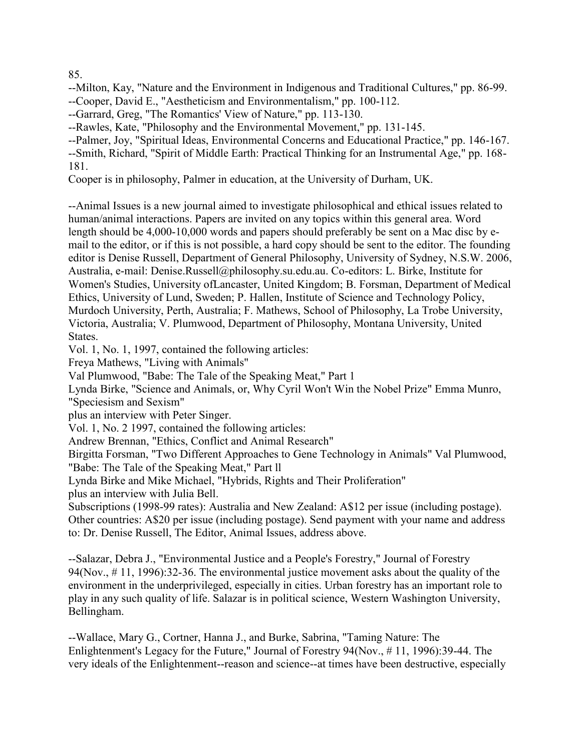85.

--Milton, Kay, "Nature and the Environment in Indigenous and Traditional Cultures," pp. 86-99.

--Cooper, David E., "Aestheticism and Environmentalism," pp. 100-112.

--Garrard, Greg, "The Romantics' View of Nature," pp. 113-130.

--Rawles, Kate, "Philosophy and the Environmental Movement," pp. 131-145.

--Palmer, Joy, "Spiritual Ideas, Environmental Concerns and Educational Practice," pp. 146-167.

--Smith, Richard, "Spirit of Middle Earth: Practical Thinking for an Instrumental Age," pp. 168-181.

Cooper is in philosophy, Palmer in education, at the University of Durham, UK.

--Animal Issues is a new journal aimed to investigate philosophical and ethical issues related to human/animal interactions. Papers are invited on any topics within this general area. Word length should be 4,000-10,000 words and papers should preferably be sent on a Mac disc by e-mail to the editor, or if this is not possible, a hard copy should be sent to the editor. The founding editor is Denise Russell, Department of General Philosophy, University of Sydney, N.S.W. 2006, Australia, e-mail: Denise.Russell@philosophy.su.edu.au. Co-editors: L. Birke, Institute for Women's Studies, University ofLancaster, United Kingdom; B. Forsman, Department of Medical Ethics, University of Lund, Sweden; P. Hallen, Institute of Science and Technology Policy, Murdoch University, Perth, Australia; F. Mathews, School of Philosophy, La Trobe University, Victoria, Australia; V. Plumwood, Department of Philosophy, Montana University, United States.

Vol. 1, No. 1, 1997, contained the following articles:

Freya Mathews, "Living with Animals"

Val Plumwood, "Babe: The Tale of the Speaking Meat," Part 1

Lynda Birke, "Science and Animals, or, Why Cyril Won't Win the Nobel Prize" Emma Munro, "Speciesism and Sexism"

plus an interview with Peter Singer.

Vol. 1, No. 2 1997, contained the following articles:

Andrew Brennan, "Ethics, Conflict and Animal Research"

Birgitta Forsman, "Two Different Approaches to Gene Technology in Animals" Val Plumwood, "Babe: The Tale of the Speaking Meat," Part ll

Lynda Birke and Mike Michael, "Hybrids, Rights and Their Proliferation"

plus an interview with Julia Bell.

Subscriptions (1998-99 rates): Australia and New Zealand: A$12 per issue (including postage). Other countries: A$20 per issue (including postage). Send payment with your name and address to: Dr. Denise Russell, The Editor, Animal Issues, address above.

--Salazar, Debra J., "Environmental Justice and a People's Forestry," Journal of Forestry 94(Nov., # 11, 1996):32-36. The environmental justice movement asks about the quality of the environment in the underprivileged, especially in cities. Urban forestry has an important role to play in any such quality of life. Salazar is in political science, Western Washington University, Bellingham.

--Wallace, Mary G., Cortner, Hanna J., and Burke, Sabrina, "Taming Nature: The Enlightenment's Legacy for the Future," Journal of Forestry 94(Nov., # 11, 1996):39-44. The very ideals of the Enlightenment--reason and science--at times have been destructive, especially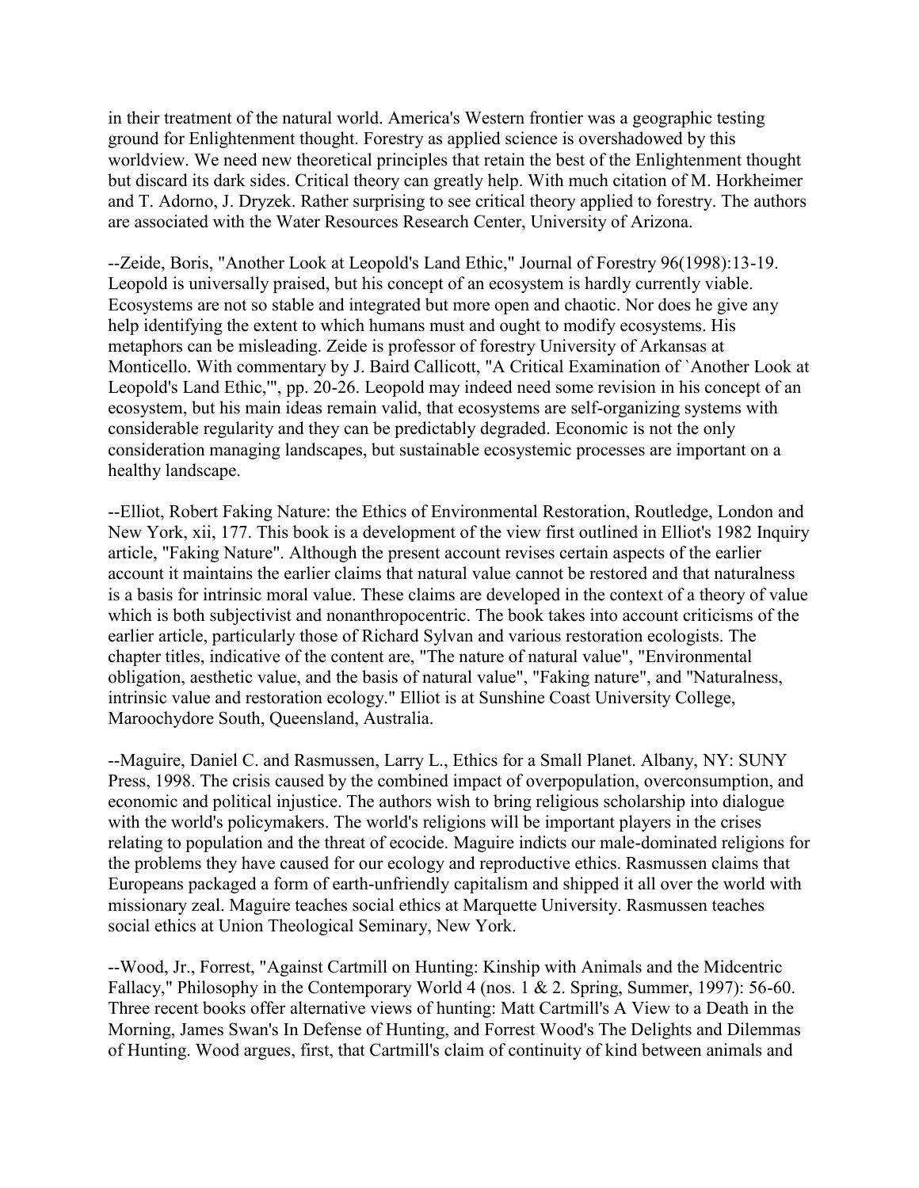in their treatment of the natural world. America's Western frontier was a geographic testing ground for Enlightenment thought. Forestry as applied science is overshadowed by this worldview. We need new theoretical principles that retain the best of the Enlightenment thought but discard its dark sides. Critical theory can greatly help. With much citation of M. Horkheimer and T. Adorno, J. Dryzek. Rather surprising to see critical theory applied to forestry. The authors are associated with the Water Resources Research Center, University of Arizona.

--Zeide, Boris, "Another Look at Leopold's Land Ethic," Journal of Forestry 96(1998):13-19. Leopold is universally praised, but his concept of an ecosystem is hardly currently viable. Ecosystems are not so stable and integrated but more open and chaotic. Nor does he give any help identifying the extent to which humans must and ought to modify ecosystems. His metaphors can be misleading. Zeide is professor of forestry University of Arkansas at Monticello. With commentary by J. Baird Callicott, "A Critical Examination of `Another Look at Leopold's Land Ethic,'", pp. 20-26. Leopold may indeed need some revision in his concept of an ecosystem, but his main ideas remain valid, that ecosystems are self-organizing systems with considerable regularity and they can be predictably degraded. Economic is not the only consideration managing landscapes, but sustainable ecosystemic processes are important on a healthy landscape.

--Elliot, Robert Faking Nature: the Ethics of Environmental Restoration, Routledge, London and New York, xii, 177. This book is a development of the view first outlined in Elliot's 1982 Inquiry article, "Faking Nature". Although the present account revises certain aspects of the earlier account it maintains the earlier claims that natural value cannot be restored and that naturalness is a basis for intrinsic moral value. These claims are developed in the context of a theory of value which is both subjectivist and nonanthropocentric. The book takes into account criticisms of the earlier article, particularly those of Richard Sylvan and various restoration ecologists. The chapter titles, indicative of the content are, "The nature of natural value", "Environmental obligation, aesthetic value, and the basis of natural value", "Faking nature", and "Naturalness, intrinsic value and restoration ecology." Elliot is at Sunshine Coast University College, Maroochydore South, Queensland, Australia.

--Maguire, Daniel C. and Rasmussen, Larry L., Ethics for a Small Planet. Albany, NY: SUNY Press, 1998. The crisis caused by the combined impact of overpopulation, overconsumption, and economic and political injustice. The authors wish to bring religious scholarship into dialogue with the world's policymakers. The world's religions will be important players in the crises relating to population and the threat of ecocide. Maguire indicts our male-dominated religions for the problems they have caused for our ecology and reproductive ethics. Rasmussen claims that Europeans packaged a form of earth-unfriendly capitalism and shipped it all over the world with missionary zeal. Maguire teaches social ethics at Marquette University. Rasmussen teaches social ethics at Union Theological Seminary, New York.

--Wood, Jr., Forrest, "Against Cartmill on Hunting: Kinship with Animals and the Midcentric Fallacy," Philosophy in the Contemporary World 4 (nos. 1 & 2. Spring, Summer, 1997): 56-60. Three recent books offer alternative views of hunting: Matt Cartmill's A View to a Death in the Morning, James Swan's In Defense of Hunting, and Forrest Wood's The Delights and Dilemmas of Hunting. Wood argues, first, that Cartmill's claim of continuity of kind between animals and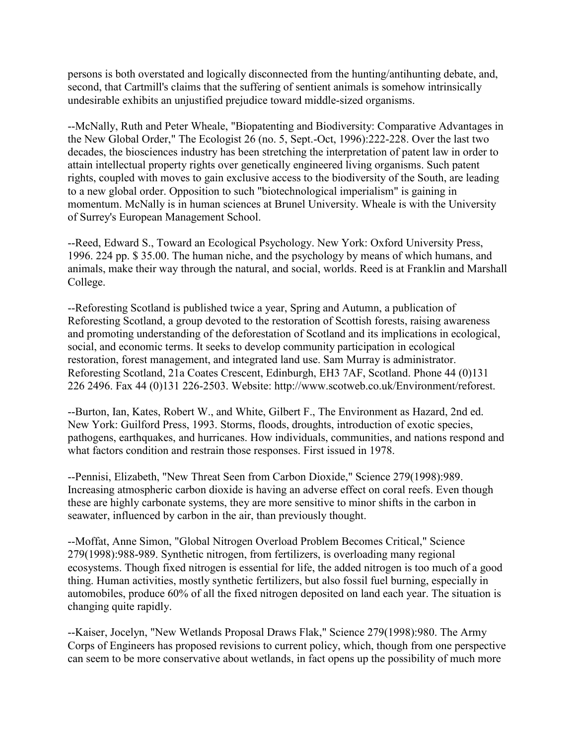persons is both overstated and logically disconnected from the hunting/antihunting debate, and, second, that Cartmill's claims that the suffering of sentient animals is somehow intrinsically undesirable exhibits an unjustified prejudice toward middle-sized organisms.

--McNally, Ruth and Peter Wheale, "Biopatenting and Biodiversity: Comparative Advantages in the New Global Order," The Ecologist 26 (no. 5, Sept.-Oct, 1996):222-228. Over the last two decades, the biosciences industry has been stretching the interpretation of patent law in order to attain intellectual property rights over genetically engineered living organisms. Such patent rights, coupled with moves to gain exclusive access to the biodiversity of the South, are leading to a new global order. Opposition to such "biotechnological imperialism" is gaining in momentum. McNally is in human sciences at Brunel University. Wheale is with the University of Surrey's European Management School.

--Reed, Edward S., Toward an Ecological Psychology. New York: Oxford University Press, 1996. 224 pp. $ 35.00. The human niche, and the psychology by means of which humans, and animals, make their way through the natural, and social, worlds. Reed is at Franklin and Marshall College.

--Reforesting Scotland is published twice a year, Spring and Autumn, a publication of Reforesting Scotland, a group devoted to the restoration of Scottish forests, raising awareness and promoting understanding of the deforestation of Scotland and its implications in ecological, social, and economic terms. It seeks to develop community participation in ecological restoration, forest management, and integrated land use. Sam Murray is administrator. Reforesting Scotland, 21a Coates Crescent, Edinburgh, EH3 7AF, Scotland. Phone 44 (0)131 226 2496. Fax 44 (0)131 226-2503. Website: http://www.scotweb.co.uk/Environment/reforest.

--Burton, Ian, Kates, Robert W., and White, Gilbert F., The Environment as Hazard, 2nd ed. New York: Guilford Press, 1993. Storms, floods, droughts, introduction of exotic species, pathogens, earthquakes, and hurricanes. How individuals, communities, and nations respond and what factors condition and restrain those responses. First issued in 1978.

--Pennisi, Elizabeth, "New Threat Seen from Carbon Dioxide," Science 279(1998):989. Increasing atmospheric carbon dioxide is having an adverse effect on coral reefs. Even though these are highly carbonate systems, they are more sensitive to minor shifts in the carbon in seawater, influenced by carbon in the air, than previously thought.

--Moffat, Anne Simon, "Global Nitrogen Overload Problem Becomes Critical," Science 279(1998):988-989. Synthetic nitrogen, from fertilizers, is overloading many regional ecosystems. Though fixed nitrogen is essential for life, the added nitrogen is too much of a good thing. Human activities, mostly synthetic fertilizers, but also fossil fuel burning, especially in automobiles, produce 60% of all the fixed nitrogen deposited on land each year. The situation is changing quite rapidly.

--Kaiser, Jocelyn, "New Wetlands Proposal Draws Flak," Science 279(1998):980. The Army Corps of Engineers has proposed revisions to current policy, which, though from one perspective can seem to be more conservative about wetlands, in fact opens up the possibility of much more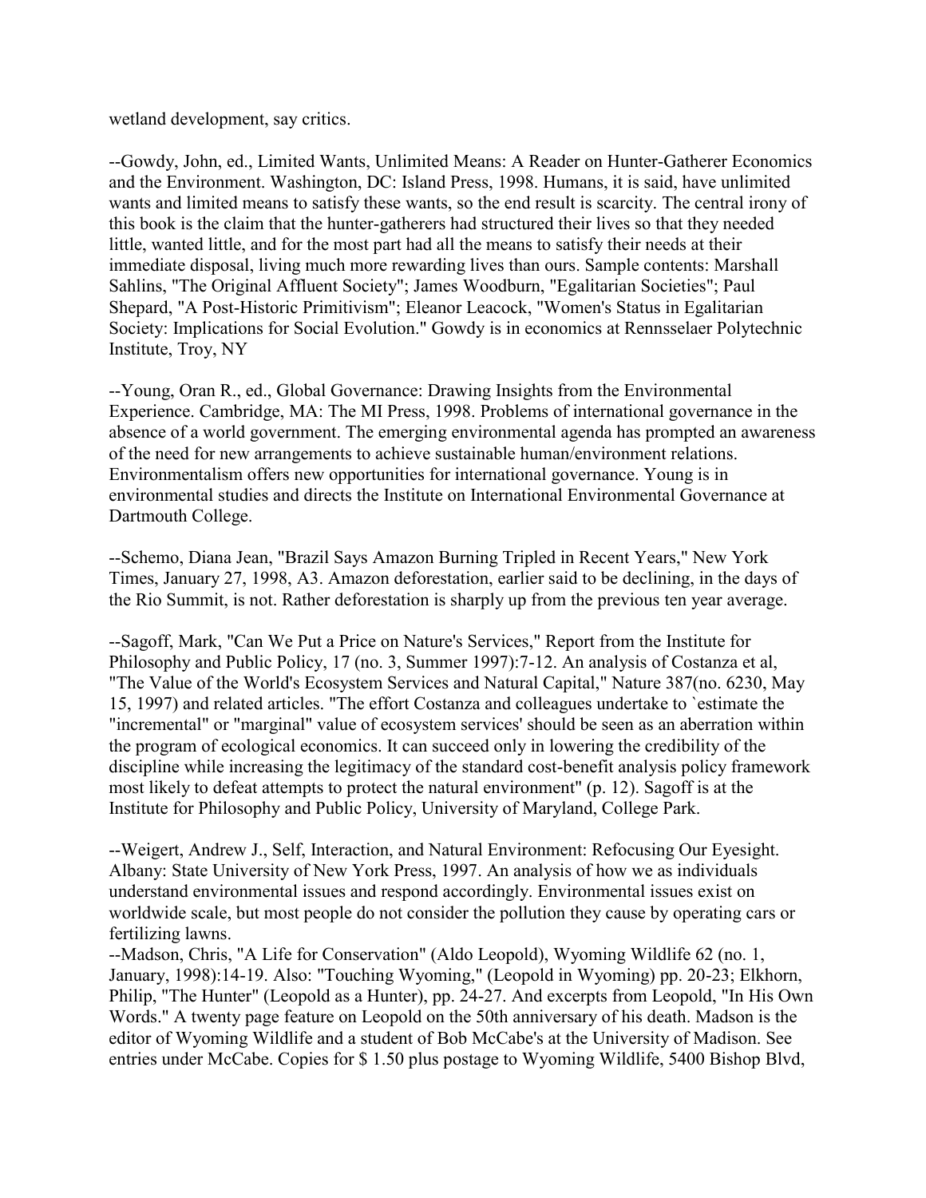wetland development, say critics.

--Gowdy, John, ed., Limited Wants, Unlimited Means: A Reader on Hunter-Gatherer Economics and the Environment. Washington, DC: Island Press, 1998. Humans, it is said, have unlimited wants and limited means to satisfy these wants, so the end result is scarcity. The central irony of this book is the claim that the hunter-gatherers had structured their lives so that they needed little, wanted little, and for the most part had all the means to satisfy their needs at their immediate disposal, living much more rewarding lives than ours. Sample contents: Marshall Sahlins, "The Original Affluent Society"; James Woodburn, "Egalitarian Societies"; Paul Shepard, "A Post-Historic Primitivism"; Eleanor Leacock, "Women's Status in Egalitarian Society: Implications for Social Evolution." Gowdy is in economics at Rennsselaer Polytechnic Institute, Troy, NY

--Young, Oran R., ed., Global Governance: Drawing Insights from the Environmental Experience. Cambridge, MA: The MI Press, 1998. Problems of international governance in the absence of a world government. The emerging environmental agenda has prompted an awareness of the need for new arrangements to achieve sustainable human/environment relations. Environmentalism offers new opportunities for international governance. Young is in environmental studies and directs the Institute on International Environmental Governance at Dartmouth College.

--Schemo, Diana Jean, "Brazil Says Amazon Burning Tripled in Recent Years," New York Times, January 27, 1998, A3. Amazon deforestation, earlier said to be declining, in the days of the Rio Summit, is not. Rather deforestation is sharply up from the previous ten year average.

--Sagoff, Mark, "Can We Put a Price on Nature's Services," Report from the Institute for Philosophy and Public Policy, 17 (no. 3, Summer 1997):7-12. An analysis of Costanza et al, "The Value of the World's Ecosystem Services and Natural Capital," Nature 387(no. 6230, May 15, 1997) and related articles. "The effort Costanza and colleagues undertake to `estimate the "incremental" or "marginal" value of ecosystem services' should be seen as an aberration within the program of ecological economics. It can succeed only in lowering the credibility of the discipline while increasing the legitimacy of the standard cost-benefit analysis policy framework most likely to defeat attempts to protect the natural environment" (p. 12). Sagoff is at the Institute for Philosophy and Public Policy, University of Maryland, College Park.

--Weigert, Andrew J., Self, Interaction, and Natural Environment: Refocusing Our Eyesight. Albany: State University of New York Press, 1997. An analysis of how we as individuals understand environmental issues and respond accordingly. Environmental issues exist on worldwide scale, but most people do not consider the pollution they cause by operating cars or fertilizing lawns.

--Madson, Chris, "A Life for Conservation" (Aldo Leopold), Wyoming Wildlife 62 (no. 1, January, 1998):14-19. Also: "Touching Wyoming," (Leopold in Wyoming) pp. 20-23; Elkhorn, Philip, "The Hunter" (Leopold as a Hunter), pp. 24-27. And excerpts from Leopold, "In His Own Words." A twenty page feature on Leopold on the 50th anniversary of his death. Madson is the editor of Wyoming Wildlife and a student of Bob McCabe's at the University of Madison. See entries under McCabe. Copies for $ 1.50 plus postage to Wyoming Wildlife, 5400 Bishop Blvd,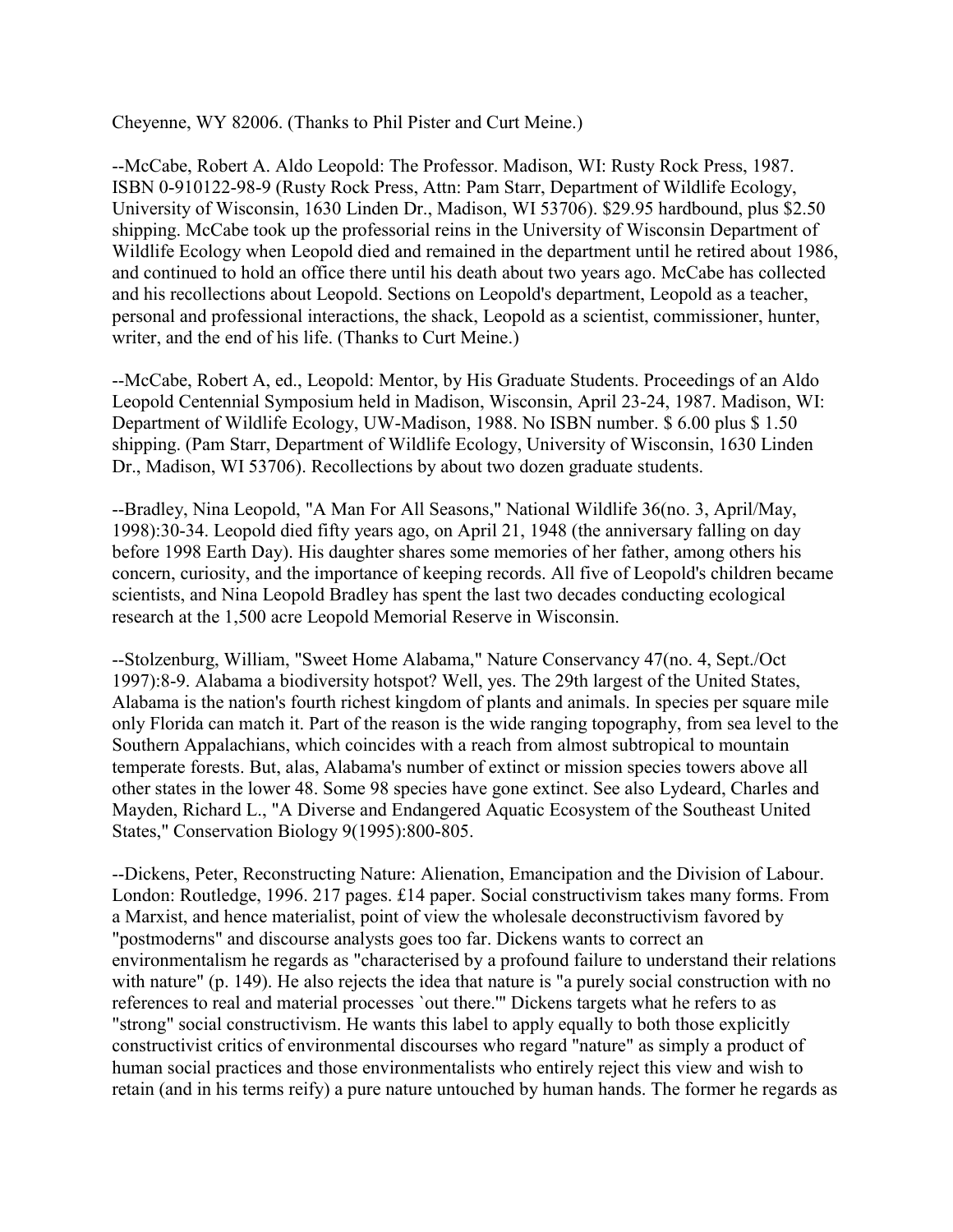Cheyenne, WY 82006. (Thanks to Phil Pister and Curt Meine.)

--McCabe, Robert A. Aldo Leopold: The Professor. Madison, WI: Rusty Rock Press, 1987. ISBN 0-910122-98-9 (Rusty Rock Press, Attn: Pam Starr, Department of Wildlife Ecology, University of Wisconsin, 1630 Linden Dr., Madison, WI 53706). $29.95 hardbound, plus $2.50 shipping. McCabe took up the professorial reins in the University of Wisconsin Department of Wildlife Ecology when Leopold died and remained in the department until he retired about 1986, and continued to hold an office there until his death about two years ago. McCabe has collected and his recollections about Leopold. Sections on Leopold's department, Leopold as a teacher, personal and professional interactions, the shack, Leopold as a scientist, commissioner, hunter, writer, and the end of his life. (Thanks to Curt Meine.)

--McCabe, Robert A, ed., Leopold: Mentor, by His Graduate Students. Proceedings of an Aldo Leopold Centennial Symposium held in Madison, Wisconsin, April 23-24, 1987. Madison, WI: Department of Wildlife Ecology, UW-Madison, 1988. No ISBN number. $ 6.00 plus $ 1.50 shipping. (Pam Starr, Department of Wildlife Ecology, University of Wisconsin, 1630 Linden Dr., Madison, WI 53706). Recollections by about two dozen graduate students.

--Bradley, Nina Leopold, "A Man For All Seasons," National Wildlife 36(no. 3, April/May, 1998):30-34. Leopold died fifty years ago, on April 21, 1948 (the anniversary falling on day before 1998 Earth Day). His daughter shares some memories of her father, among others his concern, curiosity, and the importance of keeping records. All five of Leopold's children became scientists, and Nina Leopold Bradley has spent the last two decades conducting ecological research at the 1,500 acre Leopold Memorial Reserve in Wisconsin.

--Stolzenburg, William, "Sweet Home Alabama," Nature Conservancy 47(no. 4, Sept./Oct 1997):8-9. Alabama a biodiversity hotspot? Well, yes. The 29th largest of the United States, Alabama is the nation's fourth richest kingdom of plants and animals. In species per square mile only Florida can match it. Part of the reason is the wide ranging topography, from sea level to the Southern Appalachians, which coincides with a reach from almost subtropical to mountain temperate forests. But, alas, Alabama's number of extinct or mission species towers above all other states in the lower 48. Some 98 species have gone extinct. See also Lydeard, Charles and Mayden, Richard L., "A Diverse and Endangered Aquatic Ecosystem of the Southeast United States," Conservation Biology 9(1995):800-805.

--Dickens, Peter, Reconstructing Nature: Alienation, Emancipation and the Division of Labour. London: Routledge, 1996. 217 pages. £14 paper. Social constructivism takes many forms. From a Marxist, and hence materialist, point of view the wholesale deconstructivism favored by "postmoderns" and discourse analysts goes too far. Dickens wants to correct an environmentalism he regards as "characterised by a profound failure to understand their relations with nature" (p. 149). He also rejects the idea that nature is "a purely social construction with no references to real and material processes `out there.'" Dickens targets what he refers to as "strong" social constructivism. He wants this label to apply equally to both those explicitly constructivist critics of environmental discourses who regard "nature" as simply a product of human social practices and those environmentalists who entirely reject this view and wish to retain (and in his terms reify) a pure nature untouched by human hands. The former he regards as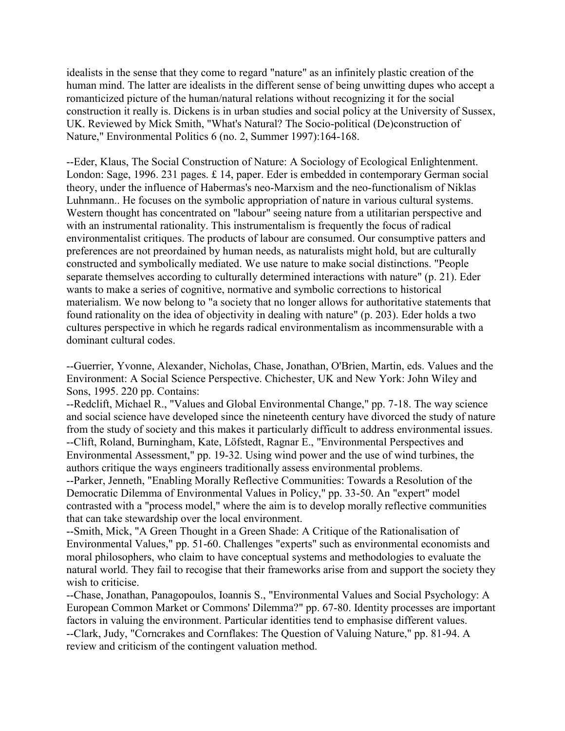idealists in the sense that they come to regard "nature" as an infinitely plastic creation of the human mind. The latter are idealists in the different sense of being unwitting dupes who accept a romanticized picture of the human/natural relations without recognizing it for the social construction it really is. Dickens is in urban studies and social policy at the University of Sussex, UK. Reviewed by Mick Smith, "What's Natural? The Socio-political (De)construction of Nature," Environmental Politics 6 (no. 2, Summer 1997):164-168.

--Eder, Klaus, The Social Construction of Nature: A Sociology of Ecological Enlightenment. London: Sage, 1996. 231 pages. £ 14, paper. Eder is embedded in contemporary German social theory, under the influence of Habermas's neo-Marxism and the neo-functionalism of Niklas Luhnmann.. He focuses on the symbolic appropriation of nature in various cultural systems. Western thought has concentrated on "labour" seeing nature from a utilitarian perspective and with an instrumental rationality. This instrumentalism is frequently the focus of radical environmentalist critiques. The products of labour are consumed. Our consumptive patters and preferences are not preordained by human needs, as naturalists might hold, but are culturally constructed and symbolically mediated. We use nature to make social distinctions. "People separate themselves according to culturally determined interactions with nature" (p. 21). Eder wants to make a series of cognitive, normative and symbolic corrections to historical materialism. We now belong to "a society that no longer allows for authoritative statements that found rationality on the idea of objectivity in dealing with nature" (p. 203). Eder holds a two cultures perspective in which he regards radical environmentalism as incommensurable with a dominant cultural codes.

--Guerrier, Yvonne, Alexander, Nicholas, Chase, Jonathan, O'Brien, Martin, eds. Values and the Environment: A Social Science Perspective. Chichester, UK and New York: John Wiley and Sons, 1995. 220 pp. Contains:

--Redclift, Michael R., "Values and Global Environmental Change," pp. 7-18. The way science and social science have developed since the nineteenth century have divorced the study of nature from the study of society and this makes it particularly difficult to address environmental issues.

--Clift, Roland, Burningham, Kate, Löfstedt, Ragnar E., "Environmental Perspectives and Environmental Assessment," pp. 19-32. Using wind power and the use of wind turbines, the authors critique the ways engineers traditionally assess environmental problems.

--Parker, Jenneth, "Enabling Morally Reflective Communities: Towards a Resolution of the Democratic Dilemma of Environmental Values in Policy," pp. 33-50. An "expert" model contrasted with a "process model," where the aim is to develop morally reflective communities that can take stewardship over the local environment.

--Smith, Mick, "A Green Thought in a Green Shade: A Critique of the Rationalisation of Environmental Values," pp. 51-60. Challenges "experts" such as environmental economists and moral philosophers, who claim to have conceptual systems and methodologies to evaluate the natural world. They fail to recogise that their frameworks arise from and support the society they wish to criticise.

--Chase, Jonathan, Panagopoulos, Ioannis S., "Environmental Values and Social Psychology: A European Common Market or Commons' Dilemma?" pp. 67-80. Identity processes are important factors in valuing the environment. Particular identities tend to emphasise different values.

--Clark, Judy, "Corncrakes and Cornflakes: The Question of Valuing Nature," pp. 81-94. A review and criticism of the contingent valuation method.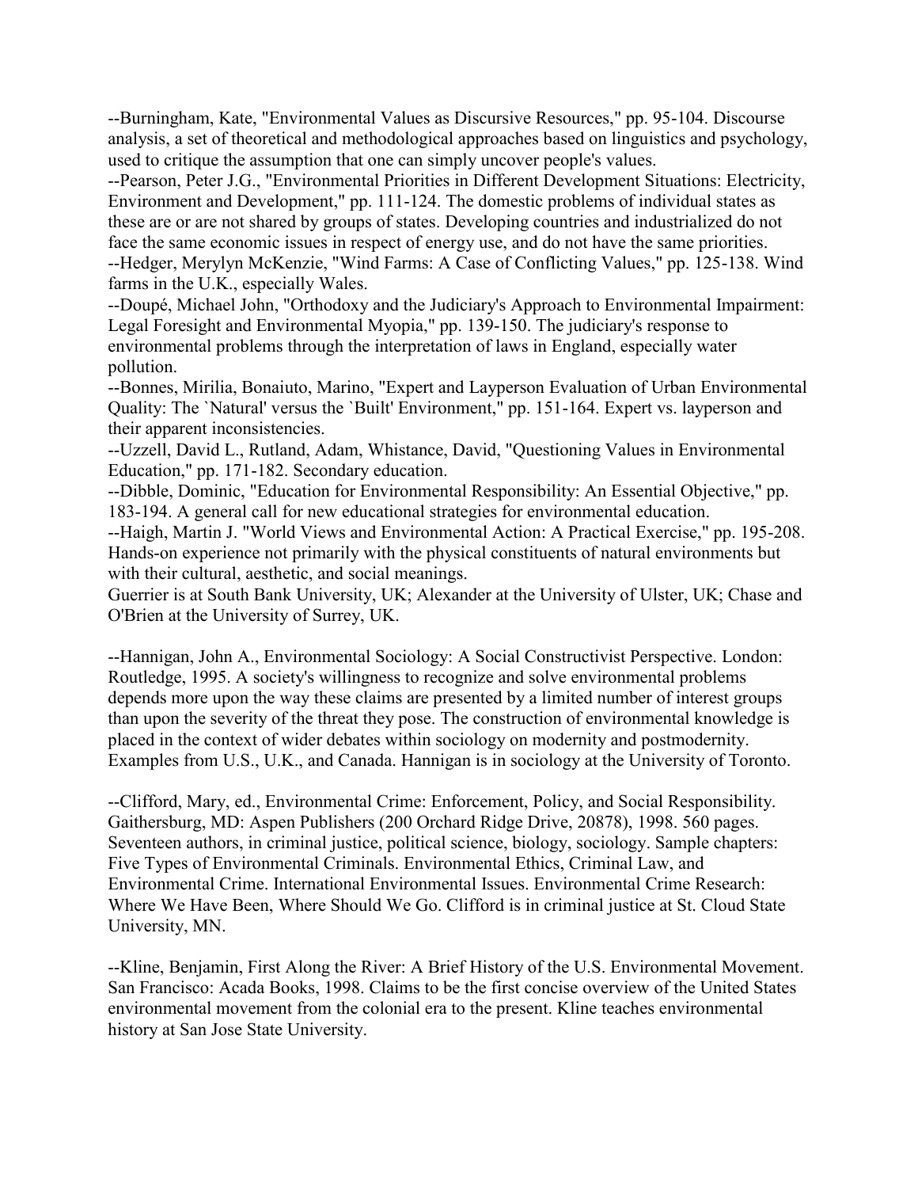--Burningham, Kate, "Environmental Values as Discursive Resources," pp. 95-104. Discourse analysis, a set of theoretical and methodological approaches based on linguistics and psychology, used to critique the assumption that one can simply uncover people's values.
--Pearson, Peter J.G., "Environmental Priorities in Different Development Situations: Electricity, Environment and Development," pp. 111-124. The domestic problems of individual states as these are or are not shared by groups of states. Developing countries and industrialized do not face the same economic issues in respect of energy use, and do not have the same priorities.
--Hedger, Merylyn McKenzie, "Wind Farms: A Case of Conflicting Values," pp. 125-138. Wind farms in the U.K., especially Wales.
--Doupé, Michael John, "Orthodoxy and the Judiciary's Approach to Environmental Impairment: Legal Foresight and Environmental Myopia," pp. 139-150. The judiciary's response to environmental problems through the interpretation of laws in England, especially water pollution.
--Bonnes, Mirilia, Bonaiuto, Marino, "Expert and Layperson Evaluation of Urban Environmental Quality: The `Natural' versus the `Built' Environment," pp. 151-164. Expert vs. layperson and their apparent inconsistencies.
--Uzzell, David L., Rutland, Adam, Whistance, David, "Questioning Values in Environmental Education," pp. 171-182. Secondary education.
--Dibble, Dominic, "Education for Environmental Responsibility: An Essential Objective," pp. 183-194. A general call for new educational strategies for environmental education.
--Haigh, Martin J. "World Views and Environmental Action: A Practical Exercise," pp. 195-208. Hands-on experience not primarily with the physical constituents of natural environments but with their cultural, aesthetic, and social meanings.
Guerrier is at South Bank University, UK; Alexander at the University of Ulster, UK; Chase and O'Brien at the University of Surrey, UK.

--Hannigan, John A., Environmental Sociology: A Social Constructivist Perspective. London: Routledge, 1995. A society's willingness to recognize and solve environmental problems depends more upon the way these claims are presented by a limited number of interest groups than upon the severity of the threat they pose. The construction of environmental knowledge is placed in the context of wider debates within sociology on modernity and postmodernity. Examples from U.S., U.K., and Canada. Hannigan is in sociology at the University of Toronto.

--Clifford, Mary, ed., Environmental Crime: Enforcement, Policy, and Social Responsibility. Gaithersburg, MD: Aspen Publishers (200 Orchard Ridge Drive, 20878), 1998. 560 pages. Seventeen authors, in criminal justice, political science, biology, sociology. Sample chapters: Five Types of Environmental Criminals. Environmental Ethics, Criminal Law, and Environmental Crime. International Environmental Issues. Environmental Crime Research: Where We Have Been, Where Should We Go. Clifford is in criminal justice at St. Cloud State University, MN.

--Kline, Benjamin, First Along the River: A Brief History of the U.S. Environmental Movement. San Francisco: Acada Books, 1998. Claims to be the first concise overview of the United States environmental movement from the colonial era to the present. Kline teaches environmental history at San Jose State University.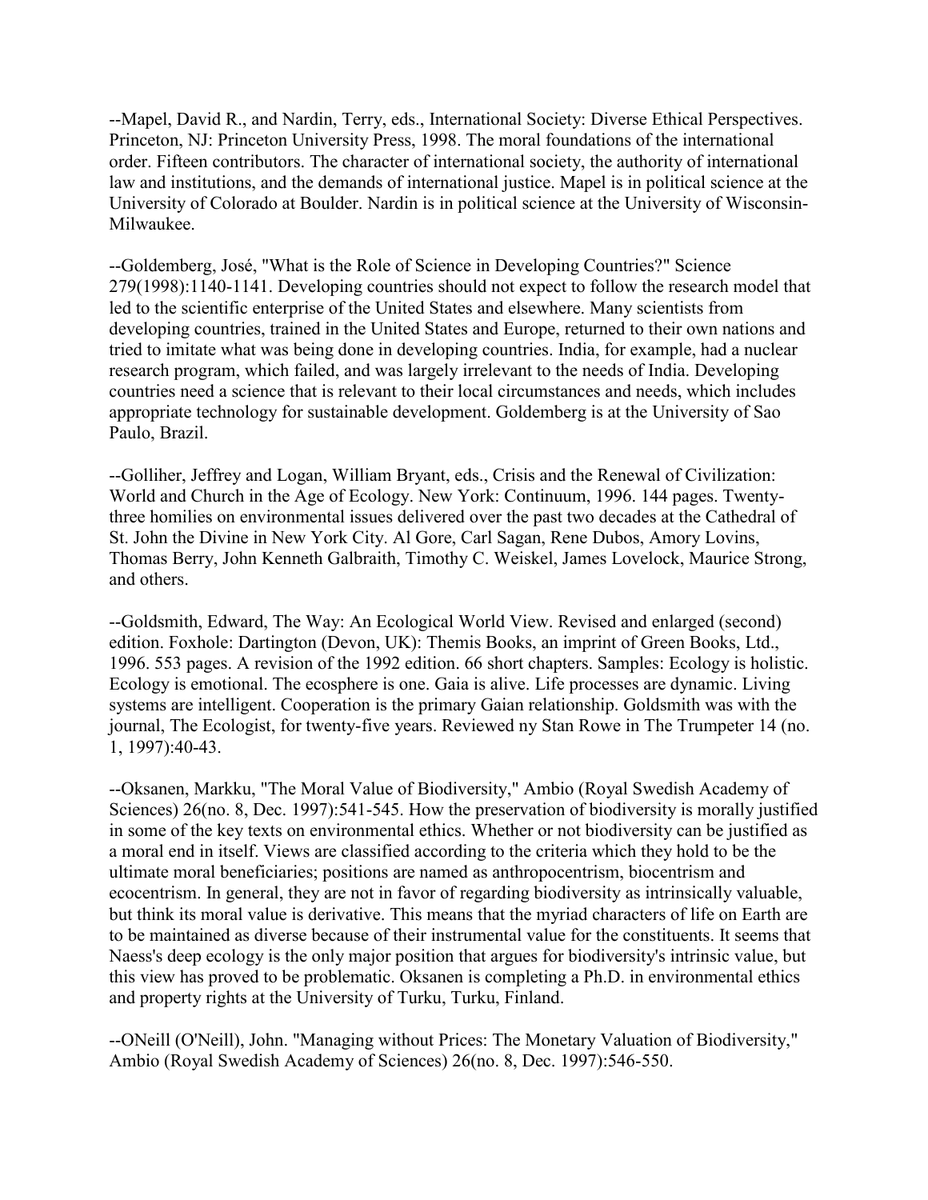--Mapel, David R., and Nardin, Terry, eds., International Society: Diverse Ethical Perspectives. Princeton, NJ: Princeton University Press, 1998. The moral foundations of the international order. Fifteen contributors. The character of international society, the authority of international law and institutions, and the demands of international justice. Mapel is in political science at the University of Colorado at Boulder. Nardin is in political science at the University of Wisconsin-Milwaukee.

--Goldemberg, José, "What is the Role of Science in Developing Countries?" Science 279(1998):1140-1141. Developing countries should not expect to follow the research model that led to the scientific enterprise of the United States and elsewhere. Many scientists from developing countries, trained in the United States and Europe, returned to their own nations and tried to imitate what was being done in developing countries. India, for example, had a nuclear research program, which failed, and was largely irrelevant to the needs of India. Developing countries need a science that is relevant to their local circumstances and needs, which includes appropriate technology for sustainable development. Goldemberg is at the University of Sao Paulo, Brazil.

--Golliher, Jeffrey and Logan, William Bryant, eds., Crisis and the Renewal of Civilization: World and Church in the Age of Ecology. New York: Continuum, 1996. 144 pages. Twenty-three homilies on environmental issues delivered over the past two decades at the Cathedral of St. John the Divine in New York City. Al Gore, Carl Sagan, Rene Dubos, Amory Lovins, Thomas Berry, John Kenneth Galbraith, Timothy C. Weiskel, James Lovelock, Maurice Strong, and others.

--Goldsmith, Edward, The Way: An Ecological World View. Revised and enlarged (second) edition. Foxhole: Dartington (Devon, UK): Themis Books, an imprint of Green Books, Ltd., 1996. 553 pages. A revision of the 1992 edition. 66 short chapters. Samples: Ecology is holistic. Ecology is emotional. The ecosphere is one. Gaia is alive. Life processes are dynamic. Living systems are intelligent. Cooperation is the primary Gaian relationship. Goldsmith was with the journal, The Ecologist, for twenty-five years. Reviewed ny Stan Rowe in The Trumpeter 14 (no. 1, 1997):40-43.

--Oksanen, Markku, "The Moral Value of Biodiversity," Ambio (Royal Swedish Academy of Sciences) 26(no. 8, Dec. 1997):541-545. How the preservation of biodiversity is morally justified in some of the key texts on environmental ethics. Whether or not biodiversity can be justified as a moral end in itself. Views are classified according to the criteria which they hold to be the ultimate moral beneficiaries; positions are named as anthropocentrism, biocentrism and ecocentrism. In general, they are not in favor of regarding biodiversity as intrinsically valuable, but think its moral value is derivative. This means that the myriad characters of life on Earth are to be maintained as diverse because of their instrumental value for the constituents. It seems that Naess's deep ecology is the only major position that argues for biodiversity's intrinsic value, but this view has proved to be problematic. Oksanen is completing a Ph.D. in environmental ethics and property rights at the University of Turku, Turku, Finland.

--ONeill (O'Neill), John. "Managing without Prices: The Monetary Valuation of Biodiversity," Ambio (Royal Swedish Academy of Sciences) 26(no. 8, Dec. 1997):546-550.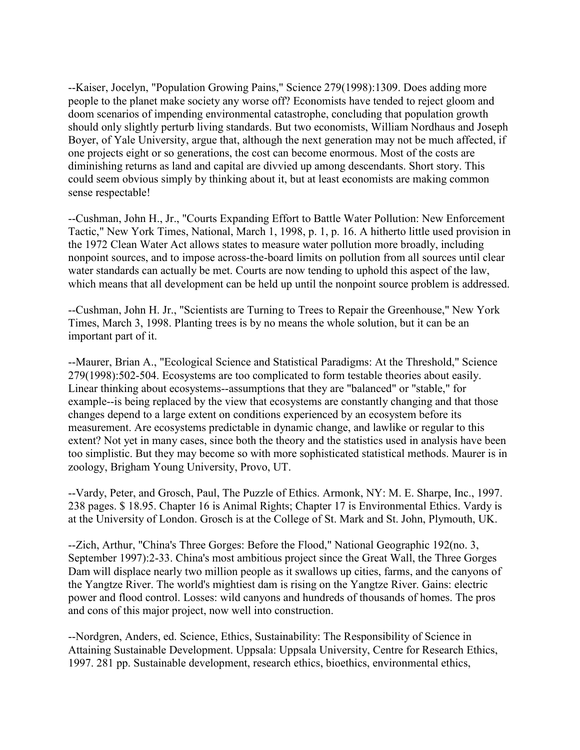--Kaiser, Jocelyn, "Population Growing Pains," Science 279(1998):1309. Does adding more people to the planet make society any worse off? Economists have tended to reject gloom and doom scenarios of impending environmental catastrophe, concluding that population growth should only slightly perturb living standards. But two economists, William Nordhaus and Joseph Boyer, of Yale University, argue that, although the next generation may not be much affected, if one projects eight or so generations, the cost can become enormous. Most of the costs are diminishing returns as land and capital are divvied up among descendants. Short story. This could seem obvious simply by thinking about it, but at least economists are making common sense respectable!

--Cushman, John H., Jr., "Courts Expanding Effort to Battle Water Pollution: New Enforcement Tactic," New York Times, National, March 1, 1998, p. 1, p. 16. A hitherto little used provision in the 1972 Clean Water Act allows states to measure water pollution more broadly, including nonpoint sources, and to impose across-the-board limits on pollution from all sources until clear water standards can actually be met. Courts are now tending to uphold this aspect of the law, which means that all development can be held up until the nonpoint source problem is addressed.

--Cushman, John H. Jr., "Scientists are Turning to Trees to Repair the Greenhouse," New York Times, March 3, 1998. Planting trees is by no means the whole solution, but it can be an important part of it.

--Maurer, Brian A., "Ecological Science and Statistical Paradigms: At the Threshold," Science 279(1998):502-504. Ecosystems are too complicated to form testable theories about easily. Linear thinking about ecosystems--assumptions that they are "balanced" or "stable," for example--is being replaced by the view that ecosystems are constantly changing and that those changes depend to a large extent on conditions experienced by an ecosystem before its measurement. Are ecosystems predictable in dynamic change, and lawlike or regular to this extent? Not yet in many cases, since both the theory and the statistics used in analysis have been too simplistic. But they may become so with more sophisticated statistical methods. Maurer is in zoology, Brigham Young University, Provo, UT.

--Vardy, Peter, and Grosch, Paul, The Puzzle of Ethics. Armonk, NY: M. E. Sharpe, Inc., 1997. 238 pages. $ 18.95. Chapter 16 is Animal Rights; Chapter 17 is Environmental Ethics. Vardy is at the University of London. Grosch is at the College of St. Mark and St. John, Plymouth, UK.

--Zich, Arthur, "China's Three Gorges: Before the Flood," National Geographic 192(no. 3, September 1997):2-33. China's most ambitious project since the Great Wall, the Three Gorges Dam will displace nearly two million people as it swallows up cities, farms, and the canyons of the Yangtze River. The world's mightiest dam is rising on the Yangtze River. Gains: electric power and flood control. Losses: wild canyons and hundreds of thousands of homes. The pros and cons of this major project, now well into construction.

--Nordgren, Anders, ed. Science, Ethics, Sustainability: The Responsibility of Science in Attaining Sustainable Development. Uppsala: Uppsala University, Centre for Research Ethics, 1997. 281 pp. Sustainable development, research ethics, bioethics, environmental ethics,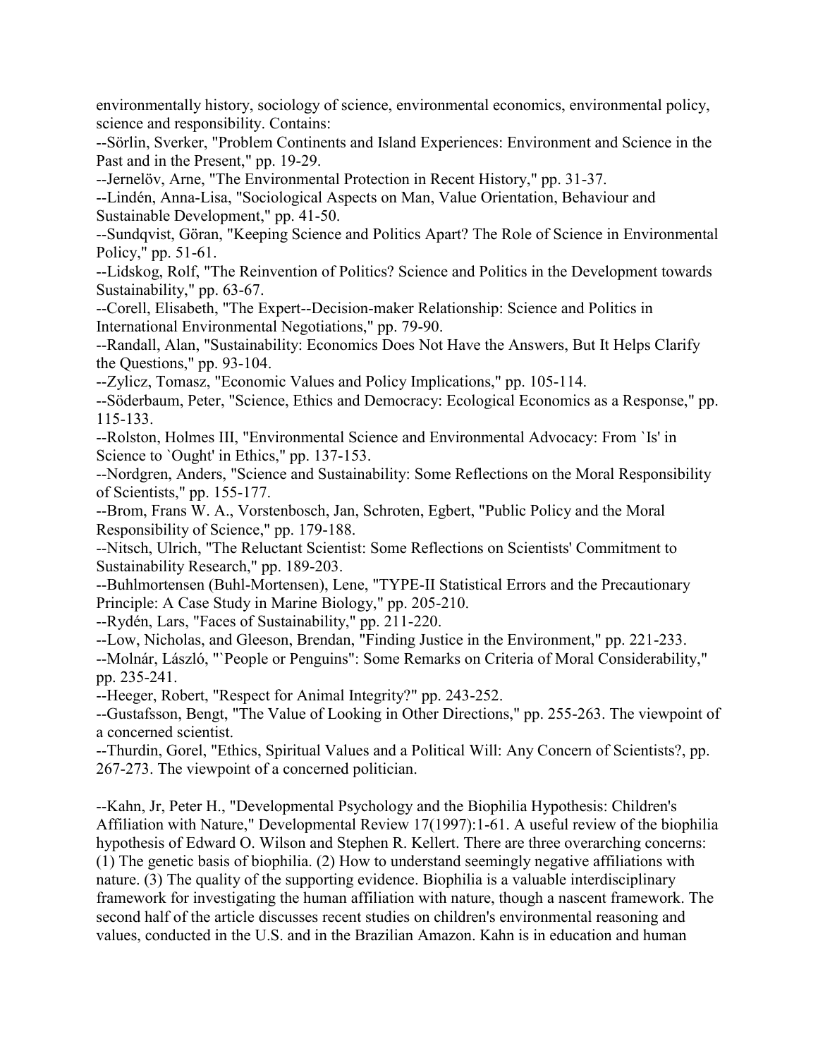environmentally history, sociology of science, environmental economics, environmental policy, science and responsibility. Contains:

--Sörlin, Sverker, "Problem Continents and Island Experiences: Environment and Science in the Past and in the Present," pp. 19-29.

--Jernelöv, Arne, "The Environmental Protection in Recent History," pp. 31-37.

--Lindén, Anna-Lisa, "Sociological Aspects on Man, Value Orientation, Behaviour and Sustainable Development," pp. 41-50.

--Sundqvist, Göran, "Keeping Science and Politics Apart? The Role of Science in Environmental Policy," pp. 51-61.

--Lidskog, Rolf, "The Reinvention of Politics? Science and Politics in the Development towards Sustainability," pp. 63-67.

--Corell, Elisabeth, "The Expert--Decision-maker Relationship: Science and Politics in International Environmental Negotiations," pp. 79-90.

--Randall, Alan, "Sustainability: Economics Does Not Have the Answers, But It Helps Clarify the Questions," pp. 93-104.

--Zylicz, Tomasz, "Economic Values and Policy Implications," pp. 105-114.

--Söderbaum, Peter, "Science, Ethics and Democracy: Ecological Economics as a Response," pp. 115-133.

--Rolston, Holmes III, "Environmental Science and Environmental Advocacy: From `Is' in Science to `Ought' in Ethics," pp. 137-153.

--Nordgren, Anders, "Science and Sustainability: Some Reflections on the Moral Responsibility of Scientists," pp. 155-177.

--Brom, Frans W. A., Vorstenbosch, Jan, Schroten, Egbert, "Public Policy and the Moral Responsibility of Science," pp. 179-188.

--Nitsch, Ulrich, "The Reluctant Scientist: Some Reflections on Scientists' Commitment to Sustainability Research," pp. 189-203.

--Buhlmortensen (Buhl-Mortensen), Lene, "TYPE-II Statistical Errors and the Precautionary Principle: A Case Study in Marine Biology," pp. 205-210.

--Rydén, Lars, "Faces of Sustainability," pp. 211-220.

--Low, Nicholas, and Gleeson, Brendan, "Finding Justice in the Environment," pp. 221-233.

--Molnár, László, "`People or Penguins": Some Remarks on Criteria of Moral Considerability," pp. 235-241.

--Heeger, Robert, "Respect for Animal Integrity?" pp. 243-252.

--Gustafsson, Bengt, "The Value of Looking in Other Directions," pp. 255-263. The viewpoint of a concerned scientist.

--Thurdin, Gorel, "Ethics, Spiritual Values and a Political Will: Any Concern of Scientists?, pp. 267-273. The viewpoint of a concerned politician.

--Kahn, Jr, Peter H., "Developmental Psychology and the Biophilia Hypothesis: Children's Affiliation with Nature," Developmental Review 17(1997):1-61. A useful review of the biophilia hypothesis of Edward O. Wilson and Stephen R. Kellert. There are three overarching concerns: (1) The genetic basis of biophilia. (2) How to understand seemingly negative affiliations with nature. (3) The quality of the supporting evidence. Biophilia is a valuable interdisciplinary framework for investigating the human affiliation with nature, though a nascent framework. The second half of the article discusses recent studies on children's environmental reasoning and values, conducted in the U.S. and in the Brazilian Amazon. Kahn is in education and human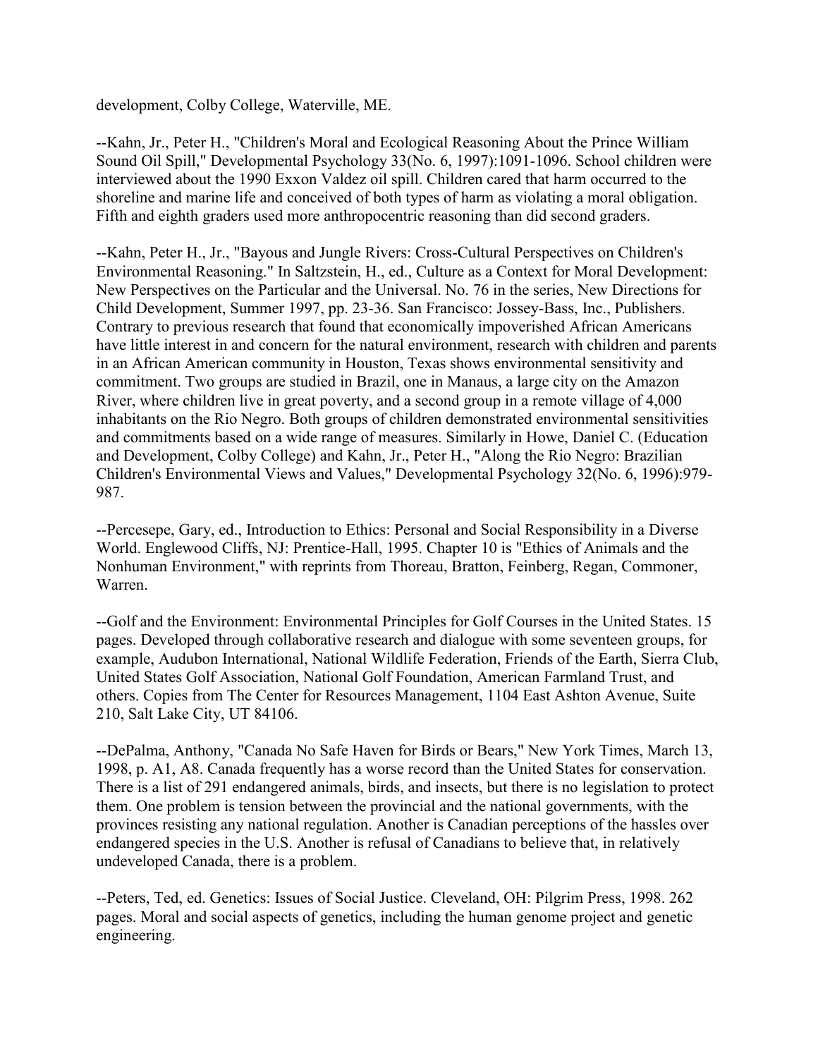development, Colby College, Waterville, ME.

--Kahn, Jr., Peter H., "Children's Moral and Ecological Reasoning About the Prince William Sound Oil Spill," Developmental Psychology 33(No. 6, 1997):1091-1096. School children were interviewed about the 1990 Exxon Valdez oil spill. Children cared that harm occurred to the shoreline and marine life and conceived of both types of harm as violating a moral obligation. Fifth and eighth graders used more anthropocentric reasoning than did second graders.

--Kahn, Peter H., Jr., "Bayous and Jungle Rivers: Cross-Cultural Perspectives on Children's Environmental Reasoning." In Saltzstein, H., ed., Culture as a Context for Moral Development: New Perspectives on the Particular and the Universal. No. 76 in the series, New Directions for Child Development, Summer 1997, pp. 23-36. San Francisco: Jossey-Bass, Inc., Publishers. Contrary to previous research that found that economically impoverished African Americans have little interest in and concern for the natural environment, research with children and parents in an African American community in Houston, Texas shows environmental sensitivity and commitment. Two groups are studied in Brazil, one in Manaus, a large city on the Amazon River, where children live in great poverty, and a second group in a remote village of 4,000 inhabitants on the Rio Negro. Both groups of children demonstrated environmental sensitivities and commitments based on a wide range of measures. Similarly in Howe, Daniel C. (Education and Development, Colby College) and Kahn, Jr., Peter H., "Along the Rio Negro: Brazilian Children's Environmental Views and Values," Developmental Psychology 32(No. 6, 1996):979-987.

--Percesepe, Gary, ed., Introduction to Ethics: Personal and Social Responsibility in a Diverse World. Englewood Cliffs, NJ: Prentice-Hall, 1995. Chapter 10 is "Ethics of Animals and the Nonhuman Environment," with reprints from Thoreau, Bratton, Feinberg, Regan, Commoner, Warren.

--Golf and the Environment: Environmental Principles for Golf Courses in the United States. 15 pages. Developed through collaborative research and dialogue with some seventeen groups, for example, Audubon International, National Wildlife Federation, Friends of the Earth, Sierra Club, United States Golf Association, National Golf Foundation, American Farmland Trust, and others. Copies from The Center for Resources Management, 1104 East Ashton Avenue, Suite 210, Salt Lake City, UT 84106.

--DePalma, Anthony, "Canada No Safe Haven for Birds or Bears," New York Times, March 13, 1998, p. A1, A8. Canada frequently has a worse record than the United States for conservation. There is a list of 291 endangered animals, birds, and insects, but there is no legislation to protect them. One problem is tension between the provincial and the national governments, with the provinces resisting any national regulation. Another is Canadian perceptions of the hassles over endangered species in the U.S. Another is refusal of Canadians to believe that, in relatively undeveloped Canada, there is a problem.

--Peters, Ted, ed. Genetics: Issues of Social Justice. Cleveland, OH: Pilgrim Press, 1998. 262 pages. Moral and social aspects of genetics, including the human genome project and genetic engineering.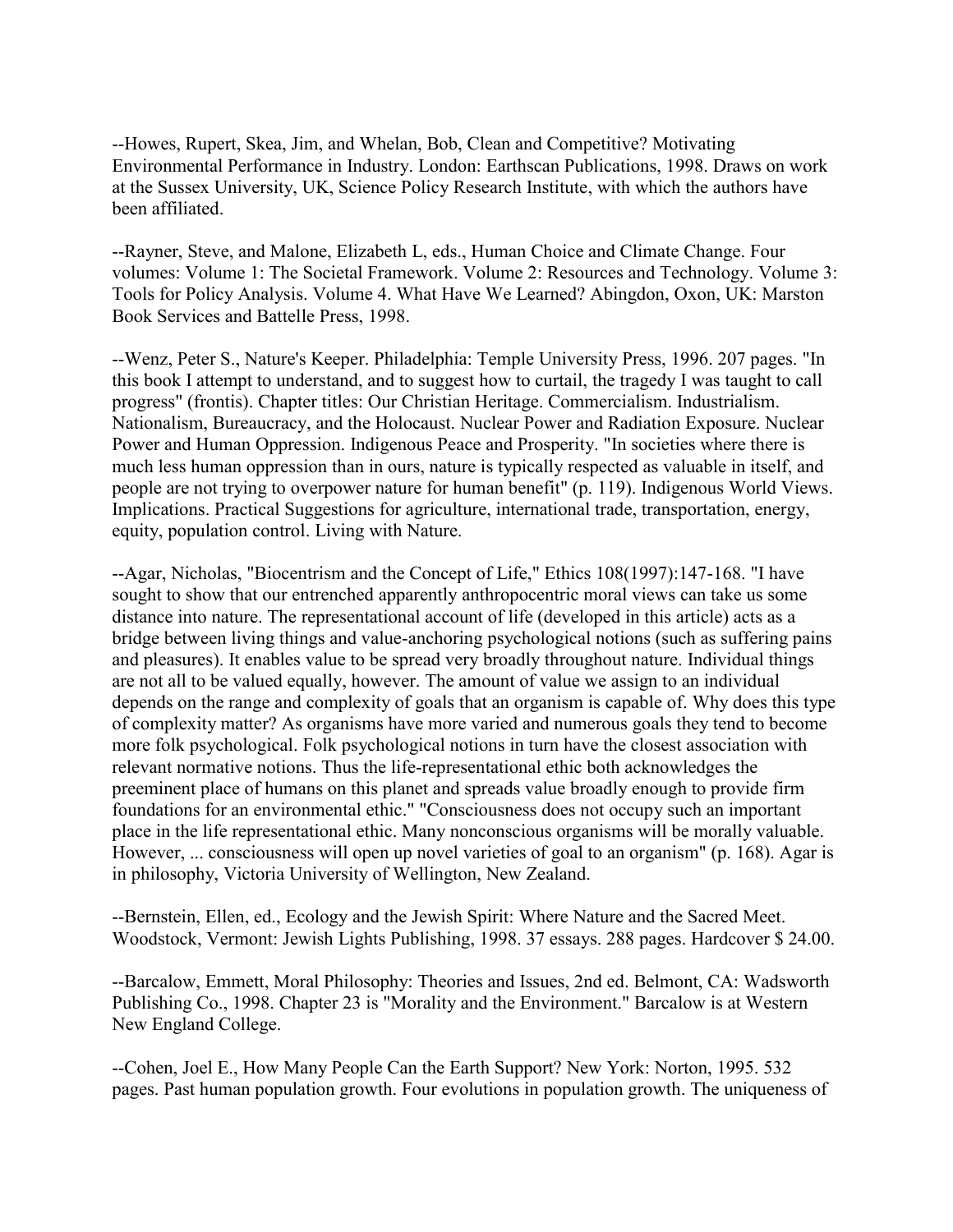--Howes, Rupert, Skea, Jim, and Whelan, Bob, Clean and Competitive? Motivating Environmental Performance in Industry. London: Earthscan Publications, 1998. Draws on work at the Sussex University, UK, Science Policy Research Institute, with which the authors have been affiliated.

--Rayner, Steve, and Malone, Elizabeth L, eds., Human Choice and Climate Change. Four volumes: Volume 1: The Societal Framework. Volume 2: Resources and Technology. Volume 3: Tools for Policy Analysis. Volume 4. What Have We Learned? Abingdon, Oxon, UK: Marston Book Services and Battelle Press, 1998.

--Wenz, Peter S., Nature's Keeper. Philadelphia: Temple University Press, 1996. 207 pages. "In this book I attempt to understand, and to suggest how to curtail, the tragedy I was taught to call progress" (frontis). Chapter titles: Our Christian Heritage. Commercialism. Industrialism. Nationalism, Bureaucracy, and the Holocaust. Nuclear Power and Radiation Exposure. Nuclear Power and Human Oppression. Indigenous Peace and Prosperity. "In societies where there is much less human oppression than in ours, nature is typically respected as valuable in itself, and people are not trying to overpower nature for human benefit" (p. 119). Indigenous World Views. Implications. Practical Suggestions for agriculture, international trade, transportation, energy, equity, population control. Living with Nature.

--Agar, Nicholas, "Biocentrism and the Concept of Life," Ethics 108(1997):147-168. "I have sought to show that our entrenched apparently anthropocentric moral views can take us some distance into nature. The representational account of life (developed in this article) acts as a bridge between living things and value-anchoring psychological notions (such as suffering pains and pleasures). It enables value to be spread very broadly throughout nature. Individual things are not all to be valued equally, however. The amount of value we assign to an individual depends on the range and complexity of goals that an organism is capable of. Why does this type of complexity matter? As organisms have more varied and numerous goals they tend to become more folk psychological. Folk psychological notions in turn have the closest association with relevant normative notions. Thus the life-representational ethic both acknowledges the preeminent place of humans on this planet and spreads value broadly enough to provide firm foundations for an environmental ethic." "Consciousness does not occupy such an important place in the life representational ethic. Many nonconscious organisms will be morally valuable. However, ... consciousness will open up novel varieties of goal to an organism" (p. 168). Agar is in philosophy, Victoria University of Wellington, New Zealand.

--Bernstein, Ellen, ed., Ecology and the Jewish Spirit: Where Nature and the Sacred Meet. Woodstock, Vermont: Jewish Lights Publishing, 1998. 37 essays. 288 pages. Hardcover $ 24.00.

--Barcalow, Emmett, Moral Philosophy: Theories and Issues, 2nd ed. Belmont, CA: Wadsworth Publishing Co., 1998. Chapter 23 is "Morality and the Environment." Barcalow is at Western New England College.

--Cohen, Joel E., How Many People Can the Earth Support? New York: Norton, 1995. 532 pages. Past human population growth. Four evolutions in population growth. The uniqueness of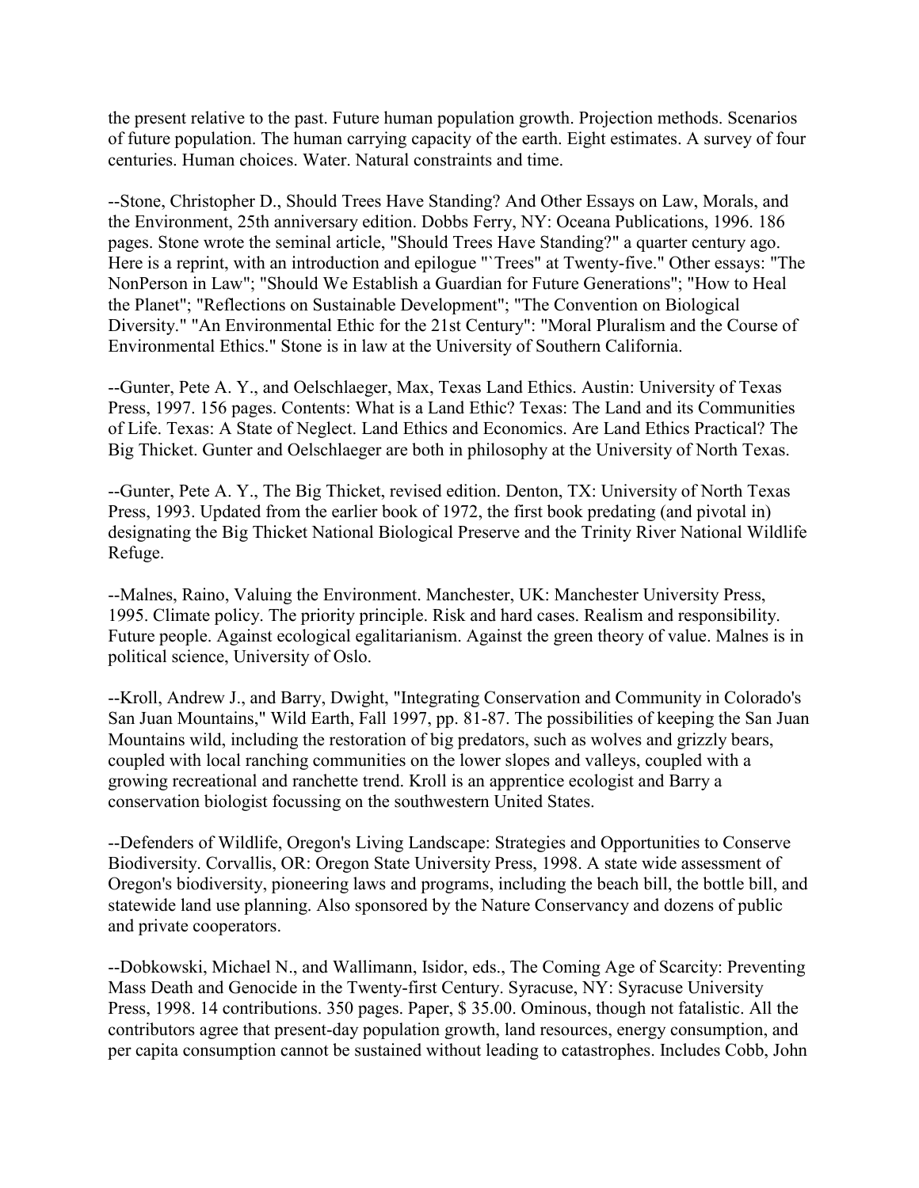the present relative to the past. Future human population growth. Projection methods. Scenarios of future population. The human carrying capacity of the earth. Eight estimates. A survey of four centuries. Human choices. Water. Natural constraints and time.

--Stone, Christopher D., Should Trees Have Standing? And Other Essays on Law, Morals, and the Environment, 25th anniversary edition. Dobbs Ferry, NY: Oceana Publications, 1996. 186 pages. Stone wrote the seminal article, "Should Trees Have Standing?" a quarter century ago. Here is a reprint, with an introduction and epilogue "`Trees" at Twenty-five." Other essays: "The NonPerson in Law"; "Should We Establish a Guardian for Future Generations"; "How to Heal the Planet"; "Reflections on Sustainable Development"; "The Convention on Biological Diversity." "An Environmental Ethic for the 21st Century": "Moral Pluralism and the Course of Environmental Ethics." Stone is in law at the University of Southern California.

--Gunter, Pete A. Y., and Oelschlaeger, Max, Texas Land Ethics. Austin: University of Texas Press, 1997. 156 pages. Contents: What is a Land Ethic? Texas: The Land and its Communities of Life. Texas: A State of Neglect. Land Ethics and Economics. Are Land Ethics Practical? The Big Thicket. Gunter and Oelschlaeger are both in philosophy at the University of North Texas.

--Gunter, Pete A. Y., The Big Thicket, revised edition. Denton, TX: University of North Texas Press, 1993. Updated from the earlier book of 1972, the first book predating (and pivotal in) designating the Big Thicket National Biological Preserve and the Trinity River National Wildlife Refuge.

--Malnes, Raino, Valuing the Environment. Manchester, UK: Manchester University Press, 1995. Climate policy. The priority principle. Risk and hard cases. Realism and responsibility. Future people. Against ecological egalitarianism. Against the green theory of value. Malnes is in political science, University of Oslo.

--Kroll, Andrew J., and Barry, Dwight, "Integrating Conservation and Community in Colorado's San Juan Mountains," Wild Earth, Fall 1997, pp. 81-87. The possibilities of keeping the San Juan Mountains wild, including the restoration of big predators, such as wolves and grizzly bears, coupled with local ranching communities on the lower slopes and valleys, coupled with a growing recreational and ranchette trend. Kroll is an apprentice ecologist and Barry a conservation biologist focussing on the southwestern United States.

--Defenders of Wildlife, Oregon's Living Landscape: Strategies and Opportunities to Conserve Biodiversity. Corvallis, OR: Oregon State University Press, 1998. A state wide assessment of Oregon's biodiversity, pioneering laws and programs, including the beach bill, the bottle bill, and statewide land use planning. Also sponsored by the Nature Conservancy and dozens of public and private cooperators.

--Dobkowski, Michael N., and Wallimann, Isidor, eds., The Coming Age of Scarcity: Preventing Mass Death and Genocide in the Twenty-first Century. Syracuse, NY: Syracuse University Press, 1998. 14 contributions. 350 pages. Paper, $ 35.00. Ominous, though not fatalistic. All the contributors agree that present-day population growth, land resources, energy consumption, and per capita consumption cannot be sustained without leading to catastrophes. Includes Cobb, John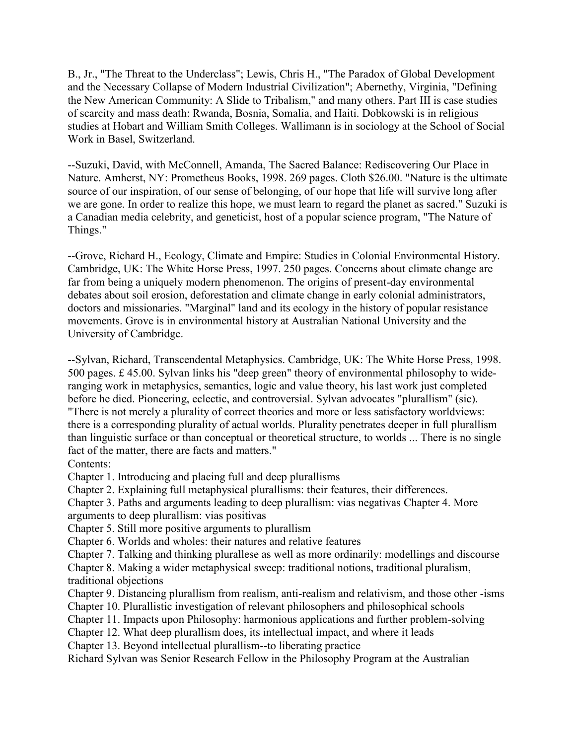B., Jr., "The Threat to the Underclass"; Lewis, Chris H., "The Paradox of Global Development and the Necessary Collapse of Modern Industrial Civilization"; Abernethy, Virginia, "Defining the New American Community: A Slide to Tribalism," and many others. Part III is case studies of scarcity and mass death: Rwanda, Bosnia, Somalia, and Haiti. Dobkowski is in religious studies at Hobart and William Smith Colleges. Wallimann is in sociology at the School of Social Work in Basel, Switzerland.

--Suzuki, David, with McConnell, Amanda, The Sacred Balance: Rediscovering Our Place in Nature. Amherst, NY: Prometheus Books, 1998. 269 pages. Cloth $26.00. "Nature is the ultimate source of our inspiration, of our sense of belonging, of our hope that life will survive long after we are gone. In order to realize this hope, we must learn to regard the planet as sacred." Suzuki is a Canadian media celebrity, and geneticist, host of a popular science program, "The Nature of Things."

--Grove, Richard H., Ecology, Climate and Empire: Studies in Colonial Environmental History. Cambridge, UK: The White Horse Press, 1997. 250 pages. Concerns about climate change are far from being a uniquely modern phenomenon. The origins of present-day environmental debates about soil erosion, deforestation and climate change in early colonial administrators, doctors and missionaries. "Marginal" land and its ecology in the history of popular resistance movements. Grove is in environmental history at Australian National University and the University of Cambridge.

--Sylvan, Richard, Transcendental Metaphysics. Cambridge, UK: The White Horse Press, 1998. 500 pages. £ 45.00. Sylvan links his "deep green" theory of environmental philosophy to wide-ranging work in metaphysics, semantics, logic and value theory, his last work just completed before he died. Pioneering, eclectic, and controversial. Sylvan advocates "plurallism" (sic). "There is not merely a plurality of correct theories and more or less satisfactory worldviews: there is a corresponding plurality of actual worlds. Plurality penetrates deeper in full plurallism than linguistic surface or than conceptual or theoretical structure, to worlds ... There is no single fact of the matter, there are facts and matters."

Contents:

Chapter 1. Introducing and placing full and deep plurallisms

Chapter 2. Explaining full metaphysical plurallisms: their features, their differences.

Chapter 3. Paths and arguments leading to deep plurallism: vias negativas Chapter 4. More arguments to deep plurallism: vias positivas

Chapter 5. Still more positive arguments to plurallism

Chapter 6. Worlds and wholes: their natures and relative features

Chapter 7. Talking and thinking plurallese as well as more ordinarily: modellings and discourse

Chapter 8. Making a wider metaphysical sweep: traditional notions, traditional pluralism, traditional objections

Chapter 9. Distancing plurallism from realism, anti-realism and relativism, and those other -isms

Chapter 10. Plurallistic investigation of relevant philosophers and philosophical schools

Chapter 11. Impacts upon Philosophy: harmonious applications and further problem-solving

Chapter 12. What deep plurallism does, its intellectual impact, and where it leads

Chapter 13. Beyond intellectual plurallism--to liberating practice

Richard Sylvan was Senior Research Fellow in the Philosophy Program at the Australian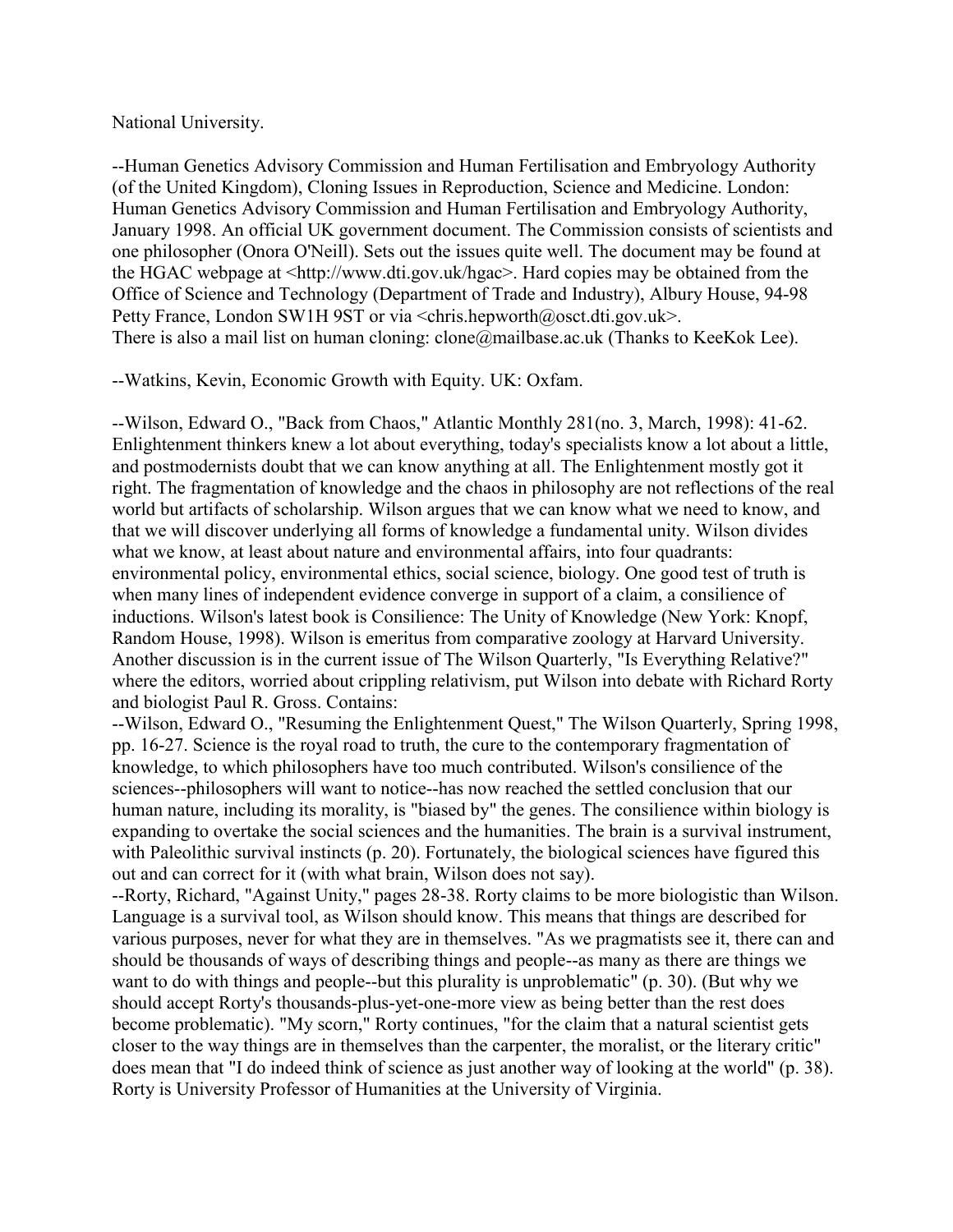National University.

--Human Genetics Advisory Commission and Human Fertilisation and Embryology Authority (of the United Kingdom), Cloning Issues in Reproduction, Science and Medicine. London: Human Genetics Advisory Commission and Human Fertilisation and Embryology Authority, January 1998. An official UK government document. The Commission consists of scientists and one philosopher (Onora O'Neill). Sets out the issues quite well. The document may be found at the HGAC webpage at <http://www.dti.gov.uk/hgac>. Hard copies may be obtained from the Office of Science and Technology (Department of Trade and Industry), Albury House, 94-98 Petty France, London SW1H 9ST or via <chris.hepworth@osct.dti.gov.uk>.
There is also a mail list on human cloning: clone@mailbase.ac.uk (Thanks to KeeKok Lee).

--Watkins, Kevin, Economic Growth with Equity. UK: Oxfam.

--Wilson, Edward O., "Back from Chaos," Atlantic Monthly 281(no. 3, March, 1998): 41-62. Enlightenment thinkers knew a lot about everything, today's specialists know a lot about a little, and postmodernists doubt that we can know anything at all. The Enlightenment mostly got it right. The fragmentation of knowledge and the chaos in philosophy are not reflections of the real world but artifacts of scholarship. Wilson argues that we can know what we need to know, and that we will discover underlying all forms of knowledge a fundamental unity. Wilson divides what we know, at least about nature and environmental affairs, into four quadrants: environmental policy, environmental ethics, social science, biology. One good test of truth is when many lines of independent evidence converge in support of a claim, a consilience of inductions. Wilson's latest book is Consilience: The Unity of Knowledge (New York: Knopf, Random House, 1998). Wilson is emeritus from comparative zoology at Harvard University. Another discussion is in the current issue of The Wilson Quarterly, "Is Everything Relative?" where the editors, worried about crippling relativism, put Wilson into debate with Richard Rorty and biologist Paul R. Gross. Contains:
--Wilson, Edward O., "Resuming the Enlightenment Quest," The Wilson Quarterly, Spring 1998, pp. 16-27. Science is the royal road to truth, the cure to the contemporary fragmentation of knowledge, to which philosophers have too much contributed. Wilson's consilience of the sciences--philosophers will want to notice--has now reached the settled conclusion that our human nature, including its morality, is "biased by" the genes. The consilience within biology is expanding to overtake the social sciences and the humanities. The brain is a survival instrument, with Paleolithic survival instincts (p. 20). Fortunately, the biological sciences have figured this out and can correct for it (with what brain, Wilson does not say).
--Rorty, Richard, "Against Unity," pages 28-38. Rorty claims to be more biologistic than Wilson. Language is a survival tool, as Wilson should know. This means that things are described for various purposes, never for what they are in themselves. "As we pragmatists see it, there can and should be thousands of ways of describing things and people--as many as there are things we want to do with things and people--but this plurality is unproblematic" (p. 30). (But why we should accept Rorty's thousands-plus-yet-one-more view as being better than the rest does become problematic). "My scorn," Rorty continues, "for the claim that a natural scientist gets closer to the way things are in themselves than the carpenter, the moralist, or the literary critic" does mean that "I do indeed think of science as just another way of looking at the world" (p. 38). Rorty is University Professor of Humanities at the University of Virginia.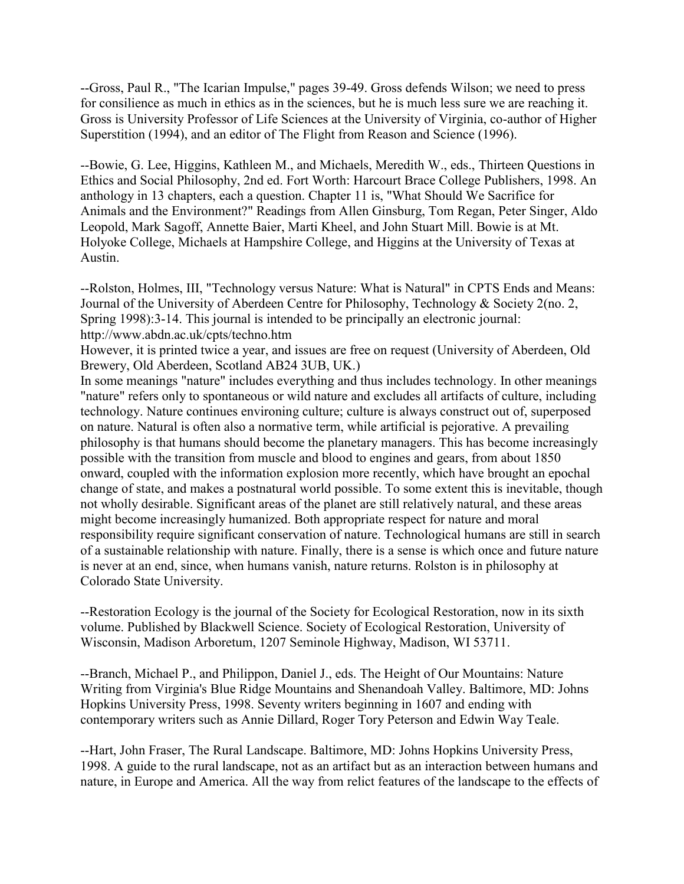--Gross, Paul R., "The Icarian Impulse," pages 39-49. Gross defends Wilson; we need to press for consilience as much in ethics as in the sciences, but he is much less sure we are reaching it. Gross is University Professor of Life Sciences at the University of Virginia, co-author of Higher Superstition (1994), and an editor of The Flight from Reason and Science (1996).

--Bowie, G. Lee, Higgins, Kathleen M., and Michaels, Meredith W., eds., Thirteen Questions in Ethics and Social Philosophy, 2nd ed. Fort Worth: Harcourt Brace College Publishers, 1998. An anthology in 13 chapters, each a question. Chapter 11 is, "What Should We Sacrifice for Animals and the Environment?" Readings from Allen Ginsburg, Tom Regan, Peter Singer, Aldo Leopold, Mark Sagoff, Annette Baier, Marti Kheel, and John Stuart Mill. Bowie is at Mt. Holyoke College, Michaels at Hampshire College, and Higgins at the University of Texas at Austin.

--Rolston, Holmes, III, "Technology versus Nature: What is Natural" in CPTS Ends and Means: Journal of the University of Aberdeen Centre for Philosophy, Technology & Society 2(no. 2, Spring 1998):3-14. This journal is intended to be principally an electronic journal: http://www.abdn.ac.uk/cpts/techno.htm
However, it is printed twice a year, and issues are free on request (University of Aberdeen, Old Brewery, Old Aberdeen, Scotland AB24 3UB, UK.)
In some meanings "nature" includes everything and thus includes technology. In other meanings "nature" refers only to spontaneous or wild nature and excludes all artifacts of culture, including technology. Nature continues environing culture; culture is always construct out of, superposed on nature. Natural is often also a normative term, while artificial is pejorative. A prevailing philosophy is that humans should become the planetary managers. This has become increasingly possible with the transition from muscle and blood to engines and gears, from about 1850 onward, coupled with the information explosion more recently, which have brought an epochal change of state, and makes a postnatural world possible. To some extent this is inevitable, though not wholly desirable. Significant areas of the planet are still relatively natural, and these areas might become increasingly humanized. Both appropriate respect for nature and moral responsibility require significant conservation of nature. Technological humans are still in search of a sustainable relationship with nature. Finally, there is a sense is which once and future nature is never at an end, since, when humans vanish, nature returns. Rolston is in philosophy at Colorado State University.

--Restoration Ecology is the journal of the Society for Ecological Restoration, now in its sixth volume. Published by Blackwell Science. Society of Ecological Restoration, University of Wisconsin, Madison Arboretum, 1207 Seminole Highway, Madison, WI 53711.

--Branch, Michael P., and Philippon, Daniel J., eds. The Height of Our Mountains: Nature Writing from Virginia's Blue Ridge Mountains and Shenandoah Valley. Baltimore, MD: Johns Hopkins University Press, 1998. Seventy writers beginning in 1607 and ending with contemporary writers such as Annie Dillard, Roger Tory Peterson and Edwin Way Teale.

--Hart, John Fraser, The Rural Landscape. Baltimore, MD: Johns Hopkins University Press, 1998. A guide to the rural landscape, not as an artifact but as an interaction between humans and nature, in Europe and America. All the way from relict features of the landscape to the effects of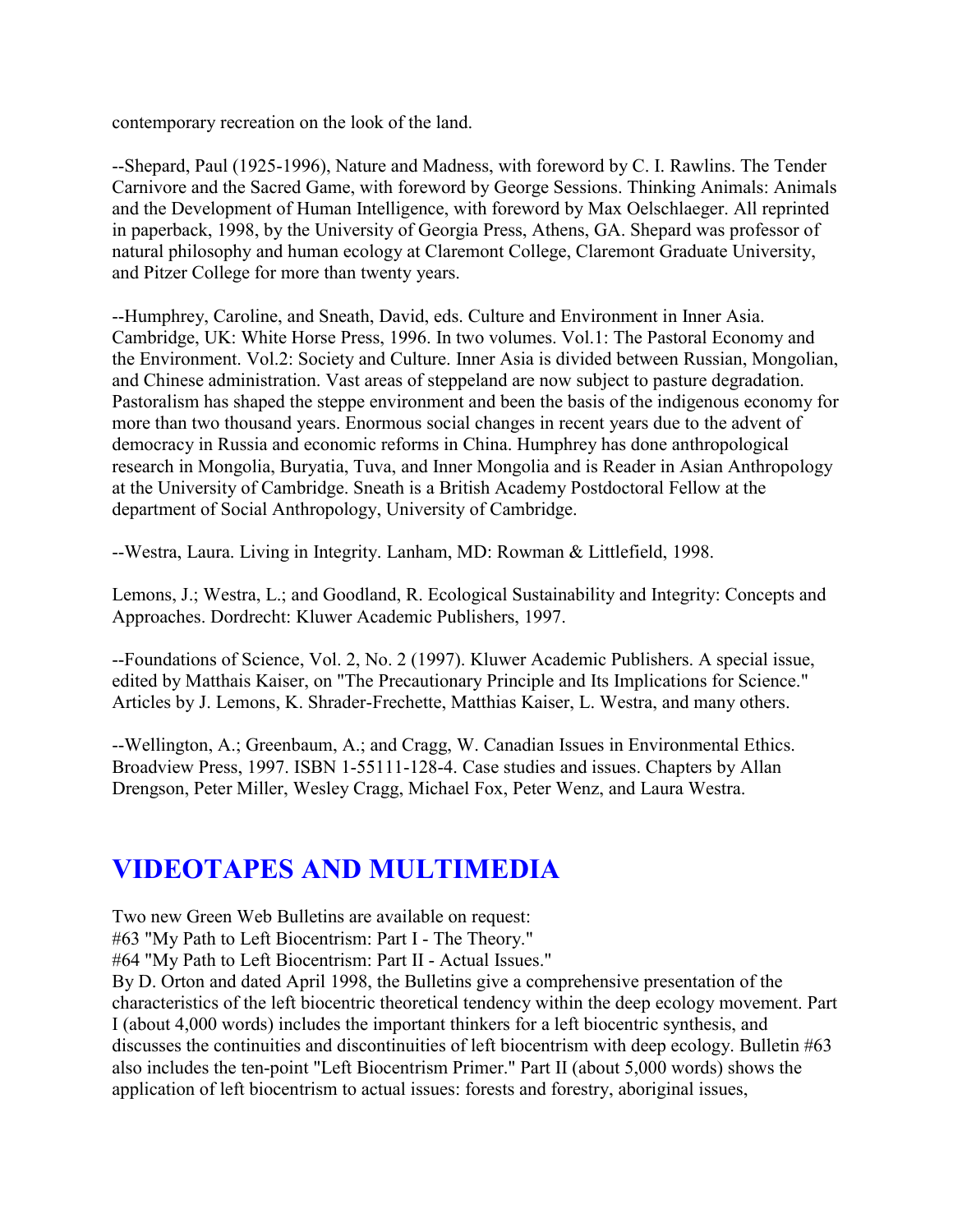contemporary recreation on the look of the land.

--Shepard, Paul (1925-1996), Nature and Madness, with foreword by C. I. Rawlins. The Tender Carnivore and the Sacred Game, with foreword by George Sessions. Thinking Animals: Animals and the Development of Human Intelligence, with foreword by Max Oelschlaeger. All reprinted in paperback, 1998, by the University of Georgia Press, Athens, GA. Shepard was professor of natural philosophy and human ecology at Claremont College, Claremont Graduate University, and Pitzer College for more than twenty years.

--Humphrey, Caroline, and Sneath, David, eds. Culture and Environment in Inner Asia. Cambridge, UK: White Horse Press, 1996. In two volumes. Vol.1: The Pastoral Economy and the Environment. Vol.2: Society and Culture. Inner Asia is divided between Russian, Mongolian, and Chinese administration. Vast areas of steppeland are now subject to pasture degradation. Pastoralism has shaped the steppe environment and been the basis of the indigenous economy for more than two thousand years. Enormous social changes in recent years due to the advent of democracy in Russia and economic reforms in China. Humphrey has done anthropological research in Mongolia, Buryatia, Tuva, and Inner Mongolia and is Reader in Asian Anthropology at the University of Cambridge. Sneath is a British Academy Postdoctoral Fellow at the department of Social Anthropology, University of Cambridge.

--Westra, Laura. Living in Integrity. Lanham, MD: Rowman & Littlefield, 1998.

Lemons, J.; Westra, L.; and Goodland, R. Ecological Sustainability and Integrity: Concepts and Approaches. Dordrecht: Kluwer Academic Publishers, 1997.

--Foundations of Science, Vol. 2, No. 2 (1997). Kluwer Academic Publishers. A special issue, edited by Matthais Kaiser, on "The Precautionary Principle and Its Implications for Science." Articles by J. Lemons, K. Shrader-Frechette, Matthias Kaiser, L. Westra, and many others.

--Wellington, A.; Greenbaum, A.; and Cragg, W. Canadian Issues in Environmental Ethics. Broadview Press, 1997. ISBN 1-55111-128-4. Case studies and issues. Chapters by Allan Drengson, Peter Miller, Wesley Cragg, Michael Fox, Peter Wenz, and Laura Westra.

## VIDEOTAPES AND MULTIMEDIA

Two new Green Web Bulletins are available on request:
#63 "My Path to Left Biocentrism: Part I - The Theory."
#64 "My Path to Left Biocentrism: Part II - Actual Issues."
By D. Orton and dated April 1998, the Bulletins give a comprehensive presentation of the characteristics of the left biocentric theoretical tendency within the deep ecology movement. Part I (about 4,000 words) includes the important thinkers for a left biocentric synthesis, and discusses the continuities and discontinuities of left biocentrism with deep ecology. Bulletin #63 also includes the ten-point "Left Biocentrism Primer." Part II (about 5,000 words) shows the application of left biocentrism to actual issues: forests and forestry, aboriginal issues,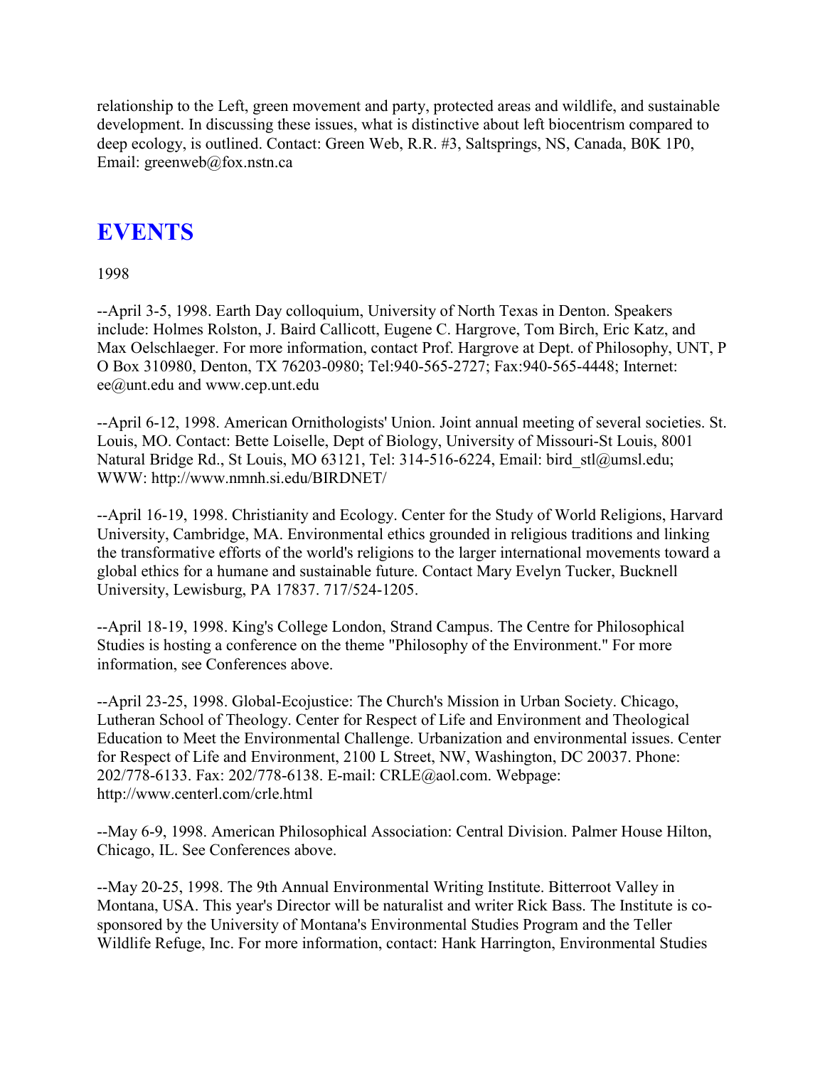relationship to the Left, green movement and party, protected areas and wildlife, and sustainable development. In discussing these issues, what is distinctive about left biocentrism compared to deep ecology, is outlined. Contact: Green Web, R.R. #3, Saltsprings, NS, Canada, B0K 1P0, Email: greenweb@fox.nstn.ca

# EVENTS

1998

--April 3-5, 1998. Earth Day colloquium, University of North Texas in Denton. Speakers include: Holmes Rolston, J. Baird Callicott, Eugene C. Hargrove, Tom Birch, Eric Katz, and Max Oelschlaeger. For more information, contact Prof. Hargrove at Dept. of Philosophy, UNT, P O Box 310980, Denton, TX 76203-0980; Tel:940-565-2727; Fax:940-565-4448; Internet: ee@unt.edu and www.cep.unt.edu

--April 6-12, 1998. American Ornithologists' Union. Joint annual meeting of several societies. St. Louis, MO. Contact: Bette Loiselle, Dept of Biology, University of Missouri-St Louis, 8001 Natural Bridge Rd., St Louis, MO 63121, Tel: 314-516-6224, Email: bird_stl@umsl.edu; WWW: http://www.nmnh.si.edu/BIRDNET/

--April 16-19, 1998. Christianity and Ecology. Center for the Study of World Religions, Harvard University, Cambridge, MA. Environmental ethics grounded in religious traditions and linking the transformative efforts of the world's religions to the larger international movements toward a global ethics for a humane and sustainable future. Contact Mary Evelyn Tucker, Bucknell University, Lewisburg, PA 17837. 717/524-1205.

--April 18-19, 1998. King's College London, Strand Campus. The Centre for Philosophical Studies is hosting a conference on the theme "Philosophy of the Environment." For more information, see Conferences above.

--April 23-25, 1998. Global-Ecojustice: The Church's Mission in Urban Society. Chicago, Lutheran School of Theology. Center for Respect of Life and Environment and Theological Education to Meet the Environmental Challenge. Urbanization and environmental issues. Center for Respect of Life and Environment, 2100 L Street, NW, Washington, DC 20037. Phone: 202/778-6133. Fax: 202/778-6138. E-mail: CRLE@aol.com. Webpage: http://www.centerl.com/crle.html

--May 6-9, 1998. American Philosophical Association: Central Division. Palmer House Hilton, Chicago, IL. See Conferences above.

--May 20-25, 1998. The 9th Annual Environmental Writing Institute. Bitterroot Valley in Montana, USA. This year's Director will be naturalist and writer Rick Bass. The Institute is co-sponsored by the University of Montana's Environmental Studies Program and the Teller Wildlife Refuge, Inc. For more information, contact: Hank Harrington, Environmental Studies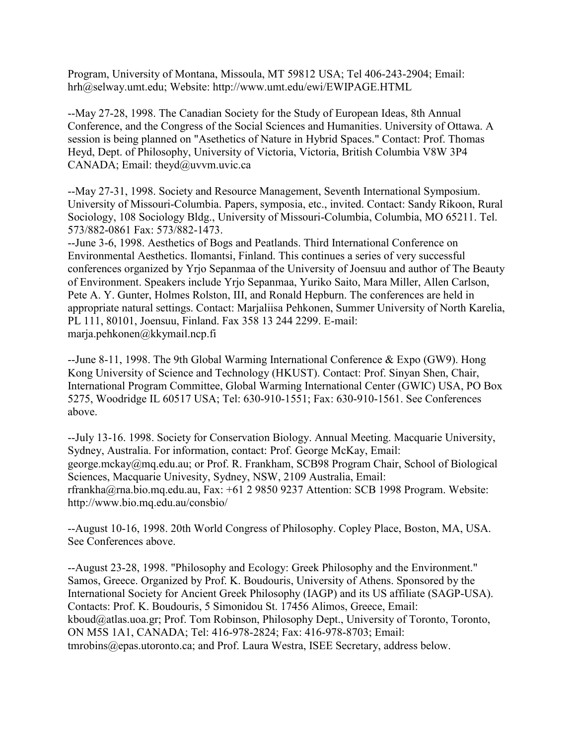Program, University of Montana, Missoula, MT 59812 USA; Tel 406-243-2904; Email: hrh@selway.umt.edu; Website: http://www.umt.edu/ewi/EWIPAGE.HTML

--May 27-28, 1998. The Canadian Society for the Study of European Ideas, 8th Annual Conference, and the Congress of the Social Sciences and Humanities. University of Ottawa. A session is being planned on "Asethetics of Nature in Hybrid Spaces." Contact: Prof. Thomas Heyd, Dept. of Philosophy, University of Victoria, Victoria, British Columbia V8W 3P4 CANADA; Email: theyd@uvvm.uvic.ca

--May 27-31, 1998. Society and Resource Management, Seventh International Symposium. University of Missouri-Columbia. Papers, symposia, etc., invited. Contact: Sandy Rikoon, Rural Sociology, 108 Sociology Bldg., University of Missouri-Columbia, Columbia, MO 65211. Tel. 573/882-0861 Fax: 573/882-1473.

--June 3-6, 1998. Aesthetics of Bogs and Peatlands. Third International Conference on Environmental Aesthetics. Ilomantsi, Finland. This continues a series of very successful conferences organized by Yrjo Sepanmaa of the University of Joensuu and author of The Beauty of Environment. Speakers include Yrjo Sepanmaa, Yuriko Saito, Mara Miller, Allen Carlson, Pete A. Y. Gunter, Holmes Rolston, III, and Ronald Hepburn. The conferences are held in appropriate natural settings. Contact: Marjaliisa Pehkonen, Summer University of North Karelia, PL 111, 80101, Joensuu, Finland. Fax 358 13 244 2299. E-mail: marja.pehkonen@kkymail.ncp.fi

--June 8-11, 1998. The 9th Global Warming International Conference & Expo (GW9). Hong Kong University of Science and Technology (HKUST). Contact: Prof. Sinyan Shen, Chair, International Program Committee, Global Warming International Center (GWIC) USA, PO Box 5275, Woodridge IL 60517 USA; Tel: 630-910-1551; Fax: 630-910-1561. See Conferences above.

--July 13-16. 1998. Society for Conservation Biology. Annual Meeting. Macquarie University, Sydney, Australia. For information, contact: Prof. George McKay, Email: george.mckay@mq.edu.au; or Prof. R. Frankham, SCB98 Program Chair, School of Biological Sciences, Macquarie Univesity, Sydney, NSW, 2109 Australia, Email: rfrankha@rna.bio.mq.edu.au, Fax: +61 2 9850 9237 Attention: SCB 1998 Program. Website: http://www.bio.mq.edu.au/consbio/

--August 10-16, 1998. 20th World Congress of Philosophy. Copley Place, Boston, MA, USA. See Conferences above.

--August 23-28, 1998. "Philosophy and Ecology: Greek Philosophy and the Environment." Samos, Greece. Organized by Prof. K. Boudouris, University of Athens. Sponsored by the International Society for Ancient Greek Philosophy (IAGP) and its US affiliate (SAGP-USA). Contacts: Prof. K. Boudouris, 5 Simonidou St. 17456 Alimos, Greece, Email: kboud@atlas.uoa.gr; Prof. Tom Robinson, Philosophy Dept., University of Toronto, Toronto, ON M5S 1A1, CANADA; Tel: 416-978-2824; Fax: 416-978-8703; Email: tmrobins@epas.utoronto.ca; and Prof. Laura Westra, ISEE Secretary, address below.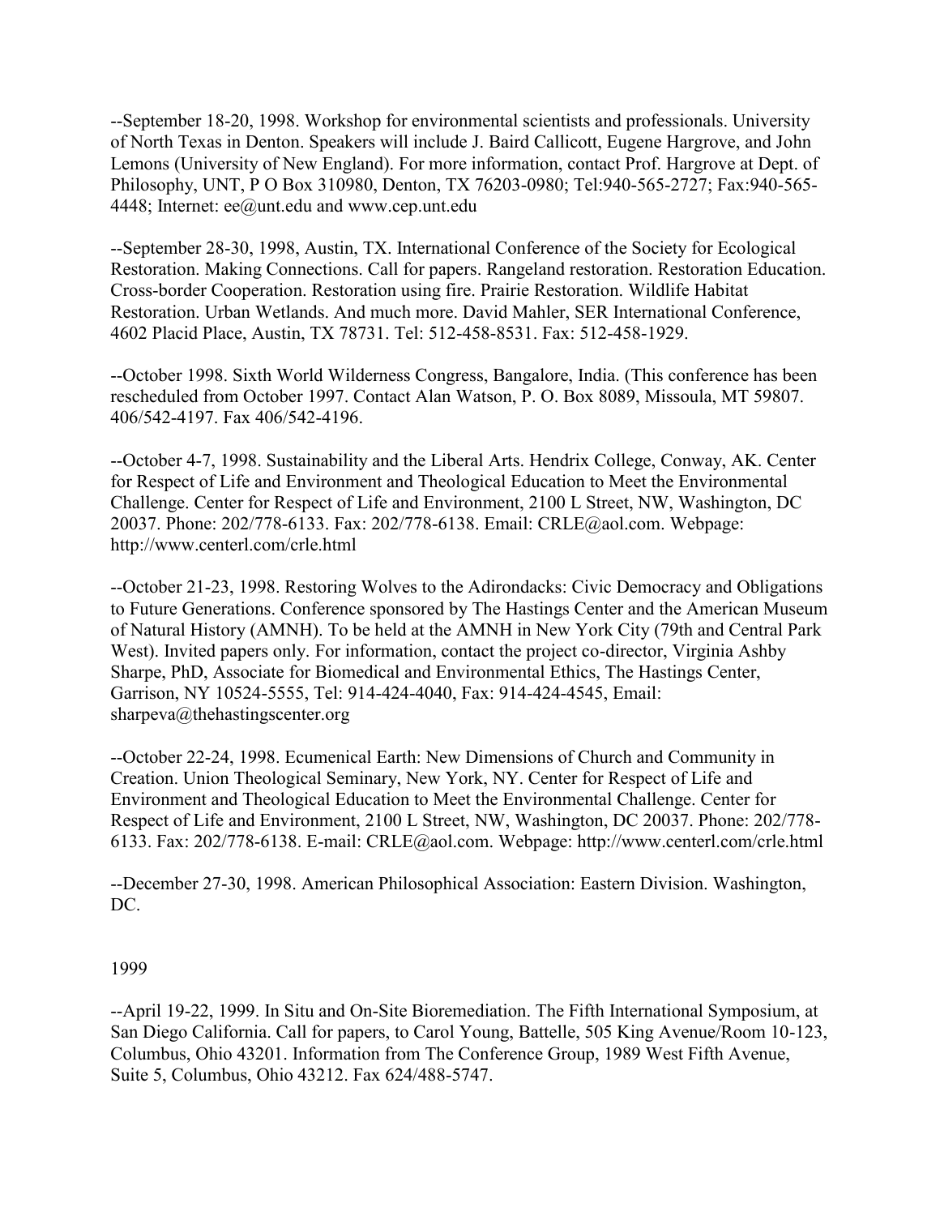--September 18-20, 1998. Workshop for environmental scientists and professionals. University of North Texas in Denton. Speakers will include J. Baird Callicott, Eugene Hargrove, and John Lemons (University of New England). For more information, contact Prof. Hargrove at Dept. of Philosophy, UNT, P O Box 310980, Denton, TX 76203-0980; Tel:940-565-2727; Fax:940-565-4448; Internet: ee@unt.edu and www.cep.unt.edu

--September 28-30, 1998, Austin, TX. International Conference of the Society for Ecological Restoration. Making Connections. Call for papers. Rangeland restoration. Restoration Education. Cross-border Cooperation. Restoration using fire. Prairie Restoration. Wildlife Habitat Restoration. Urban Wetlands. And much more. David Mahler, SER International Conference, 4602 Placid Place, Austin, TX 78731. Tel: 512-458-8531. Fax: 512-458-1929.

--October 1998. Sixth World Wilderness Congress, Bangalore, India. (This conference has been rescheduled from October 1997. Contact Alan Watson, P. O. Box 8089, Missoula, MT 59807. 406/542-4197. Fax 406/542-4196.

--October 4-7, 1998. Sustainability and the Liberal Arts. Hendrix College, Conway, AK. Center for Respect of Life and Environment and Theological Education to Meet the Environmental Challenge. Center for Respect of Life and Environment, 2100 L Street, NW, Washington, DC 20037. Phone: 202/778-6133. Fax: 202/778-6138. Email: CRLE@aol.com. Webpage: http://www.centerl.com/crle.html

--October 21-23, 1998. Restoring Wolves to the Adirondacks: Civic Democracy and Obligations to Future Generations. Conference sponsored by The Hastings Center and the American Museum of Natural History (AMNH). To be held at the AMNH in New York City (79th and Central Park West). Invited papers only. For information, contact the project co-director, Virginia Ashby Sharpe, PhD, Associate for Biomedical and Environmental Ethics, The Hastings Center, Garrison, NY 10524-5555, Tel: 914-424-4040, Fax: 914-424-4545, Email: sharpeva@thehastingscenter.org

--October 22-24, 1998. Ecumenical Earth: New Dimensions of Church and Community in Creation. Union Theological Seminary, New York, NY. Center for Respect of Life and Environment and Theological Education to Meet the Environmental Challenge. Center for Respect of Life and Environment, 2100 L Street, NW, Washington, DC 20037. Phone: 202/778-6133. Fax: 202/778-6138. E-mail: CRLE@aol.com. Webpage: http://www.centerl.com/crle.html

--December 27-30, 1998. American Philosophical Association: Eastern Division. Washington, DC.

1999

--April 19-22, 1999. In Situ and On-Site Bioremediation. The Fifth International Symposium, at San Diego California. Call for papers, to Carol Young, Battelle, 505 King Avenue/Room 10-123, Columbus, Ohio 43201. Information from The Conference Group, 1989 West Fifth Avenue, Suite 5, Columbus, Ohio 43212. Fax 624/488-5747.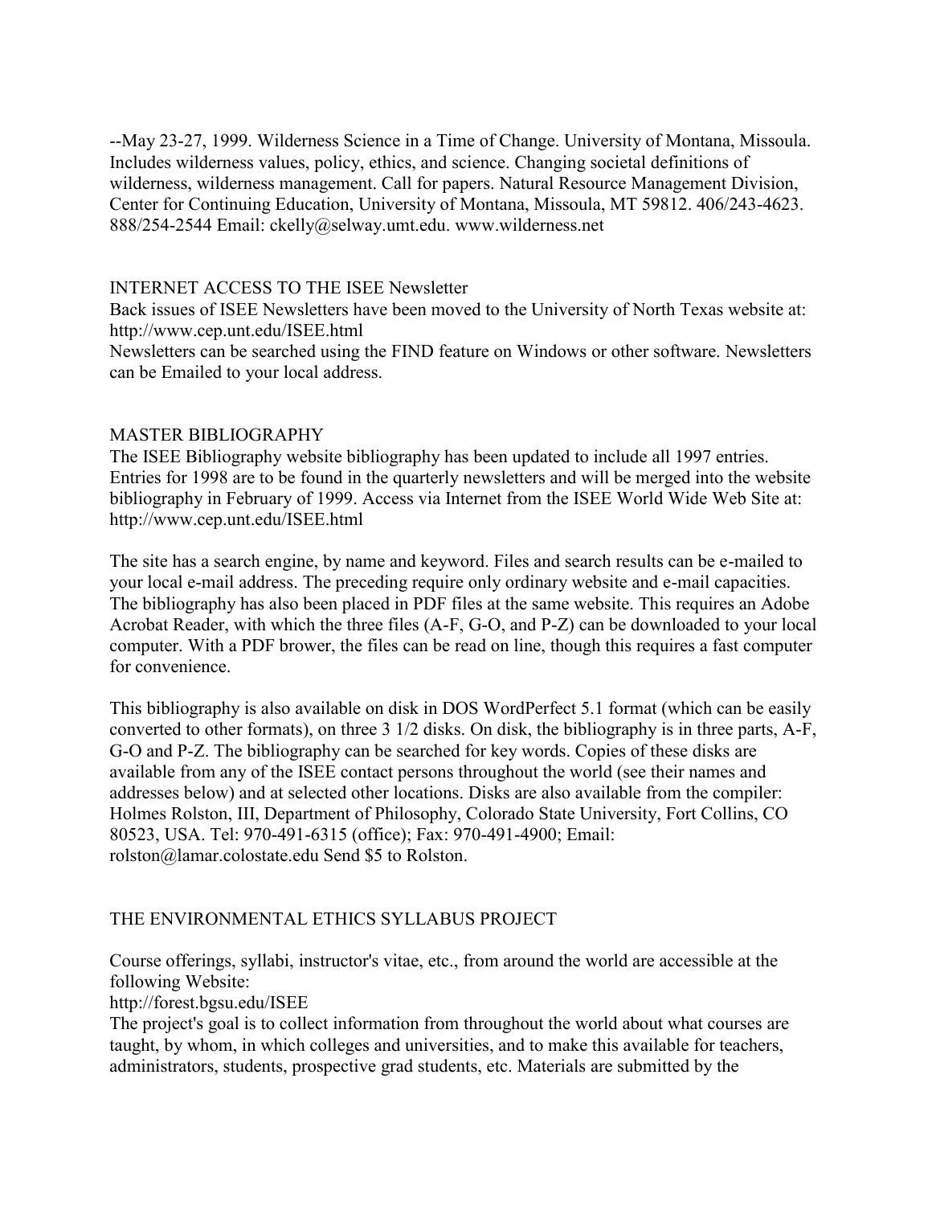--May 23-27, 1999. Wilderness Science in a Time of Change. University of Montana, Missoula. Includes wilderness values, policy, ethics, and science. Changing societal definitions of wilderness, wilderness management. Call for papers. Natural Resource Management Division, Center for Continuing Education, University of Montana, Missoula, MT 59812. 406/243-4623. 888/254-2544 Email: ckelly@selway.umt.edu. www.wilderness.net

## INTERNET ACCESS TO THE ISEE Newsletter

Back issues of ISEE Newsletters have been moved to the University of North Texas website at: http://www.cep.unt.edu/ISEE.html

Newsletters can be searched using the FIND feature on Windows or other software. Newsletters can be Emailed to your local address.

## MASTER BIBLIOGRAPHY

The ISEE Bibliography website bibliography has been updated to include all 1997 entries. Entries for 1998 are to be found in the quarterly newsletters and will be merged into the website bibliography in February of 1999. Access via Internet from the ISEE World Wide Web Site at: http://www.cep.unt.edu/ISEE.html

The site has a search engine, by name and keyword. Files and search results can be e-mailed to your local e-mail address. The preceding require only ordinary website and e-mail capacities. The bibliography has also been placed in PDF files at the same website. This requires an Adobe Acrobat Reader, with which the three files (A-F, G-O, and P-Z) can be downloaded to your local computer. With a PDF brower, the files can be read on line, though this requires a fast computer for convenience.

This bibliography is also available on disk in DOS WordPerfect 5.1 format (which can be easily converted to other formats), on three 3 1/2 disks. On disk, the bibliography is in three parts, A-F, G-O and P-Z. The bibliography can be searched for key words. Copies of these disks are available from any of the ISEE contact persons throughout the world (see their names and addresses below) and at selected other locations. Disks are also available from the compiler: Holmes Rolston, III, Department of Philosophy, Colorado State University, Fort Collins, CO 80523, USA. Tel: 970-491-6315 (office); Fax: 970-491-4900; Email: rolston@lamar.colostate.edu Send $5 to Rolston.

## THE ENVIRONMENTAL ETHICS SYLLABUS PROJECT

Course offerings, syllabi, instructor's vitae, etc., from around the world are accessible at the following Website:
http://forest.bgsu.edu/ISEE

The project's goal is to collect information from throughout the world about what courses are taught, by whom, in which colleges and universities, and to make this available for teachers, administrators, students, prospective grad students, etc. Materials are submitted by the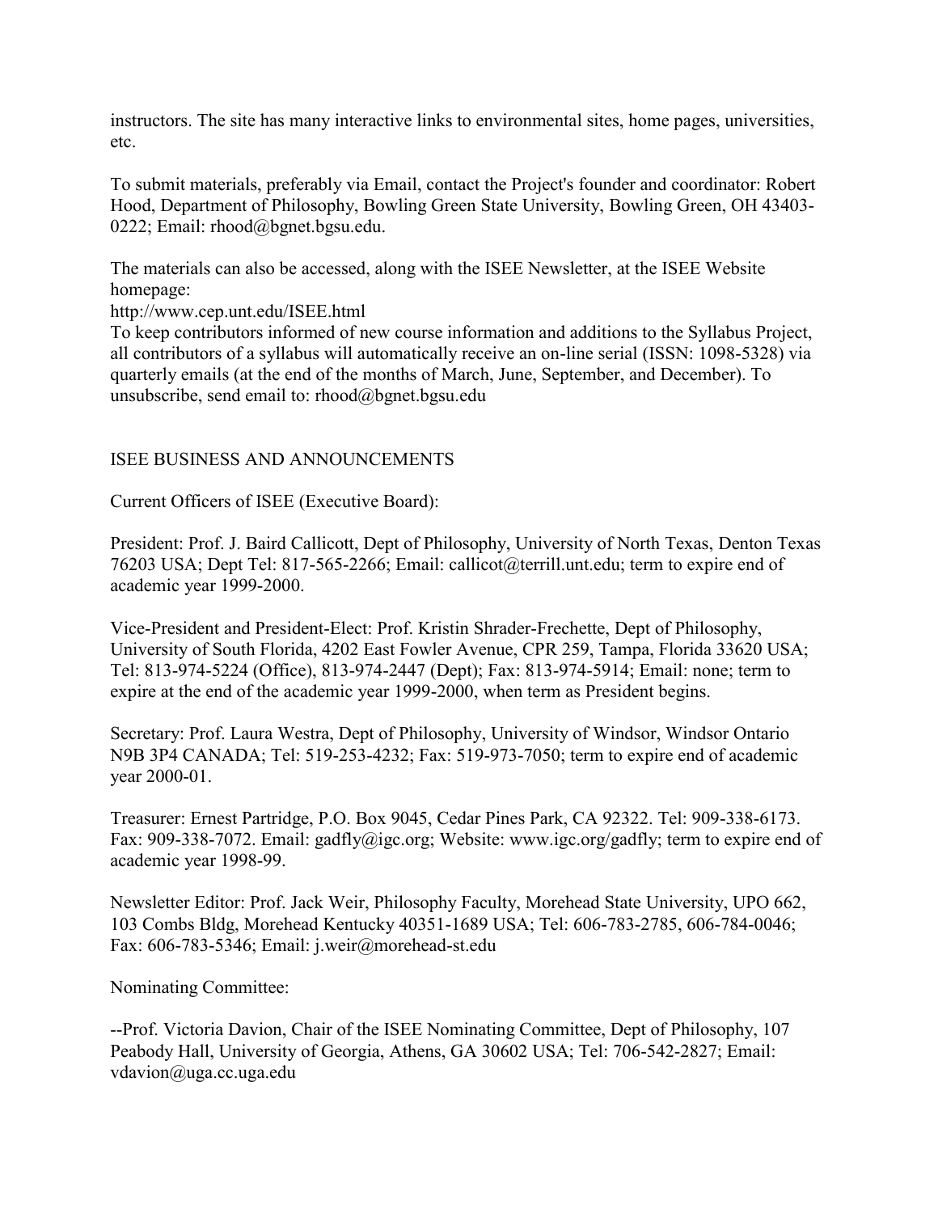instructors. The site has many interactive links to environmental sites, home pages, universities, etc.

To submit materials, preferably via Email, contact the Project's founder and coordinator: Robert Hood, Department of Philosophy, Bowling Green State University, Bowling Green, OH 43403-0222; Email: rhood@bgnet.bgsu.edu.

The materials can also be accessed, along with the ISEE Newsletter, at the ISEE Website homepage:
http://www.cep.unt.edu/ISEE.html
To keep contributors informed of new course information and additions to the Syllabus Project, all contributors of a syllabus will automatically receive an on-line serial (ISSN: 1098-5328) via quarterly emails (at the end of the months of March, June, September, and December). To unsubscribe, send email to: rhood@bgnet.bgsu.edu

## ISEE BUSINESS AND ANNOUNCEMENTS

Current Officers of ISEE (Executive Board):

President: Prof. J. Baird Callicott, Dept of Philosophy, University of North Texas, Denton Texas 76203 USA; Dept Tel: 817-565-2266; Email: callicot@terrill.unt.edu; term to expire end of academic year 1999-2000.

Vice-President and President-Elect: Prof. Kristin Shrader-Frechette, Dept of Philosophy, University of South Florida, 4202 East Fowler Avenue, CPR 259, Tampa, Florida 33620 USA; Tel: 813-974-5224 (Office), 813-974-2447 (Dept); Fax: 813-974-5914; Email: none; term to expire at the end of the academic year 1999-2000, when term as President begins.

Secretary: Prof. Laura Westra, Dept of Philosophy, University of Windsor, Windsor Ontario N9B 3P4 CANADA; Tel: 519-253-4232; Fax: 519-973-7050; term to expire end of academic year 2000-01.

Treasurer: Ernest Partridge, P.O. Box 9045, Cedar Pines Park, CA 92322. Tel: 909-338-6173. Fax: 909-338-7072. Email: gadfly@igc.org; Website: www.igc.org/gadfly; term to expire end of academic year 1998-99.

Newsletter Editor: Prof. Jack Weir, Philosophy Faculty, Morehead State University, UPO 662, 103 Combs Bldg, Morehead Kentucky 40351-1689 USA; Tel: 606-783-2785, 606-784-0046; Fax: 606-783-5346; Email: j.weir@morehead-st.edu

Nominating Committee:

--Prof. Victoria Davion, Chair of the ISEE Nominating Committee, Dept of Philosophy, 107 Peabody Hall, University of Georgia, Athens, GA 30602 USA; Tel: 706-542-2827; Email: vdavion@uga.cc.uga.edu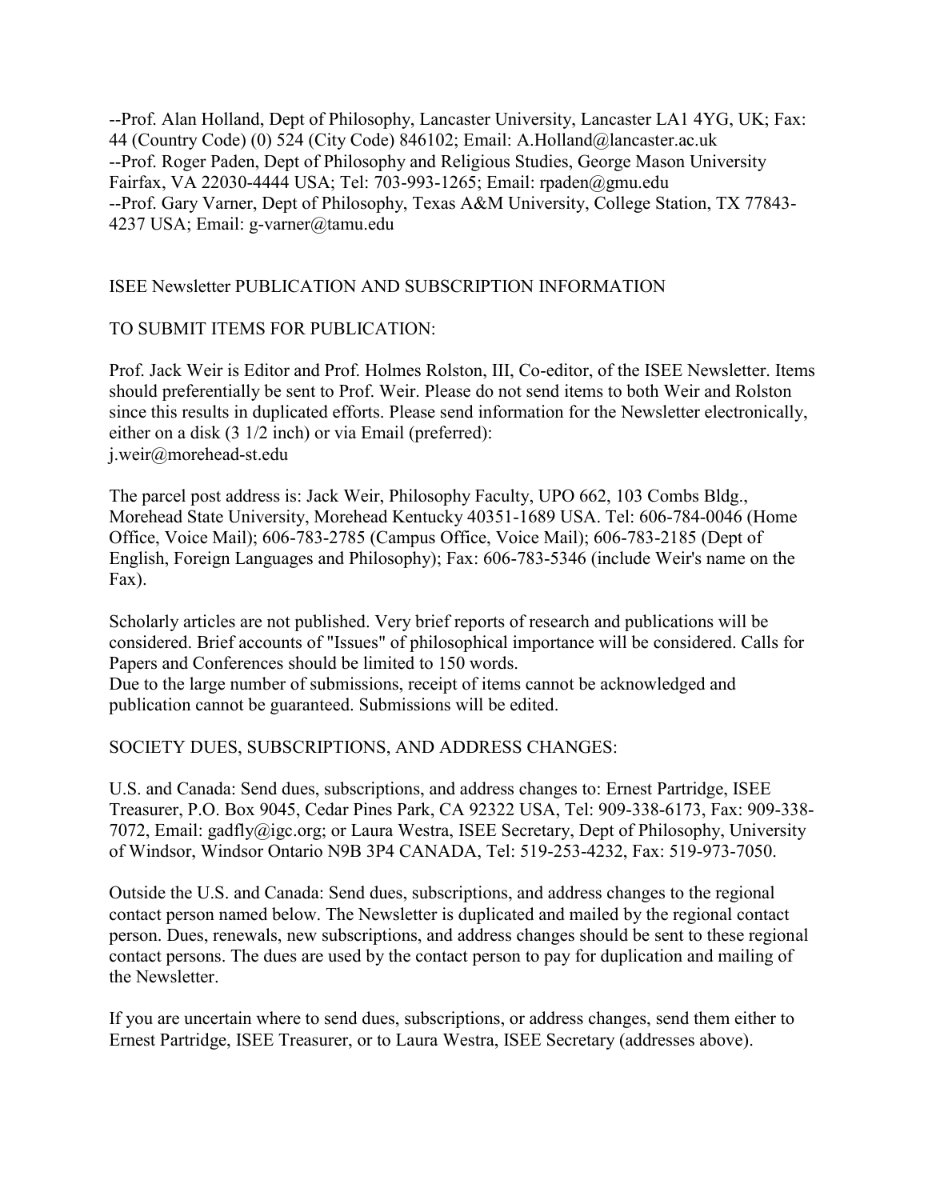--Prof. Alan Holland, Dept of Philosophy, Lancaster University, Lancaster LA1 4YG, UK; Fax: 44 (Country Code) (0) 524 (City Code) 846102; Email: A.Holland@lancaster.ac.uk
--Prof. Roger Paden, Dept of Philosophy and Religious Studies, George Mason University Fairfax, VA 22030-4444 USA; Tel: 703-993-1265; Email: rpaden@gmu.edu
--Prof. Gary Varner, Dept of Philosophy, Texas A&M University, College Station, TX 77843-4237 USA; Email: g-varner@tamu.edu

## ISEE Newsletter PUBLICATION AND SUBSCRIPTION INFORMATION

### TO SUBMIT ITEMS FOR PUBLICATION:

Prof. Jack Weir is Editor and Prof. Holmes Rolston, III, Co-editor, of the ISEE Newsletter. Items should preferentially be sent to Prof. Weir. Please do not send items to both Weir and Rolston since this results in duplicated efforts. Please send information for the Newsletter electronically, either on a disk (3 1/2 inch) or via Email (preferred):
j.weir@morehead-st.edu

The parcel post address is: Jack Weir, Philosophy Faculty, UPO 662, 103 Combs Bldg., Morehead State University, Morehead Kentucky 40351-1689 USA. Tel: 606-784-0046 (Home Office, Voice Mail); 606-783-2785 (Campus Office, Voice Mail); 606-783-2185 (Dept of English, Foreign Languages and Philosophy); Fax: 606-783-5346 (include Weir's name on the Fax).

Scholarly articles are not published. Very brief reports of research and publications will be considered. Brief accounts of "Issues" of philosophical importance will be considered. Calls for Papers and Conferences should be limited to 150 words.
Due to the large number of submissions, receipt of items cannot be acknowledged and publication cannot be guaranteed. Submissions will be edited.

### SOCIETY DUES, SUBSCRIPTIONS, AND ADDRESS CHANGES:

U.S. and Canada: Send dues, subscriptions, and address changes to: Ernest Partridge, ISEE Treasurer, P.O. Box 9045, Cedar Pines Park, CA 92322 USA, Tel: 909-338-6173, Fax: 909-338-7072, Email: gadfly@igc.org; or Laura Westra, ISEE Secretary, Dept of Philosophy, University of Windsor, Windsor Ontario N9B 3P4 CANADA, Tel: 519-253-4232, Fax: 519-973-7050.

Outside the U.S. and Canada: Send dues, subscriptions, and address changes to the regional contact person named below. The Newsletter is duplicated and mailed by the regional contact person. Dues, renewals, new subscriptions, and address changes should be sent to these regional contact persons. The dues are used by the contact person to pay for duplication and mailing of the Newsletter.

If you are uncertain where to send dues, subscriptions, or address changes, send them either to Ernest Partridge, ISEE Treasurer, or to Laura Westra, ISEE Secretary (addresses above).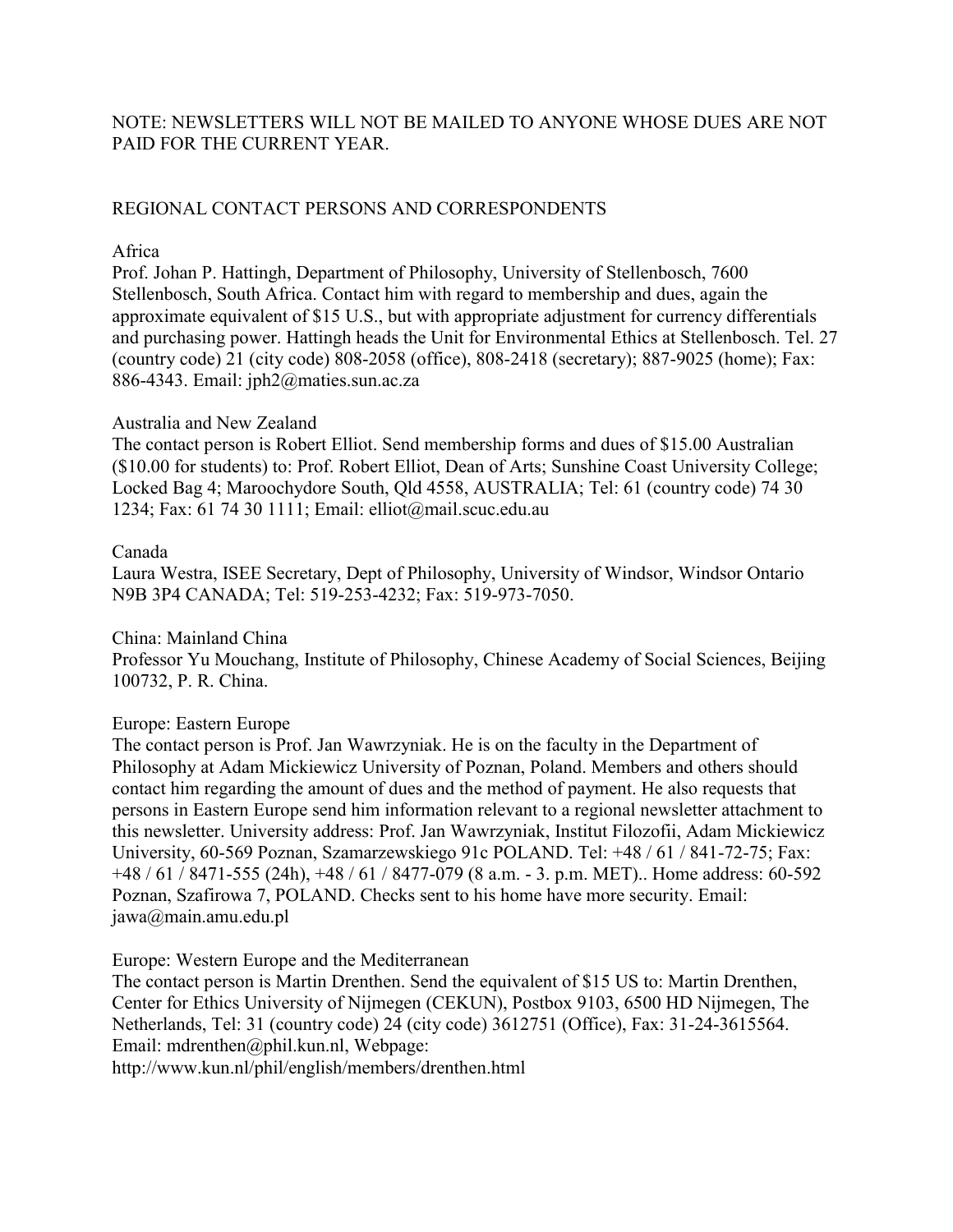NOTE: NEWSLETTERS WILL NOT BE MAILED TO ANYONE WHOSE DUES ARE NOT PAID FOR THE CURRENT YEAR.

## REGIONAL CONTACT PERSONS AND CORRESPONDENTS

### Africa

Prof. Johan P. Hattingh, Department of Philosophy, University of Stellenbosch, 7600 Stellenbosch, South Africa. Contact him with regard to membership and dues, again the approximate equivalent of $15 U.S., but with appropriate adjustment for currency differentials and purchasing power. Hattingh heads the Unit for Environmental Ethics at Stellenbosch. Tel. 27 (country code) 21 (city code) 808-2058 (office), 808-2418 (secretary); 887-9025 (home); Fax: 886-4343. Email: jph2@maties.sun.ac.za

### Australia and New Zealand

The contact person is Robert Elliot. Send membership forms and dues of $15.00 Australian ($10.00 for students) to: Prof. Robert Elliot, Dean of Arts; Sunshine Coast University College; Locked Bag 4; Maroochydore South, Qld 4558, AUSTRALIA; Tel: 61 (country code) 74 30 1234; Fax: 61 74 30 1111; Email: elliot@mail.scuc.edu.au

### Canada

Laura Westra, ISEE Secretary, Dept of Philosophy, University of Windsor, Windsor Ontario N9B 3P4 CANADA; Tel: 519-253-4232; Fax: 519-973-7050.

### China: Mainland China

Professor Yu Mouchang, Institute of Philosophy, Chinese Academy of Social Sciences, Beijing 100732, P. R. China.

### Europe: Eastern Europe

The contact person is Prof. Jan Wawrzyniak. He is on the faculty in the Department of Philosophy at Adam Mickiewicz University of Poznan, Poland. Members and others should contact him regarding the amount of dues and the method of payment. He also requests that persons in Eastern Europe send him information relevant to a regional newsletter attachment to this newsletter. University address: Prof. Jan Wawrzyniak, Institut Filozofii, Adam Mickiewicz University, 60-569 Poznan, Szamarzewskiego 91c POLAND. Tel: +48 / 61 / 841-72-75; Fax: +48 / 61 / 8471-555 (24h), +48 / 61 / 8477-079 (8 a.m. - 3. p.m. MET).. Home address: 60-592 Poznan, Szafirowa 7, POLAND. Checks sent to his home have more security. Email: jawa@main.amu.edu.pl

### Europe: Western Europe and the Mediterranean

The contact person is Martin Drenthen. Send the equivalent of $15 US to: Martin Drenthen, Center for Ethics University of Nijmegen (CEKUN), Postbox 9103, 6500 HD Nijmegen, The Netherlands, Tel: 31 (country code) 24 (city code) 3612751 (Office), Fax: 31-24-3615564. Email: mdrenthen@phil.kun.nl, Webpage: http://www.kun.nl/phil/english/members/drenthen.html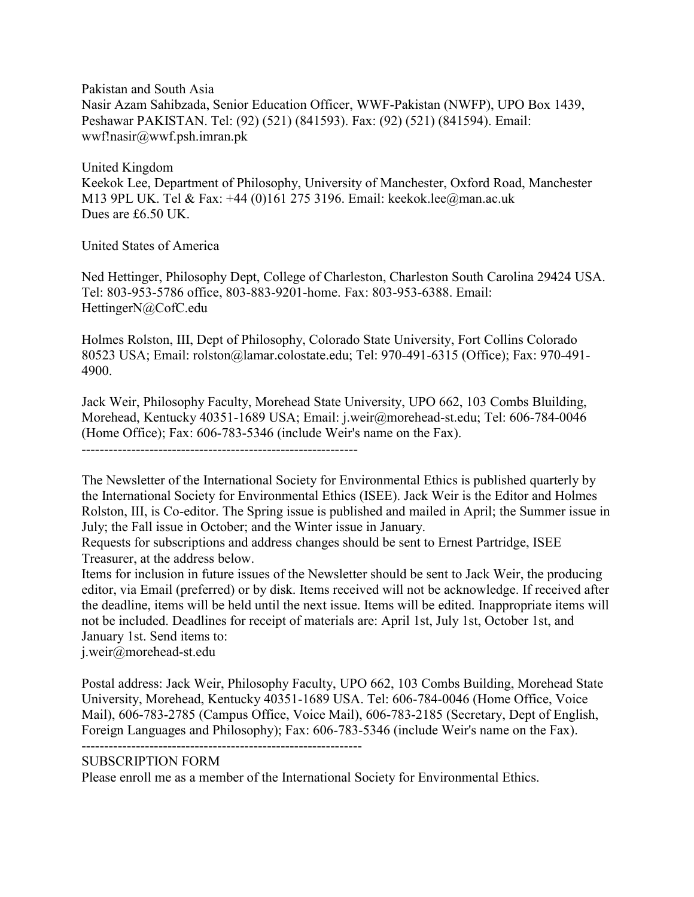Pakistan and South Asia
Nasir Azam Sahibzada, Senior Education Officer, WWF-Pakistan (NWFP), UPO Box 1439, Peshawar PAKISTAN. Tel: (92) (521) (841593). Fax: (92) (521) (841594). Email: wwf!nasir@wwf.psh.imran.pk

United Kingdom
Keekok Lee, Department of Philosophy, University of Manchester, Oxford Road, Manchester M13 9PL UK. Tel & Fax: +44 (0)161 275 3196. Email: keekok.lee@man.ac.uk
Dues are £6.50 UK.

United States of America

Ned Hettinger, Philosophy Dept, College of Charleston, Charleston South Carolina 29424 USA. Tel: 803-953-5786 office, 803-883-9201-home. Fax: 803-953-6388. Email: HettingerN@CofC.edu

Holmes Rolston, III, Dept of Philosophy, Colorado State University, Fort Collins Colorado 80523 USA; Email: rolston@lamar.colostate.edu; Tel: 970-491-6315 (Office); Fax: 970-491-4900.

Jack Weir, Philosophy Faculty, Morehead State University, UPO 662, 103 Combs Bluilding, Morehead, Kentucky 40351-1689 USA; Email: j.weir@morehead-st.edu; Tel: 606-784-0046 (Home Office); Fax: 606-783-5346 (include Weir's name on the Fax).

---

The Newsletter of the International Society for Environmental Ethics is published quarterly by the International Society for Environmental Ethics (ISEE). Jack Weir is the Editor and Holmes Rolston, III, is Co-editor. The Spring issue is published and mailed in April; the Summer issue in July; the Fall issue in October; and the Winter issue in January.

Requests for subscriptions and address changes should be sent to Ernest Partridge, ISEE Treasurer, at the address below.

Items for inclusion in future issues of the Newsletter should be sent to Jack Weir, the producing editor, via Email (preferred) or by disk. Items received will not be acknowledge. If received after the deadline, items will be held until the next issue. Items will be edited. Inappropriate items will not be included. Deadlines for receipt of materials are: April 1st, July 1st, October 1st, and January 1st. Send items to:
j.weir@morehead-st.edu

Postal address: Jack Weir, Philosophy Faculty, UPO 662, 103 Combs Building, Morehead State University, Morehead, Kentucky 40351-1689 USA. Tel: 606-784-0046 (Home Office, Voice Mail), 606-783-2785 (Campus Office, Voice Mail), 606-783-2185 (Secretary, Dept of English, Foreign Languages and Philosophy); Fax: 606-783-5346 (include Weir's name on the Fax).

---

SUBSCRIPTION FORM

Please enroll me as a member of the International Society for Environmental Ethics.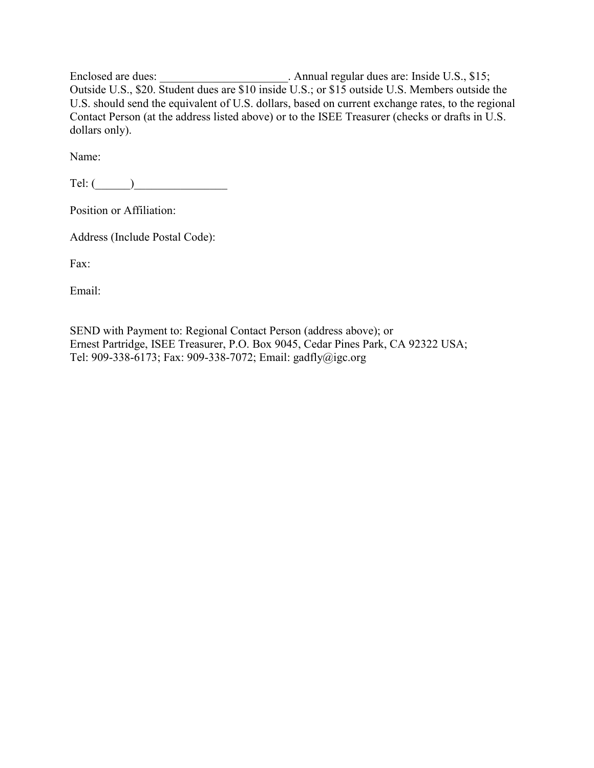Enclosed are dues: ______________________. Annual regular dues are: Inside U.S., $15; Outside U.S., $20. Student dues are $10 inside U.S.; or $15 outside U.S. Members outside the U.S. should send the equivalent of U.S. dollars, based on current exchange rates, to the regional Contact Person (at the address listed above) or to the ISEE Treasurer (checks or drafts in U.S. dollars only).

Name:

Tel: (______)________________

Position or Affiliation:

Address (Include Postal Code):

Fax:

Email:

SEND with Payment to: Regional Contact Person (address above); or
Ernest Partridge, ISEE Treasurer, P.O. Box 9045, Cedar Pines Park, CA 92322 USA;
Tel: 909-338-6173; Fax: 909-338-7072; Email: gadfly@igc.org